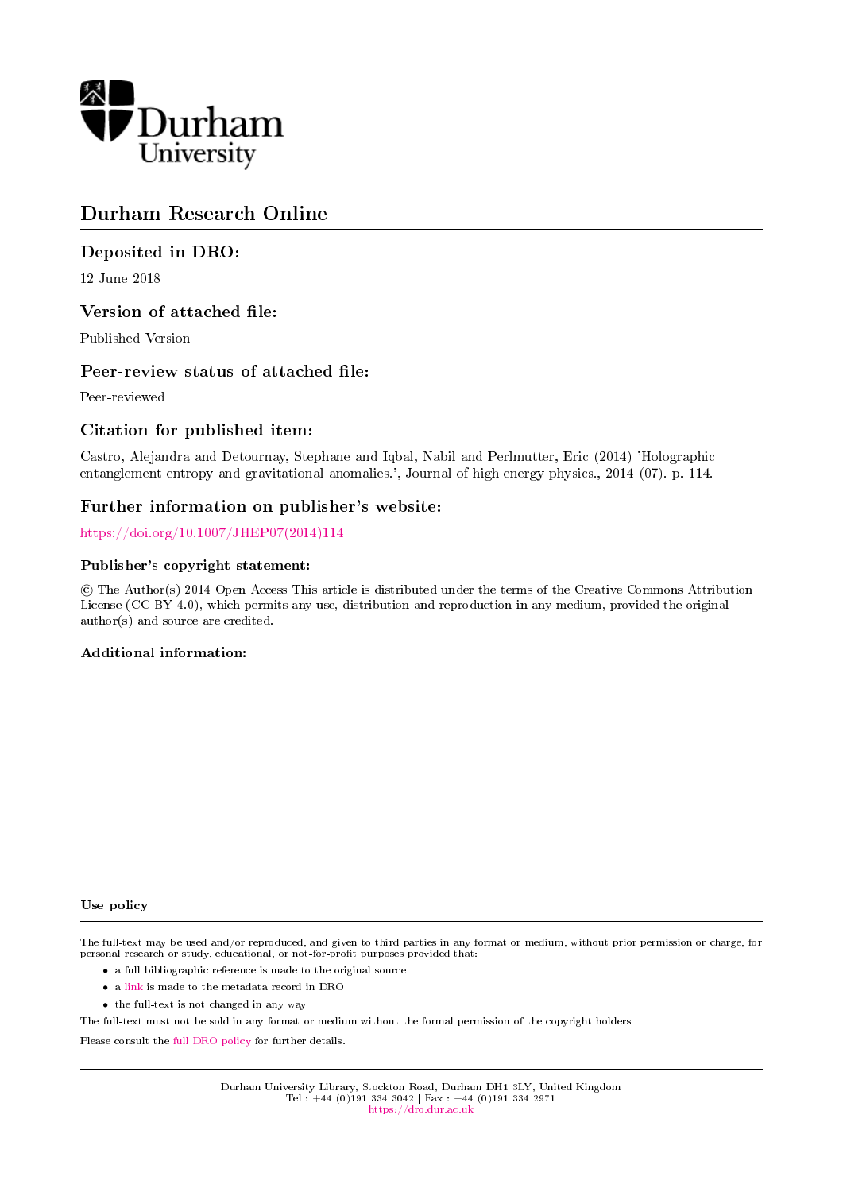Durham University

# Durham Research Online

## Deposited in DRO:

12 June 2018

## Version of attached file:

Published Version

## Peer-review status of attached file:

Peer-reviewed

## Citation for published item:

Castro, Alejandra and Detournay, Stephane and Iqbal, Nabil and Perlmutter, Eric (2014) 'Holographic entanglement entropy and gravitational anomalies.', Journal of high energy physics., 2014 (07). p. 114.

## Further information on publisher's website:

https://doi.org/10.1007/JHEP07(2014)114

### Publisher's copyright statement:

© The Author(s) 2014 Open Access This article is distributed under the terms of the Creative Commons Attribution License (CC-BY 4.0), which permits any use, distribution and reproduction in any medium, provided the original author(s) and source are credited.

### Additional information:

#### Use policy

The full-text may be used and/or reproduced, and given to third parties in any format or medium, without prior permission or charge, for personal research or study, educational, or not-for-profit purposes provided that:

- a full bibliographic reference is made to the original source
- a link is made to the metadata record in DRO
- the full-text is not changed in any way

The full-text must not be sold in any format or medium without the formal permission of the copyright holders.

Please consult the full DRO policy for further details.

Durham University Library, Stockton Road, Durham DH1 3LY, United Kingdom
Tel : +44 (0)191 334 3042 | Fax : +44 (0)191 334 2971
https://dro.dur.ac.uk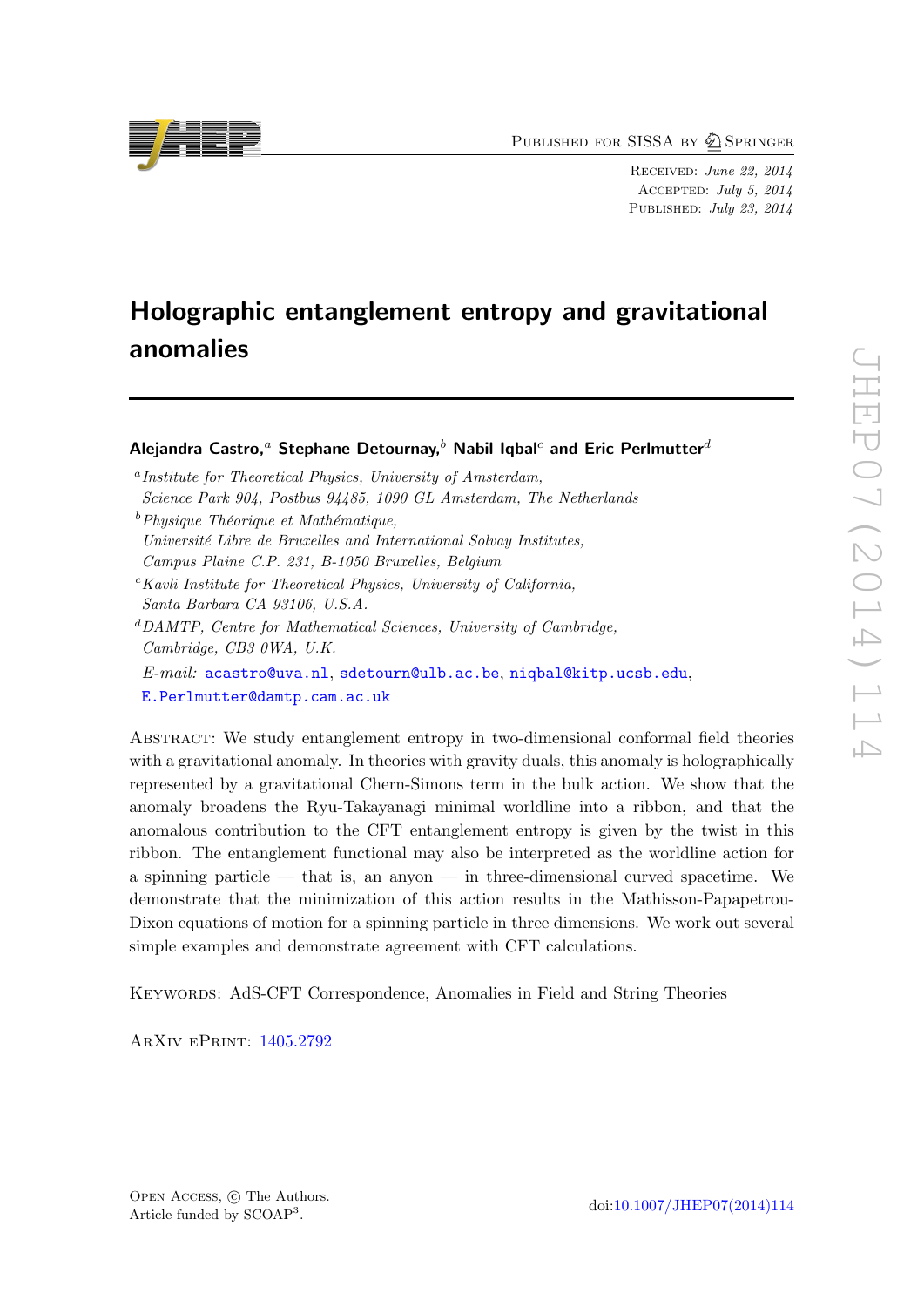# Holographic entanglement entropy and gravitational anomalies

**Alejandra Castro,[a] Stephane Detournay,[b] Nabil Iqbal[c] and Eric Perlmutter[d]**

[a] *Institute for Theoretical Physics, University of Amsterdam, Science Park 904, Postbus 94485, 1090 GL Amsterdam, The Netherlands*

[b] *Physique Théorique et Mathématique, Université Libre de Bruxelles and International Solvay Institutes, Campus Plaine C.P. 231, B-1050 Bruxelles, Belgium*

[c] *Kavli Institute for Theoretical Physics, University of California, Santa Barbara CA 93106, U.S.A.*

[d] *DAMTP, Centre for Mathematical Sciences, University of Cambridge, Cambridge, CB3 0WA, U.K.*

*E-mail:* acastro@uva.nl, sdetourn@ulb.ac.be, niqbal@kitp.ucsb.edu, E.Perlmutter@damtp.cam.ac.uk

Abstract: We study entanglement entropy in two-dimensional conformal field theories with a gravitational anomaly. In theories with gravity duals, this anomaly is holographically represented by a gravitational Chern-Simons term in the bulk action. We show that the anomaly broadens the Ryu-Takayanagi minimal worldline into a ribbon, and that the anomalous contribution to the CFT entanglement entropy is given by the twist in this ribbon. The entanglement functional may also be interpreted as the worldline action for a spinning particle — that is, an anyon — in three-dimensional curved spacetime. We demonstrate that the minimization of this action results in the Mathisson-Papapetrou-Dixon equations of motion for a spinning particle in three dimensions. We work out several simple examples and demonstrate agreement with CFT calculations.

Keywords: AdS-CFT Correspondence, Anomalies in Field and String Theories

ArXiv ePrint: 1405.2792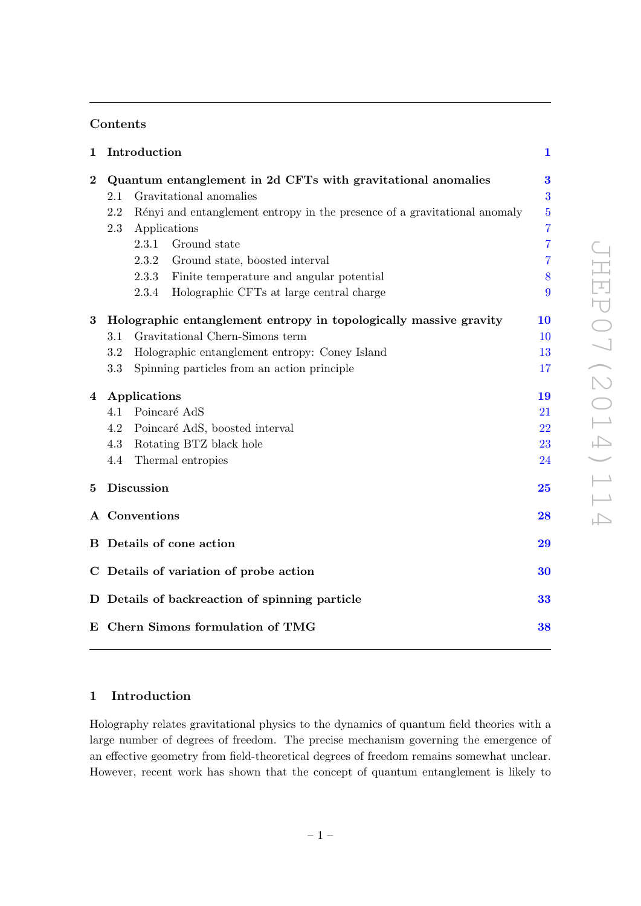## Contents

| | | |
|---|---|---|
| **1** | **Introduction** | **1** |
| **2** | **Quantum entanglement in 2d CFTs with gravitational anomalies** | **3** |
| | 2.1 Gravitational anomalies | 3 |
| | 2.2 Rényi and entanglement entropy in the presence of a gravitational anomaly | 5 |
| | 2.3 Applications | 7 |
| | 2.3.1 Ground state | 7 |
| | 2.3.2 Ground state, boosted interval | 7 |
| | 2.3.3 Finite temperature and angular potential | 8 |
| | 2.3.4 Holographic CFTs at large central charge | 9 |
| **3** | **Holographic entanglement entropy in topologically massive gravity** | **10** |
| | 3.1 Gravitational Chern-Simons term | 10 |
| | 3.2 Holographic entanglement entropy: Coney Island | 13 |
| | 3.3 Spinning particles from an action principle | 17 |
| **4** | **Applications** | **19** |
| | 4.1 Poincaré AdS | 21 |
| | 4.2 Poincaré AdS, boosted interval | 22 |
| | 4.3 Rotating BTZ black hole | 23 |
| | 4.4 Thermal entropies | 24 |
| **5** | **Discussion** | **25** |
| **A** | **Conventions** | **28** |
| **B** | **Details of cone action** | **29** |
| **C** | **Details of variation of probe action** | **30** |
| **D** | **Details of backreaction of spinning particle** | **33** |
| **E** | **Chern Simons formulation of TMG** | **38** |

# 1 Introduction

Holography relates gravitational physics to the dynamics of quantum field theories with a large number of degrees of freedom. The precise mechanism governing the emergence of an effective geometry from field-theoretical degrees of freedom remains somewhat unclear. However, recent work has shown that the concept of quantum entanglement is likely to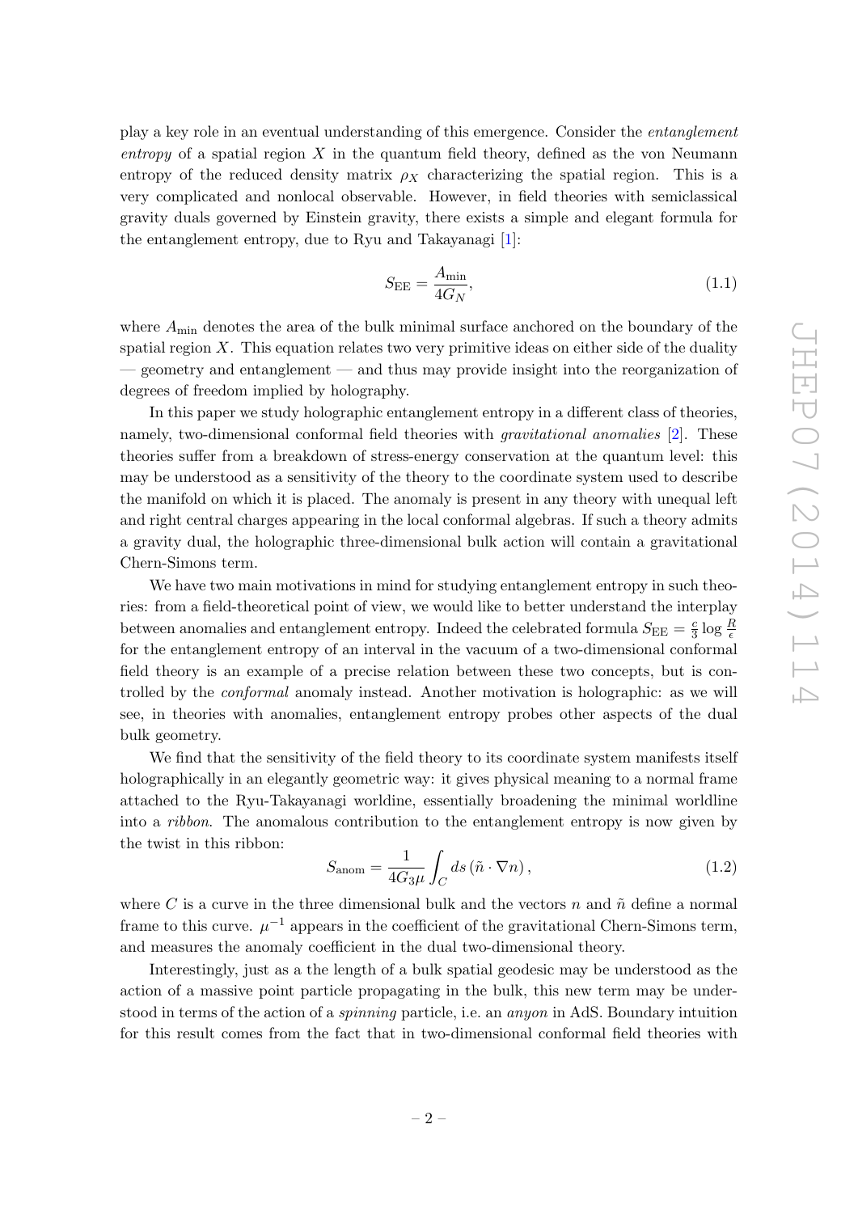play a key role in an eventual understanding of this emergence. Consider the *entanglement entropy* of a spatial region $X$ in the quantum field theory, defined as the von Neumann entropy of the reduced density matrix $\rho_X$ characterizing the spatial region. This is a very complicated and nonlocal observable. However, in field theories with semiclassical gravity duals governed by Einstein gravity, there exists a simple and elegant formula for the entanglement entropy, due to Ryu and Takayanagi [1]:

$$S_{\rm EE} = \frac{A_{\rm min}}{4G_N}, \tag{1.1}$$

where $A_{\rm min}$ denotes the area of the bulk minimal surface anchored on the boundary of the spatial region $X$. This equation relates two very primitive ideas on either side of the duality — geometry and entanglement — and thus may provide insight into the reorganization of degrees of freedom implied by holography.

In this paper we study holographic entanglement entropy in a different class of theories, namely, two-dimensional conformal field theories with *gravitational anomalies* [2]. These theories suffer from a breakdown of stress-energy conservation at the quantum level: this may be understood as a sensitivity of the theory to the coordinate system used to describe the manifold on which it is placed. The anomaly is present in any theory with unequal left and right central charges appearing in the local conformal algebras. If such a theory admits a gravity dual, the holographic three-dimensional bulk action will contain a gravitational Chern-Simons term.

We have two main motivations in mind for studying entanglement entropy in such theories: from a field-theoretical point of view, we would like to better understand the interplay between anomalies and entanglement entropy. Indeed the celebrated formula $S_{\rm EE} = \frac{c}{3}\log\frac{R}{\epsilon}$ for the entanglement entropy of an interval in the vacuum of a two-dimensional conformal field theory is an example of a precise relation between these two concepts, but is controlled by the *conformal* anomaly instead. Another motivation is holographic: as we will see, in theories with anomalies, entanglement entropy probes other aspects of the dual bulk geometry.

We find that the sensitivity of the field theory to its coordinate system manifests itself holographically in an elegantly geometric way: it gives physical meaning to a normal frame attached to the Ryu-Takayanagi worldline, essentially broadening the minimal worldline into a *ribbon*. The anomalous contribution to the entanglement entropy is now given by the twist in this ribbon:

$$S_{\rm anom} = \frac{1}{4G_3\mu}\int_C ds\,(\tilde{n}\cdot\nabla n)\,, \tag{1.2}$$

where $C$ is a curve in the three dimensional bulk and the vectors $n$ and $\tilde{n}$ define a normal frame to this curve. $\mu^{-1}$ appears in the coefficient of the gravitational Chern-Simons term, and measures the anomaly coefficient in the dual two-dimensional theory.

Interestingly, just as a the length of a bulk spatial geodesic may be understood as the action of a massive point particle propagating in the bulk, this new term may be understood in terms of the action of a *spinning* particle, i.e. an *anyon* in AdS. Boundary intuition for this result comes from the fact that in two-dimensional conformal field theories with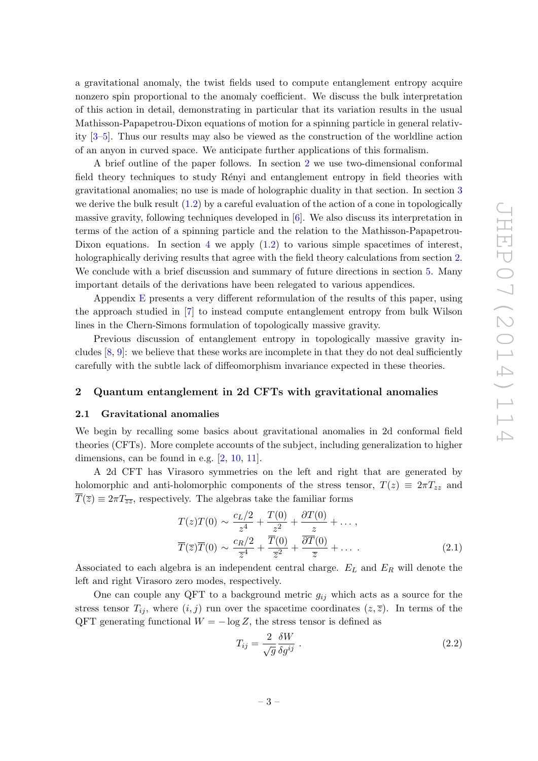a gravitational anomaly, the twist fields used to compute entanglement entropy acquire nonzero spin proportional to the anomaly coefficient. We discuss the bulk interpretation of this action in detail, demonstrating in particular that its variation results in the usual Mathisson-Papapetrou-Dixon equations of motion for a spinning particle in general relativity [3–5]. Thus our results may also be viewed as the construction of the worldline action of an anyon in curved space. We anticipate further applications of this formalism.

A brief outline of the paper follows. In section 2 we use two-dimensional conformal field theory techniques to study Rényi and entanglement entropy in field theories with gravitational anomalies; no use is made of holographic duality in that section. In section 3 we derive the bulk result (1.2) by a careful evaluation of the action of a cone in topologically massive gravity, following techniques developed in [6]. We also discuss its interpretation in terms of the action of a spinning particle and the relation to the Mathisson-Papapetrou-Dixon equations. In section 4 we apply (1.2) to various simple spacetimes of interest, holographically deriving results that agree with the field theory calculations from section 2. We conclude with a brief discussion and summary of future directions in section 5. Many important details of the derivations have been relegated to various appendices.

Appendix E presents a very different reformulation of the results of this paper, using the approach studied in [7] to instead compute entanglement entropy from bulk Wilson lines in the Chern-Simons formulation of topologically massive gravity.

Previous discussion of entanglement entropy in topologically massive gravity includes [8, 9]: we believe that these works are incomplete in that they do not deal sufficiently carefully with the subtle lack of diffeomorphism invariance expected in these theories.

## 2 Quantum entanglement in 2d CFTs with gravitational anomalies

### 2.1 Gravitational anomalies

We begin by recalling some basics about gravitational anomalies in 2d conformal field theories (CFTs). More complete accounts of the subject, including generalization to higher dimensions, can be found in e.g. [2, 10, 11].

A 2d CFT has Virasoro symmetries on the left and right that are generated by holomorphic and anti-holomorphic components of the stress tensor, $T(z) \equiv 2\pi T_{zz}$ and $\overline{T}(\overline{z}) \equiv 2\pi T_{\overline{z}\overline{z}}$, respectively. The algebras take the familiar forms

$$
\begin{aligned}
T(z)T(0) &\sim \frac{c_L/2}{z^4} + \frac{T(0)}{z^2} + \frac{\partial T(0)}{z} + \dots\,, \\
\overline{T}(\overline{z})\overline{T}(0) &\sim \frac{c_R/2}{\overline{z}^4} + \frac{\overline{T}(0)}{\overline{z}^2} + \frac{\overline{\partial}\overline{T}(0)}{\overline{z}} + \dots\,.
\end{aligned}
\tag{2.1}
$$

Associated to each algebra is an independent central charge. $E_L$ and $E_R$ will denote the left and right Virasoro zero modes, respectively.

One can couple any QFT to a background metric $g_{ij}$ which acts as a source for the stress tensor $T_{ij}$, where $(i, j)$ run over the spacetime coordinates $(z, \overline{z})$. In terms of the QFT generating functional $W = -\log Z$, the stress tensor is defined as

$$
T_{ij} = \frac{2}{\sqrt{g}} \frac{\delta W}{\delta g^{ij}}\,. \tag{2.2}
$$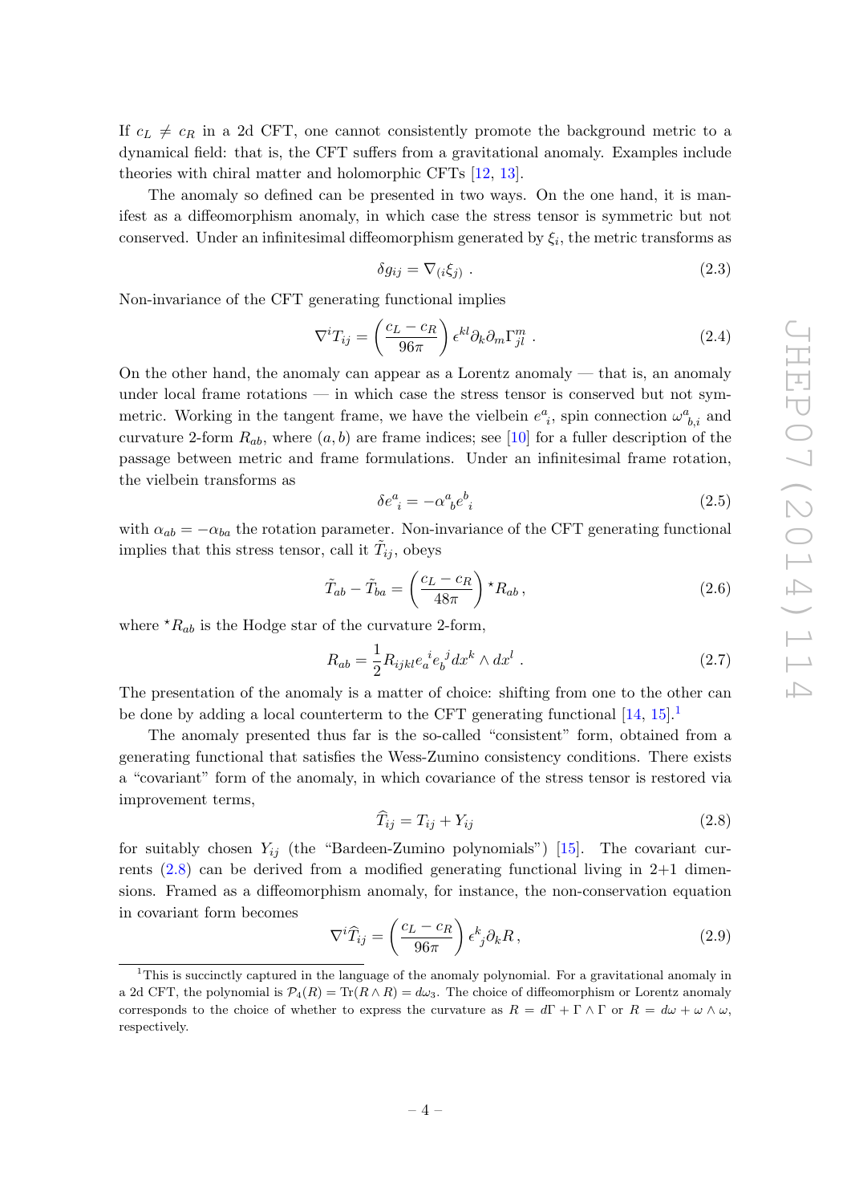If $c_L \neq c_R$ in a 2d CFT, one cannot consistently promote the background metric to a dynamical field: that is, the CFT suffers from a gravitational anomaly. Examples include theories with chiral matter and holomorphic CFTs [12, 13].

The anomaly so defined can be presented in two ways. On the one hand, it is manifest as a diffeomorphism anomaly, in which case the stress tensor is symmetric but not conserved. Under an infinitesimal diffeomorphism generated by $\xi_i$, the metric transforms as

$$\delta g_{ij} = \nabla_{(i}\xi_{j)} \ . \tag{2.3}$$

Non-invariance of the CFT generating functional implies

$$\nabla^i T_{ij} = \left(\frac{c_L - c_R}{96\pi}\right)\epsilon^{kl}\partial_k\partial_m\Gamma^m_{jl} \ . \tag{2.4}$$

On the other hand, the anomaly can appear as a Lorentz anomaly — that is, an anomaly under local frame rotations — in which case the stress tensor is conserved but not symmetric. Working in the tangent frame, we have the vielbein $e^a{}_i$, spin connection $\omega^a{}_{b,i}$ and curvature 2-form $R_{ab}$, where $(a,b)$ are frame indices; see [10] for a fuller description of the passage between metric and frame formulations. Under an infinitesimal frame rotation, the vielbein transforms as

$$\delta e^a{}_i = -\alpha^a{}_b e^b{}_i \tag{2.5}$$

with $\alpha_{ab} = -\alpha_{ba}$ the rotation parameter. Non-invariance of the CFT generating functional implies that this stress tensor, call it $\tilde{T}_{ij}$, obeys

$$\tilde{T}_{ab} - \tilde{T}_{ba} = \left(\frac{c_L - c_R}{48\pi}\right){}^\star R_{ab}\,, \tag{2.6}$$

where ${}^\star R_{ab}$ is the Hodge star of the curvature 2-form,

$$R_{ab} = \frac{1}{2}R_{ijkl}e_a{}^i e_b{}^j dx^k \wedge dx^l \ . \tag{2.7}$$

The presentation of the anomaly is a matter of choice: shifting from one to the other can be done by adding a local counterterm to the CFT generating functional [14, 15].[1]

The anomaly presented thus far is the so-called "consistent" form, obtained from a generating functional that satisfies the Wess-Zumino consistency conditions. There exists a "covariant" form of the anomaly, in which covariance of the stress tensor is restored via improvement terms,

$$\widehat{T}_{ij} = T_{ij} + Y_{ij} \tag{2.8}$$

for suitably chosen $Y_{ij}$ (the "Bardeen-Zumino polynomials") [15]. The covariant currents (2.8) can be derived from a modified generating functional living in 2+1 dimensions. Framed as a diffeomorphism anomaly, for instance, the non-conservation equation in covariant form becomes

$$\nabla^i \widehat{T}_{ij} = \left(\frac{c_L - c_R}{96\pi}\right)\epsilon^k{}_j\partial_k R\,, \tag{2.9}$$

[1] This is succinctly captured in the language of the anomaly polynomial. For a gravitational anomaly in a 2d CFT, the polynomial is $\mathcal{P}_4(R) = \mathrm{Tr}(R \wedge R) = d\omega_3$. The choice of diffeomorphism or Lorentz anomaly corresponds to the choice of whether to express the curvature as $R = d\Gamma + \Gamma \wedge \Gamma$ or $R = d\omega + \omega \wedge \omega$, respectively.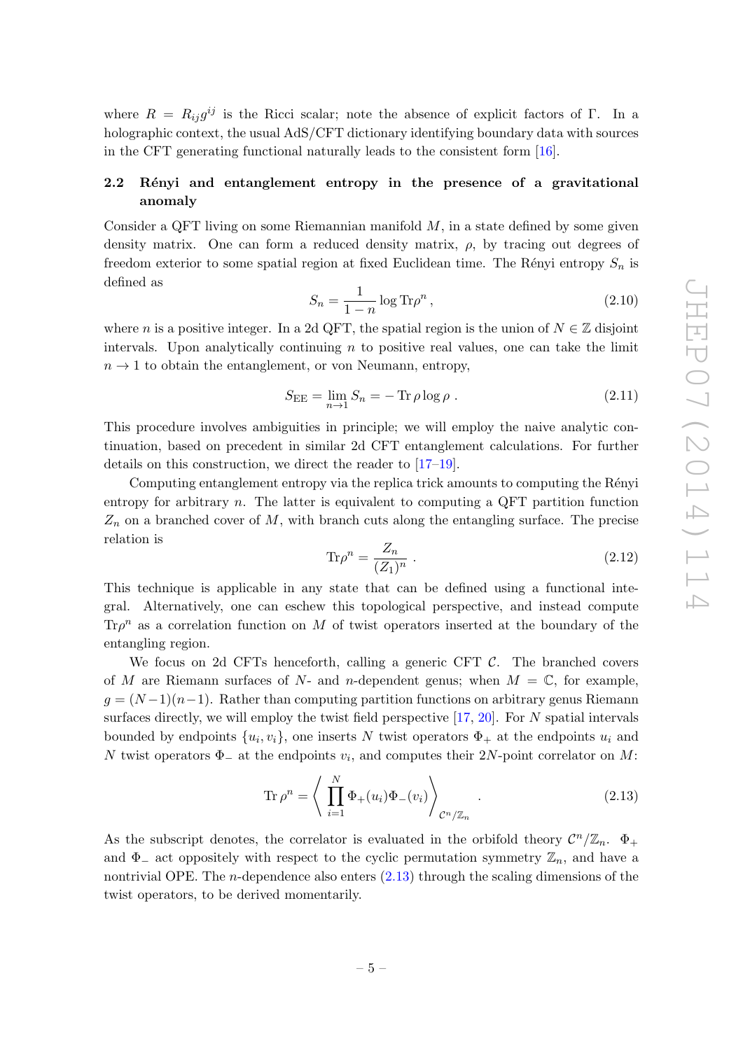where $R = R_{ij}g^{ij}$ is the Ricci scalar; note the absence of explicit factors of $\Gamma$. In a holographic context, the usual AdS/CFT dictionary identifying boundary data with sources in the CFT generating functional naturally leads to the consistent form [16].

### 2.2 Rényi and entanglement entropy in the presence of a gravitational anomaly

Consider a QFT living on some Riemannian manifold $M$, in a state defined by some given density matrix. One can form a reduced density matrix, $\rho$, by tracing out degrees of freedom exterior to some spatial region at fixed Euclidean time. The Rényi entropy $S_n$ is defined as

$$S_n = \frac{1}{1-n} \log \mathrm{Tr}\rho^n \,, \tag{2.10}$$

where $n$ is a positive integer. In a 2d QFT, the spatial region is the union of $N \in \mathbb{Z}$ disjoint intervals. Upon analytically continuing $n$ to positive real values, one can take the limit $n \to 1$ to obtain the entanglement, or von Neumann, entropy,

$$S_{\mathrm{EE}} = \lim_{n\to 1} S_n = -\,\mathrm{Tr}\,\rho \log \rho \,. \tag{2.11}$$

This procedure involves ambiguities in principle; we will employ the naive analytic continuation, based on precedent in similar 2d CFT entanglement calculations. For further details on this construction, we direct the reader to [17–19].

Computing entanglement entropy via the replica trick amounts to computing the Rényi entropy for arbitrary $n$. The latter is equivalent to computing a QFT partition function $Z_n$ on a branched cover of $M$, with branch cuts along the entangling surface. The precise relation is

$$\mathrm{Tr}\rho^n = \frac{Z_n}{(Z_1)^n} \,. \tag{2.12}$$

This technique is applicable in any state that can be defined using a functional integral. Alternatively, one can eschew this topological perspective, and instead compute $\mathrm{Tr}\rho^n$ as a correlation function on $M$ of twist operators inserted at the boundary of the entangling region.

We focus on 2d CFTs henceforth, calling a generic CFT $\mathcal{C}$. The branched covers of $M$ are Riemann surfaces of $N$- and $n$-dependent genus; when $M = \mathbb{C}$, for example, $g = (N-1)(n-1)$. Rather than computing partition functions on arbitrary genus Riemann surfaces directly, we will employ the twist field perspective [17, 20]. For $N$ spatial intervals bounded by endpoints $\{u_i, v_i\}$, one inserts $N$ twist operators $\Phi_+$ at the endpoints $u_i$ and $N$ twist operators $\Phi_-$ at the endpoints $v_i$, and computes their $2N$-point correlator on $M$:

$$\mathrm{Tr}\,\rho^n = \left\langle \prod_{i=1}^{N} \Phi_+(u_i)\Phi_-(v_i) \right\rangle_{\mathcal{C}^n/\mathbb{Z}_n} \,. \tag{2.13}$$

As the subscript denotes, the correlator is evaluated in the orbifold theory $\mathcal{C}^n/\mathbb{Z}_n$. $\Phi_+$ and $\Phi_-$ act oppositely with respect to the cyclic permutation symmetry $\mathbb{Z}_n$, and have a nontrivial OPE. The $n$-dependence also enters (2.13) through the scaling dimensions of the twist operators, to be derived momentarily.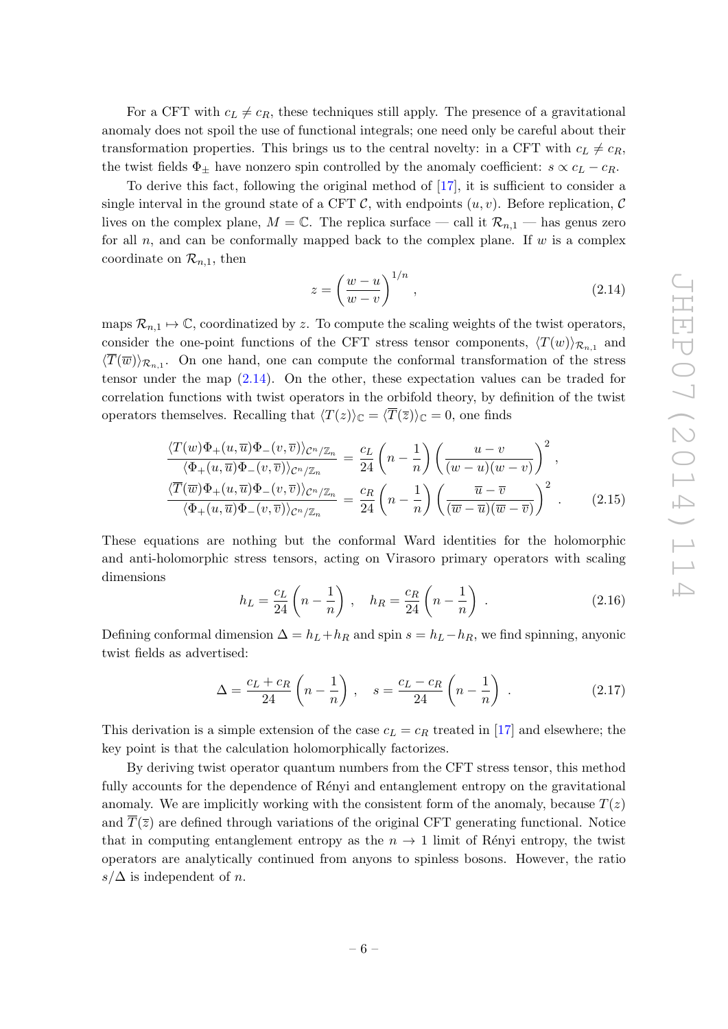For a CFT with $c_L \neq c_R$, these techniques still apply. The presence of a gravitational anomaly does not spoil the use of functional integrals; one need only be careful about their transformation properties. This brings us to the central novelty: in a CFT with $c_L \neq c_R$, the twist fields $\Phi_\pm$ have nonzero spin controlled by the anomaly coefficient: $s \propto c_L - c_R$.

To derive this fact, following the original method of [17], it is sufficient to consider a single interval in the ground state of a CFT $\mathcal{C}$, with endpoints $(u, v)$. Before replication, $\mathcal{C}$ lives on the complex plane, $M = \mathbb{C}$. The replica surface — call it $\mathcal{R}_{n,1}$ — has genus zero for all $n$, and can be conformally mapped back to the complex plane. If $w$ is a complex coordinate on $\mathcal{R}_{n,1}$, then

$$
z = \left(\frac{w-u}{w-v}\right)^{1/n} , \tag{2.14}
$$

maps $\mathcal{R}_{n,1} \mapsto \mathbb{C}$, coordinatized by $z$. To compute the scaling weights of the twist operators, consider the one-point functions of the CFT stress tensor components, $\langle T(w)\rangle_{\mathcal{R}_{n,1}}$ and $\langle \overline{T}(\overline{w})\rangle_{\mathcal{R}_{n,1}}$. On one hand, one can compute the conformal transformation of the stress tensor under the map (2.14). On the other, these expectation values can be traded for correlation functions with twist operators in the orbifold theory, by definition of the twist operators themselves. Recalling that $\langle T(z)\rangle_{\mathbb{C}} = \langle \overline{T}(\overline{z})\rangle_{\mathbb{C}} = 0$, one finds

$$
\begin{aligned}
\frac{\langle T(w)\Phi_+(u,\overline{u})\Phi_-(v,\overline{v})\rangle_{\mathcal{C}^n/\mathbb{Z}_n}}{\langle \Phi_+(u,\overline{u})\Phi_-(v,\overline{v})\rangle_{\mathcal{C}^n/\mathbb{Z}_n}} &= \frac{c_L}{24}\left(n-\frac{1}{n}\right)\left(\frac{u-v}{(w-u)(w-v)}\right)^2 , \\
\frac{\langle \overline{T}(\overline{w})\Phi_+(u,\overline{u})\Phi_-(v,\overline{v})\rangle_{\mathcal{C}^n/\mathbb{Z}_n}}{\langle \Phi_+(u,\overline{u})\Phi_-(v,\overline{v})\rangle_{\mathcal{C}^n/\mathbb{Z}_n}} &= \frac{c_R}{24}\left(n-\frac{1}{n}\right)\left(\frac{\overline{u}-\overline{v}}{(\overline{w}-\overline{u})(\overline{w}-\overline{v})}\right)^2 .
\end{aligned} \tag{2.15}
$$

These equations are nothing but the conformal Ward identities for the holomorphic and anti-holomorphic stress tensors, acting on Virasoro primary operators with scaling dimensions

$$
h_L = \frac{c_L}{24}\left(n-\frac{1}{n}\right) , \quad h_R = \frac{c_R}{24}\left(n-\frac{1}{n}\right) . \tag{2.16}
$$

Defining conformal dimension $\Delta = h_L + h_R$ and spin $s = h_L - h_R$, we find spinning, anyonic twist fields as advertised:

$$
\Delta = \frac{c_L + c_R}{24}\left(n-\frac{1}{n}\right) , \quad s = \frac{c_L - c_R}{24}\left(n-\frac{1}{n}\right) . \tag{2.17}
$$

This derivation is a simple extension of the case $c_L = c_R$ treated in [17] and elsewhere; the key point is that the calculation holomorphically factorizes.

By deriving twist operator quantum numbers from the CFT stress tensor, this method fully accounts for the dependence of Rényi and entanglement entropy on the gravitational anomaly. We are implicitly working with the consistent form of the anomaly, because $T(z)$ and $\overline{T}(\overline{z})$ are defined through variations of the original CFT generating functional. Notice that in computing entanglement entropy as the $n \to 1$ limit of Rényi entropy, the twist operators are analytically continued from anyons to spinless bosons. However, the ratio $s/\Delta$ is independent of $n$.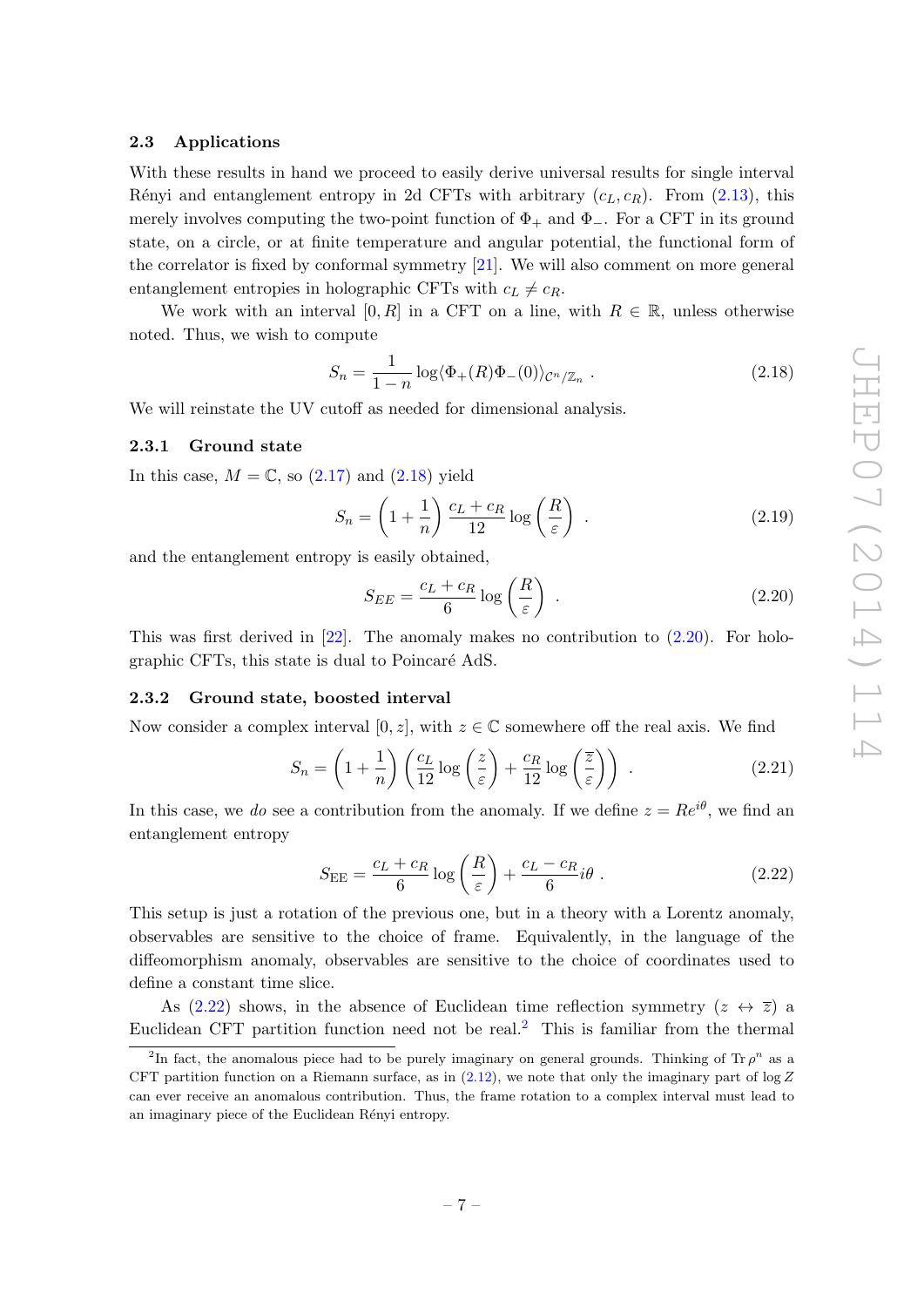### 2.3 Applications

With these results in hand we proceed to easily derive universal results for single interval Rényi and entanglement entropy in 2d CFTs with arbitrary $(c_L, c_R)$. From (2.13), this merely involves computing the two-point function of $\Phi_+$ and $\Phi_-$. For a CFT in its ground state, on a circle, or at finite temperature and angular potential, the functional form of the correlator is fixed by conformal symmetry [21]. We will also comment on more general entanglement entropies in holographic CFTs with $c_L \neq c_R$.

We work with an interval $[0, R]$ in a CFT on a line, with $R \in \mathbb{R}$, unless otherwise noted. Thus, we wish to compute

$$S_n = \frac{1}{1-n} \log \langle \Phi_+(R)\Phi_-(0)\rangle_{\mathcal{C}^n/\mathbb{Z}_n} \ . \tag{2.18}$$

We will reinstate the UV cutoff as needed for dimensional analysis.

#### 2.3.1 Ground state

In this case, $M = \mathbb{C}$, so (2.17) and (2.18) yield

$$S_n = \left(1 + \frac{1}{n}\right) \frac{c_L + c_R}{12} \log\left(\frac{R}{\varepsilon}\right) \ . \tag{2.19}$$

and the entanglement entropy is easily obtained,

$$S_{EE} = \frac{c_L + c_R}{6} \log\left(\frac{R}{\varepsilon}\right) \ . \tag{2.20}$$

This was first derived in [22]. The anomaly makes no contribution to (2.20). For holographic CFTs, this state is dual to Poincaré AdS.

#### 2.3.2 Ground state, boosted interval

Now consider a complex interval $[0, z]$, with $z \in \mathbb{C}$ somewhere off the real axis. We find

$$S_n = \left(1 + \frac{1}{n}\right) \left(\frac{c_L}{12} \log\left(\frac{z}{\varepsilon}\right) + \frac{c_R}{12} \log\left(\frac{\overline{z}}{\varepsilon}\right)\right) \ . \tag{2.21}$$

In this case, we *do* see a contribution from the anomaly. If we define $z = Re^{i\theta}$, we find an entanglement entropy

$$S_{\text{EE}} = \frac{c_L + c_R}{6} \log\left(\frac{R}{\varepsilon}\right) + \frac{c_L - c_R}{6} i\theta \ . \tag{2.22}$$

This setup is just a rotation of the previous one, but in a theory with a Lorentz anomaly, observables are sensitive to the choice of frame. Equivalently, in the language of the diffeomorphism anomaly, observables are sensitive to the choice of coordinates used to define a constant time slice.

As (2.22) shows, in the absence of Euclidean time reflection symmetry ($z \leftrightarrow \overline{z}$) a Euclidean CFT partition function need not be real.[2] This is familiar from the thermal

[2] In fact, the anomalous piece had to be purely imaginary on general grounds. Thinking of $\operatorname{Tr} \rho^n$ as a CFT partition function on a Riemann surface, as in (2.12), we note that only the imaginary part of $\log Z$ can ever receive an anomalous contribution. Thus, the frame rotation to a complex interval must lead to an imaginary piece of the Euclidean Rényi entropy.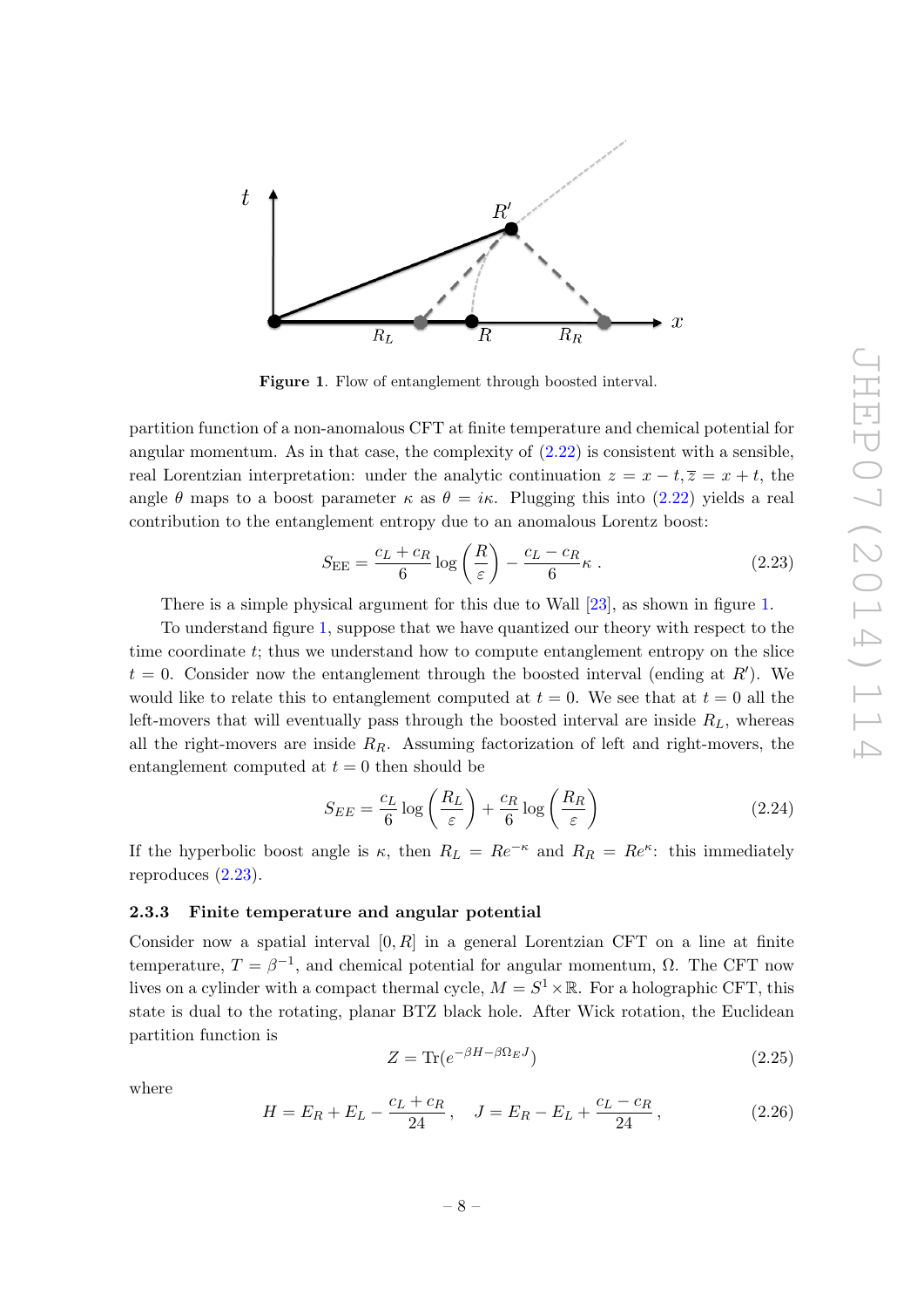Figure 1. Flow of entanglement through boosted interval.

partition function of a non-anomalous CFT at finite temperature and chemical potential for angular momentum. As in that case, the complexity of (2.22) is consistent with a sensible, real Lorentzian interpretation: under the analytic continuation $z = x - t, \bar{z} = x + t$, the angle $\theta$ maps to a boost parameter $\kappa$ as $\theta = i\kappa$. Plugging this into (2.22) yields a real contribution to the entanglement entropy due to an anomalous Lorentz boost:

$$S_{\text{EE}} = \frac{c_L + c_R}{6} \log\left(\frac{R}{\varepsilon}\right) - \frac{c_L - c_R}{6}\kappa \,. \tag{2.23}$$

There is a simple physical argument for this due to Wall [23], as shown in figure 1.

To understand figure 1, suppose that we have quantized our theory with respect to the time coordinate $t$; thus we understand how to compute entanglement entropy on the slice $t = 0$. Consider now the entanglement through the boosted interval (ending at $R'$). We would like to relate this to entanglement computed at $t = 0$. We see that at $t = 0$ all the left-movers that will eventually pass through the boosted interval are inside $R_L$, whereas all the right-movers are inside $R_R$. Assuming factorization of left and right-movers, the entanglement computed at $t = 0$ then should be

$$S_{EE} = \frac{c_L}{6} \log\left(\frac{R_L}{\varepsilon}\right) + \frac{c_R}{6} \log\left(\frac{R_R}{\varepsilon}\right) \tag{2.24}$$

If the hyperbolic boost angle is $\kappa$, then $R_L = Re^{-\kappa}$ and $R_R = Re^{\kappa}$: this immediately reproduces (2.23).

### 2.3.3 Finite temperature and angular potential

Consider now a spatial interval $[0, R]$ in a general Lorentzian CFT on a line at finite temperature, $T = \beta^{-1}$, and chemical potential for angular momentum, $\Omega$. The CFT now lives on a cylinder with a compact thermal cycle, $M = S^1 \times \mathbb{R}$. For a holographic CFT, this state is dual to the rotating, planar BTZ black hole. After Wick rotation, the Euclidean partition function is

$$Z = \text{Tr}(e^{-\beta H - \beta \Omega_E J}) \tag{2.25}$$

where

$$H = E_R + E_L - \frac{c_L + c_R}{24}, \quad J = E_R - E_L + \frac{c_L - c_R}{24}, \tag{2.26}$$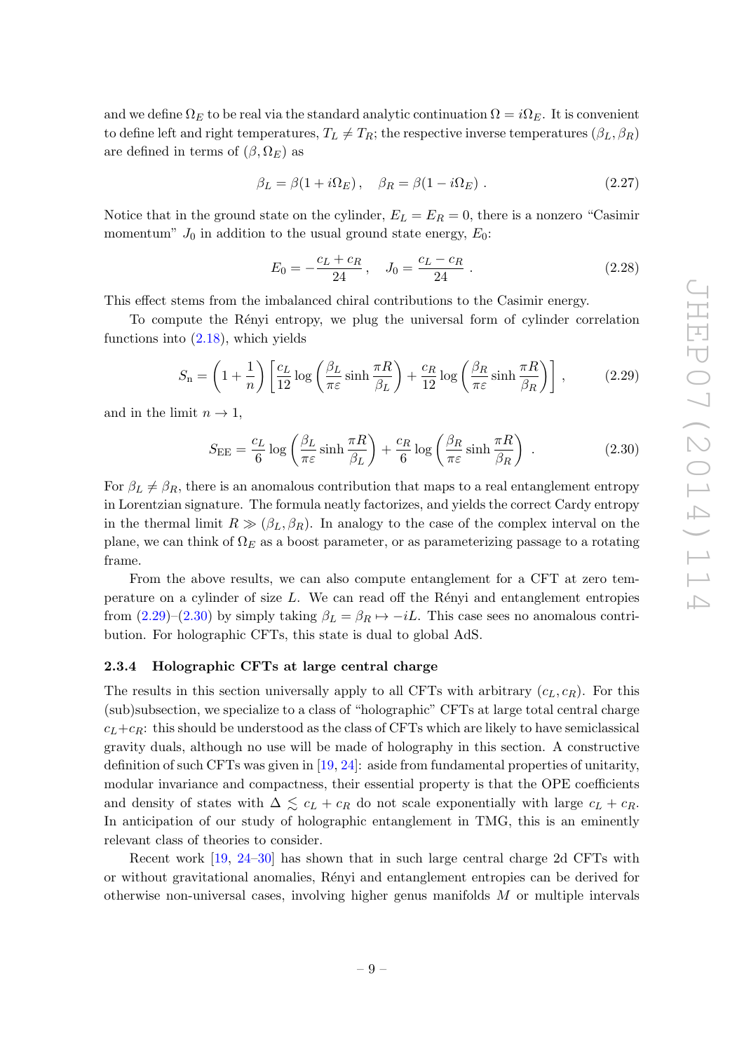and we define $\Omega_E$ to be real via the standard analytic continuation $\Omega = i\Omega_E$. It is convenient to define left and right temperatures, $T_L \neq T_R$; the respective inverse temperatures $(\beta_L, \beta_R)$ are defined in terms of $(\beta, \Omega_E)$ as

$$\beta_L = \beta(1 + i\Omega_E)\,, \quad \beta_R = \beta(1 - i\Omega_E)\ . \tag{2.27}$$

Notice that in the ground state on the cylinder, $E_L = E_R = 0$, there is a nonzero "Casimir momentum" $J_0$ in addition to the usual ground state energy, $E_0$:

$$E_0 = -\frac{c_L + c_R}{24}\,, \quad J_0 = \frac{c_L - c_R}{24}\ . \tag{2.28}$$

This effect stems from the imbalanced chiral contributions to the Casimir energy.

To compute the Rényi entropy, we plug the universal form of cylinder correlation functions into (2.18), which yields

$$S_{\rm n} = \left(1 + \frac{1}{n}\right)\left[\frac{c_L}{12}\log\left(\frac{\beta_L}{\pi\varepsilon}\sinh\frac{\pi R}{\beta_L}\right) + \frac{c_R}{12}\log\left(\frac{\beta_R}{\pi\varepsilon}\sinh\frac{\pi R}{\beta_R}\right)\right]\,, \tag{2.29}$$

and in the limit $n \to 1$,

$$S_{\rm EE} = \frac{c_L}{6}\log\left(\frac{\beta_L}{\pi\varepsilon}\sinh\frac{\pi R}{\beta_L}\right) + \frac{c_R}{6}\log\left(\frac{\beta_R}{\pi\varepsilon}\sinh\frac{\pi R}{\beta_R}\right)\ . \tag{2.30}$$

For $\beta_L \neq \beta_R$, there is an anomalous contribution that maps to a real entanglement entropy in Lorentzian signature. The formula neatly factorizes, and yields the correct Cardy entropy in the thermal limit $R \gg (\beta_L, \beta_R)$. In analogy to the case of the complex interval on the plane, we can think of $\Omega_E$ as a boost parameter, or as parameterizing passage to a rotating frame.

From the above results, we can also compute entanglement for a CFT at zero temperature on a cylinder of size $L$. We can read off the Rényi and entanglement entropies from (2.29)–(2.30) by simply taking $\beta_L = \beta_R \mapsto -iL$. This case sees no anomalous contribution. For holographic CFTs, this state is dual to global AdS.

#### 2.3.4 Holographic CFTs at large central charge

The results in this section universally apply to all CFTs with arbitrary $(c_L, c_R)$. For this (sub)subsection, we specialize to a class of "holographic" CFTs at large total central charge $c_L + c_R$: this should be understood as the class of CFTs which are likely to have semiclassical gravity duals, although no use will be made of holography in this section. A constructive definition of such CFTs was given in [19, 24]: aside from fundamental properties of unitarity, modular invariance and compactness, their essential property is that the OPE coefficients and density of states with $\Delta \lesssim c_L + c_R$ do not scale exponentially with large $c_L + c_R$. In anticipation of our study of holographic entanglement in TMG, this is an eminently relevant class of theories to consider.

Recent work [19, 24–30] has shown that in such large central charge 2d CFTs with or without gravitational anomalies, Rényi and entanglement entropies can be derived for otherwise non-universal cases, involving higher genus manifolds $M$ or multiple intervals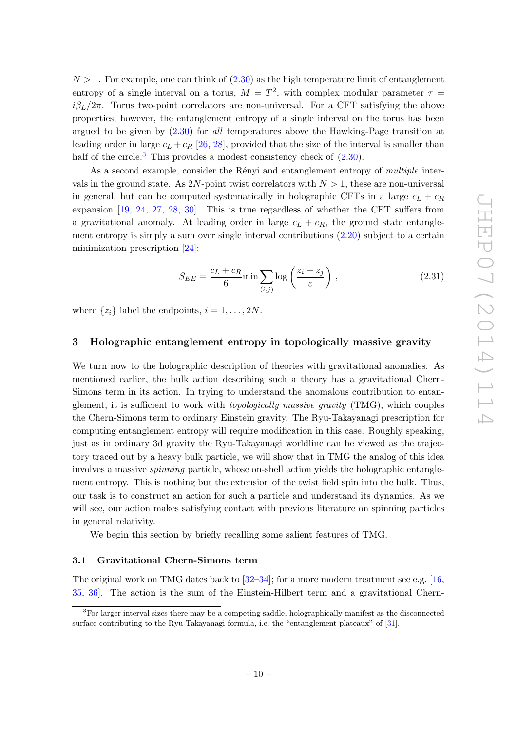$N > 1$. For example, one can think of (2.30) as the high temperature limit of entanglement entropy of a single interval on a torus, $M = T^2$, with complex modular parameter $\tau = i\beta_L/2\pi$. Torus two-point correlators are non-universal. For a CFT satisfying the above properties, however, the entanglement entropy of a single interval on the torus has been argued to be given by (2.30) for *all* temperatures above the Hawking-Page transition at leading order in large $c_L + c_R$ [26, 28], provided that the size of the interval is smaller than half of the circle.[3] This provides a modest consistency check of (2.30).

As a second example, consider the Rényi and entanglement entropy of *multiple* intervals in the ground state. As $2N$-point twist correlators with $N > 1$, these are non-universal in general, but can be computed systematically in holographic CFTs in a large $c_L + c_R$ expansion [19, 24, 27, 28, 30]. This is true regardless of whether the CFT suffers from a gravitational anomaly. At leading order in large $c_L + c_R$, the ground state entanglement entropy is simply a sum over single interval contributions (2.20) subject to a certain minimization prescription [24]:

$$S_{EE} = \frac{c_L + c_R}{6} \min \sum_{(i,j)} \log\left(\frac{z_i - z_j}{\varepsilon}\right), \tag{2.31}$$

where $\{z_i\}$ label the endpoints, $i = 1, \ldots, 2N$.

## 3 Holographic entanglement entropy in topologically massive gravity

We turn now to the holographic description of theories with gravitational anomalies. As mentioned earlier, the bulk action describing such a theory has a gravitational Chern-Simons term in its action. In trying to understand the anomalous contribution to entanglement, it is sufficient to work with *topologically massive gravity* (TMG), which couples the Chern-Simons term to ordinary Einstein gravity. The Ryu-Takayanagi prescription for computing entanglement entropy will require modification in this case. Roughly speaking, just as in ordinary 3d gravity the Ryu-Takayanagi worldline can be viewed as the trajectory traced out by a heavy bulk particle, we will show that in TMG the analog of this idea involves a massive *spinning* particle, whose on-shell action yields the holographic entanglement entropy. This is nothing but the extension of the twist field spin into the bulk. Thus, our task is to construct an action for such a particle and understand its dynamics. As we will see, our action makes satisfying contact with previous literature on spinning particles in general relativity.

We begin this section by briefly recalling some salient features of TMG.

### 3.1 Gravitational Chern-Simons term

The original work on TMG dates back to [32–34]; for a more modern treatment see e.g. [16, 35, 36]. The action is the sum of the Einstein-Hilbert term and a gravitational Chern-

[3] For larger interval sizes there may be a competing saddle, holographically manifest as the disconnected surface contributing to the Ryu-Takayanagi formula, i.e. the "entanglement plateaux" of [31].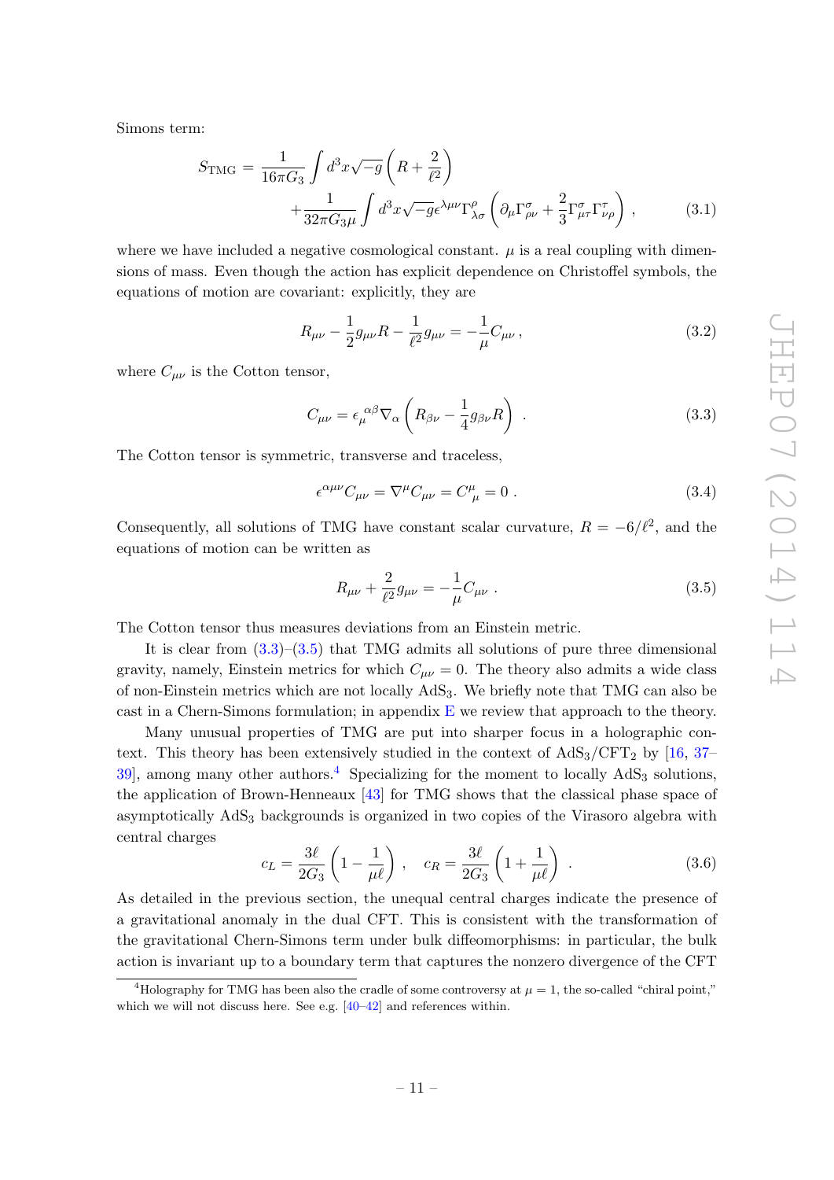Simons term:

$$S_{\rm TMG} = \frac{1}{16\pi G_3}\int d^3x\sqrt{-g}\left(R+\frac{2}{\ell^2}\right) + \frac{1}{32\pi G_3\mu}\int d^3x\sqrt{-g}\epsilon^{\lambda\mu\nu}\Gamma^\rho_{\lambda\sigma}\left(\partial_\mu\Gamma^\sigma_{\rho\nu}+\frac{2}{3}\Gamma^\sigma_{\mu\tau}\Gamma^\tau_{\nu\rho}\right), \tag{3.1}$$

where we have included a negative cosmological constant. $\mu$ is a real coupling with dimensions of mass. Even though the action has explicit dependence on Christoffel symbols, the equations of motion are covariant: explicitly, they are

$$R_{\mu\nu}-\frac{1}{2}g_{\mu\nu}R-\frac{1}{\ell^2}g_{\mu\nu} = -\frac{1}{\mu}C_{\mu\nu}\,, \tag{3.2}$$

where $C_{\mu\nu}$ is the Cotton tensor,

$$C_{\mu\nu} = \epsilon_\mu{}^{\alpha\beta}\nabla_\alpha\left(R_{\beta\nu}-\frac{1}{4}g_{\beta\nu}R\right)\,. \tag{3.3}$$

The Cotton tensor is symmetric, transverse and traceless,

$$\epsilon^{\alpha\mu\nu}C_{\mu\nu} = \nabla^\mu C_{\mu\nu} = C^\mu_{\ \mu} = 0\,. \tag{3.4}$$

Consequently, all solutions of TMG have constant scalar curvature, $R=-6/\ell^2$, and the equations of motion can be written as

$$R_{\mu\nu}+\frac{2}{\ell^2}g_{\mu\nu} = -\frac{1}{\mu}C_{\mu\nu}\,. \tag{3.5}$$

The Cotton tensor thus measures deviations from an Einstein metric.

It is clear from (3.3)–(3.5) that TMG admits all solutions of pure three dimensional gravity, namely, Einstein metrics for which $C_{\mu\nu}=0$. The theory also admits a wide class of non-Einstein metrics which are not locally AdS$_3$. We briefly note that TMG can also be cast in a Chern-Simons formulation; in appendix E we review that approach to the theory.

Many unusual properties of TMG are put into sharper focus in a holographic context. This theory has been extensively studied in the context of AdS$_3$/CFT$_2$ by [16, 37–39], among many other authors.[4] Specializing for the moment to locally AdS$_3$ solutions, the application of Brown-Henneaux [43] for TMG shows that the classical phase space of asymptotically AdS$_3$ backgrounds is organized in two copies of the Virasoro algebra with central charges

$$c_L = \frac{3\ell}{2G_3}\left(1-\frac{1}{\mu\ell}\right)\,,\quad c_R = \frac{3\ell}{2G_3}\left(1+\frac{1}{\mu\ell}\right)\,. \tag{3.6}$$

As detailed in the previous section, the unequal central charges indicate the presence of a gravitational anomaly in the dual CFT. This is consistent with the transformation of the gravitational Chern-Simons term under bulk diffeomorphisms: in particular, the bulk action is invariant up to a boundary term that captures the nonzero divergence of the CFT

[4] Holography for TMG has been also the cradle of some controversy at $\mu=1$, the so-called "chiral point," which we will not discuss here. See e.g. [40–42] and references within.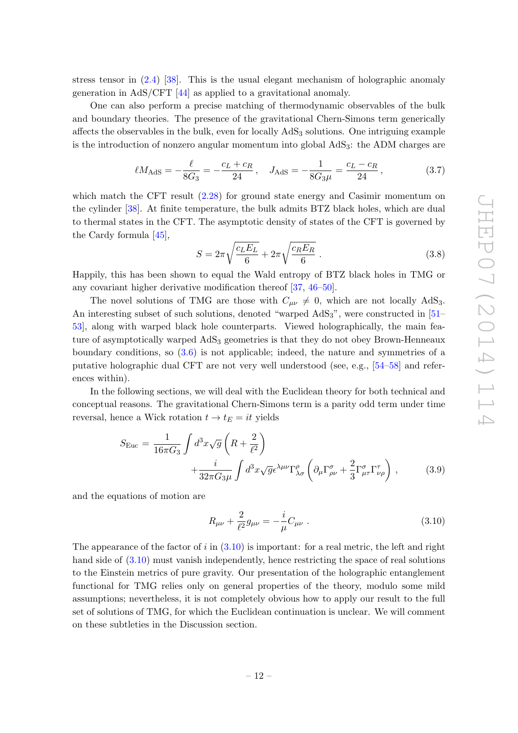stress tensor in (2.4) [38]. This is the usual elegant mechanism of holographic anomaly generation in AdS/CFT [44] as applied to a gravitational anomaly.

One can also perform a precise matching of thermodynamic observables of the bulk and boundary theories. The presence of the gravitational Chern-Simons term generically affects the observables in the bulk, even for locally $AdS_3$ solutions. One intriguing example is the introduction of nonzero angular momentum into global $AdS_3$: the ADM charges are

$$\ell M_{\text{AdS}} = -\frac{\ell}{8G_3} = -\frac{c_L + c_R}{24}\,, \quad J_{\text{AdS}} = -\frac{1}{8G_3\mu} = \frac{c_L - c_R}{24}\,, \tag{3.7}$$

which match the CFT result (2.28) for ground state energy and Casimir momentum on the cylinder [38]. At finite temperature, the bulk admits BTZ black holes, which are dual to thermal states in the CFT. The asymptotic density of states of the CFT is governed by the Cardy formula [45],

$$S = 2\pi\sqrt{\frac{c_L E_L}{6}} + 2\pi\sqrt{\frac{c_R E_R}{6}}\,. \tag{3.8}$$

Happily, this has been shown to equal the Wald entropy of BTZ black holes in TMG or any covariant higher derivative modification thereof [37, 46–50].

The novel solutions of TMG are those with $C_{\mu\nu} \neq 0$, which are not locally $AdS_3$. An interesting subset of such solutions, denoted "warped $AdS_3$", were constructed in [51–53], along with warped black hole counterparts. Viewed holographically, the main feature of asymptotically warped $AdS_3$ geometries is that they do not obey Brown-Henneaux boundary conditions, so (3.6) is not applicable; indeed, the nature and symmetries of a putative holographic dual CFT are not very well understood (see, e.g., [54–58] and references within).

In the following sections, we will deal with the Euclidean theory for both technical and conceptual reasons. The gravitational Chern-Simons term is a parity odd term under time reversal, hence a Wick rotation $t \to t_E = it$ yields

$$\begin{aligned} S_{\text{Euc}} = \frac{1}{16\pi G_3}&\int d^3x\sqrt{g}\left(R + \frac{2}{\ell^2}\right) \\ &+\frac{i}{32\pi G_3\mu}\int d^3x\sqrt{g}\epsilon^{\lambda\mu\nu}\Gamma^\rho_{\lambda\sigma}\left(\partial_\mu\Gamma^\sigma_{\rho\nu} + \frac{2}{3}\Gamma^\sigma_{\mu\tau}\Gamma^\tau_{\nu\rho}\right)\,, \end{aligned} \tag{3.9}$$

and the equations of motion are

$$R_{\mu\nu} + \frac{2}{\ell^2}g_{\mu\nu} = -\frac{i}{\mu}C_{\mu\nu}\,. \tag{3.10}$$

The appearance of the factor of $i$ in (3.10) is important: for a real metric, the left and right hand side of (3.10) must vanish independently, hence restricting the space of real solutions to the Einstein metrics of pure gravity. Our presentation of the holographic entanglement functional for TMG relies only on general properties of the theory, modulo some mild assumptions; nevertheless, it is not completely obvious how to apply our result to the full set of solutions of TMG, for which the Euclidean continuation is unclear. We will comment on these subtleties in the Discussion section.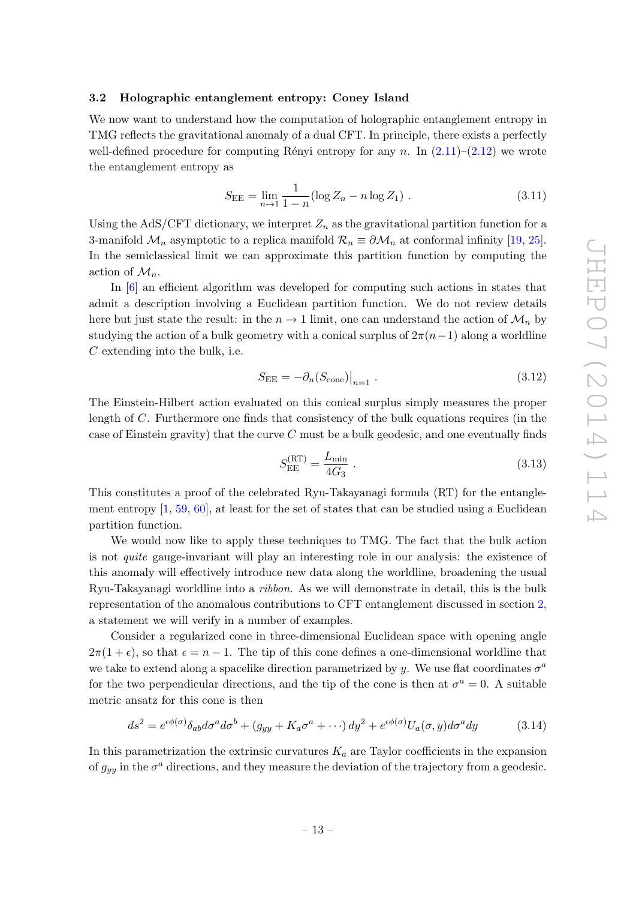### 3.2 Holographic entanglement entropy: Coney Island

We now want to understand how the computation of holographic entanglement entropy in TMG reflects the gravitational anomaly of a dual CFT. In principle, there exists a perfectly well-defined procedure for computing Rényi entropy for any $n$. In (2.11)–(2.12) we wrote the entanglement entropy as

$$S_{\rm EE} = \lim_{n\to 1} \frac{1}{1-n}(\log Z_n - n \log Z_1) \ . \tag{3.11}$$

Using the AdS/CFT dictionary, we interpret $Z_n$ as the gravitational partition function for a 3-manifold $\mathcal{M}_n$ asymptotic to a replica manifold $\mathcal{R}_n \equiv \partial \mathcal{M}_n$ at conformal infinity [19, 25]. In the semiclassical limit we can approximate this partition function by computing the action of $\mathcal{M}_n$.

In [6] an efficient algorithm was developed for computing such actions in states that admit a description involving a Euclidean partition function. We do not review details here but just state the result: in the $n \to 1$ limit, one can understand the action of $\mathcal{M}_n$ by studying the action of a bulk geometry with a conical surplus of $2\pi(n-1)$ along a worldline $C$ extending into the bulk, i.e.

$$S_{\rm EE} = -\partial_n (S_{\rm cone})\big|_{n=1} \ . \tag{3.12}$$

The Einstein-Hilbert action evaluated on this conical surplus simply measures the proper length of $C$. Furthermore one finds that consistency of the bulk equations requires (in the case of Einstein gravity) that the curve $C$ must be a bulk geodesic, and one eventually finds

$$S_{\rm EE}^{(\rm RT)} = \frac{L_{\rm min}}{4G_3} \ . \tag{3.13}$$

This constitutes a proof of the celebrated Ryu-Takayanagi formula (RT) for the entanglement entropy [1, 59, 60], at least for the set of states that can be studied using a Euclidean partition function.

We would now like to apply these techniques to TMG. The fact that the bulk action is not *quite* gauge-invariant will play an interesting role in our analysis: the existence of this anomaly will effectively introduce new data along the worldline, broadening the usual Ryu-Takayanagi worldline into a *ribbon*. As we will demonstrate in detail, this is the bulk representation of the anomalous contributions to CFT entanglement discussed in section 2, a statement we will verify in a number of examples.

Consider a regularized cone in three-dimensional Euclidean space with opening angle $2\pi(1+\epsilon)$, so that $\epsilon = n-1$. The tip of this cone defines a one-dimensional worldline that we take to extend along a spacelike direction parametrized by $y$. We use flat coordinates $\sigma^a$ for the two perpendicular directions, and the tip of the cone is then at $\sigma^a = 0$. A suitable metric ansatz for this cone is then

$$ds^2 = e^{\epsilon\phi(\sigma)}\delta_{ab}d\sigma^a d\sigma^b + (g_{yy} + K_a\sigma^a + \cdots)\, dy^2 + e^{\epsilon\phi(\sigma)}U_a(\sigma, y)d\sigma^a dy \tag{3.14}$$

In this parametrization the extrinsic curvatures $K_a$ are Taylor coefficients in the expansion of $g_{yy}$ in the $\sigma^a$ directions, and they measure the deviation of the trajectory from a geodesic.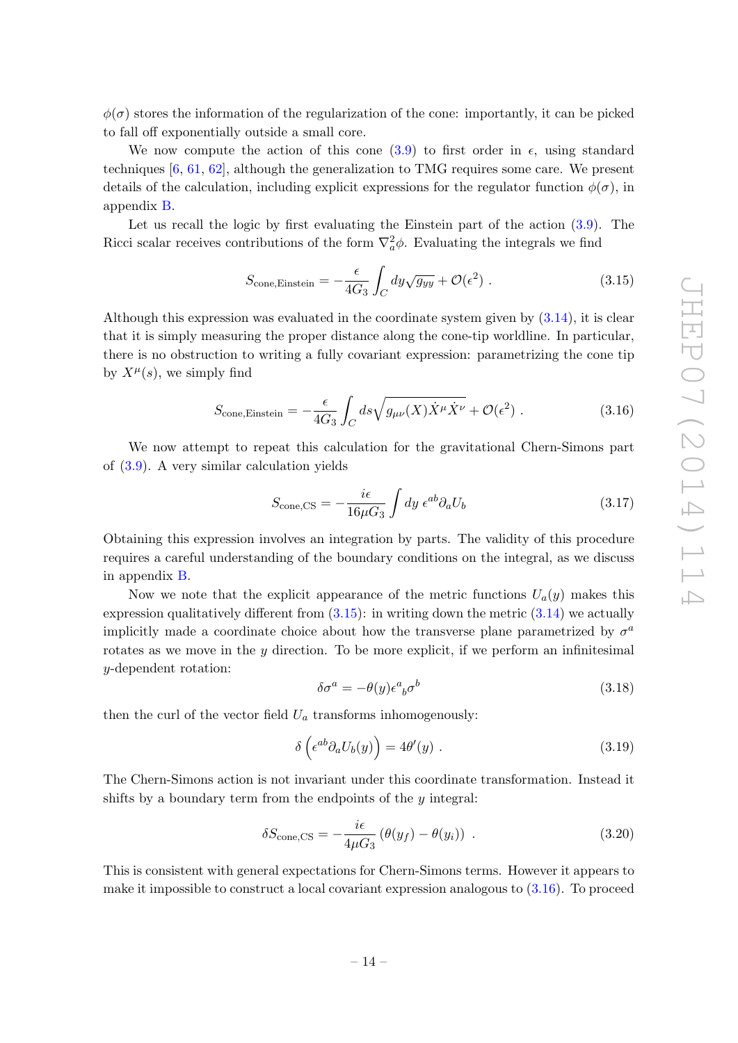$\phi(\sigma)$ stores the information of the regularization of the cone: importantly, it can be picked to fall off exponentially outside a small core.

We now compute the action of this cone (3.9) to first order in $\epsilon$, using standard techniques [6, 61, 62], although the generalization to TMG requires some care. We present details of the calculation, including explicit expressions for the regulator function $\phi(\sigma)$, in appendix B.

Let us recall the logic by first evaluating the Einstein part of the action (3.9). The Ricci scalar receives contributions of the form $\nabla_a^2 \phi$. Evaluating the integrals we find

$$S_{\text{cone,Einstein}} = -\frac{\epsilon}{4G_3} \int_C dy \sqrt{g_{yy}} + \mathcal{O}(\epsilon^2) \ . \tag{3.15}$$

Although this expression was evaluated in the coordinate system given by (3.14), it is clear that it is simply measuring the proper distance along the cone-tip worldline. In particular, there is no obstruction to writing a fully covariant expression: parametrizing the cone tip by $X^\mu(s)$, we simply find

$$S_{\text{cone,Einstein}} = -\frac{\epsilon}{4G_3} \int_C ds \sqrt{g_{\mu\nu}(X)\dot{X}^\mu \dot{X}^\nu} + \mathcal{O}(\epsilon^2) \ . \tag{3.16}$$

We now attempt to repeat this calculation for the gravitational Chern-Simons part of (3.9). A very similar calculation yields

$$S_{\text{cone,CS}} = -\frac{i\epsilon}{16\mu G_3} \int dy \ \epsilon^{ab} \partial_a U_b \tag{3.17}$$

Obtaining this expression involves an integration by parts. The validity of this procedure requires a careful understanding of the boundary conditions on the integral, as we discuss in appendix B.

Now we note that the explicit appearance of the metric functions $U_a(y)$ makes this expression qualitatively different from (3.15): in writing down the metric (3.14) we actually implicitly made a coordinate choice about how the transverse plane parametrized by $\sigma^a$ rotates as we move in the $y$ direction. To be more explicit, if we perform an infinitesimal $y$-dependent rotation:

$$\delta\sigma^a = -\theta(y)\epsilon^a{}_b \sigma^b \tag{3.18}$$

then the curl of the vector field $U_a$ transforms inhomogenously:

$$\delta\left(\epsilon^{ab}\partial_a U_b(y)\right) = 4\theta'(y) \ . \tag{3.19}$$

The Chern-Simons action is not invariant under this coordinate transformation. Instead it shifts by a boundary term from the endpoints of the $y$ integral:

$$\delta S_{\text{cone,CS}} = -\frac{i\epsilon}{4\mu G_3}\left(\theta(y_f) - \theta(y_i)\right) \ . \tag{3.20}$$

This is consistent with general expectations for Chern-Simons terms. However it appears to make it impossible to construct a local covariant expression analogous to (3.16). To proceed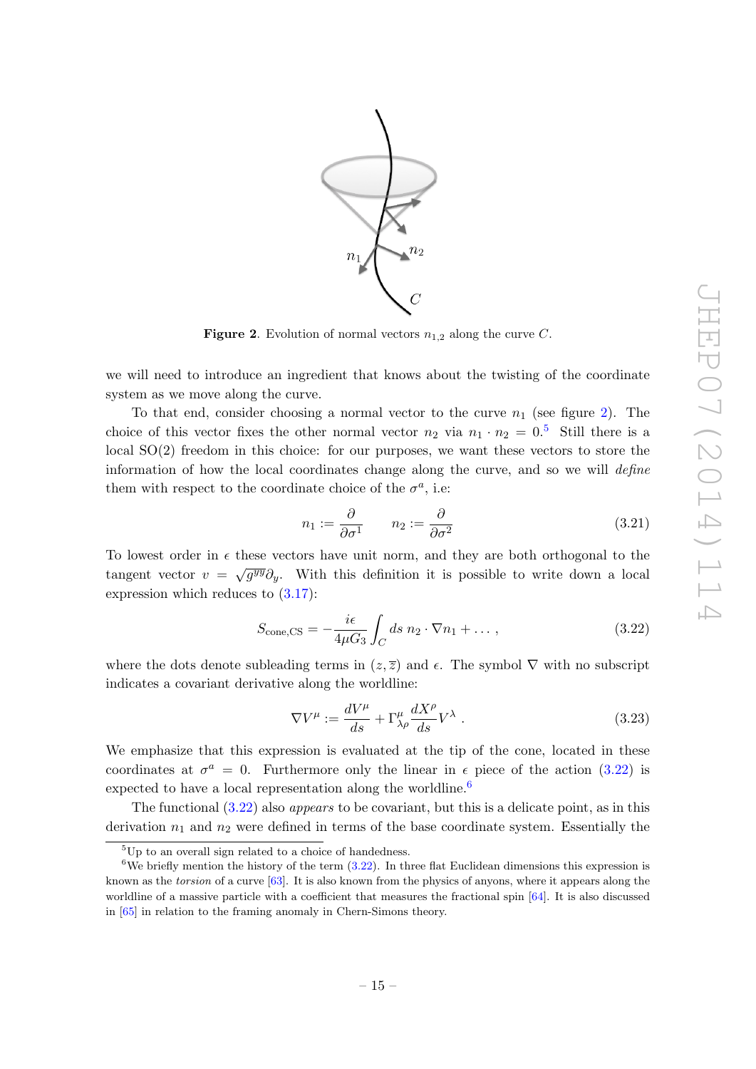**Figure 2**. Evolution of normal vectors $n_{1,2}$ along the curve $C$.

we will need to introduce an ingredient that knows about the twisting of the coordinate system as we move along the curve.

To that end, consider choosing a normal vector to the curve $n_1$ (see figure 2). The choice of this vector fixes the other normal vector $n_2$ via $n_1 \cdot n_2 = 0$.[5] Still there is a local SO(2) freedom in this choice: for our purposes, we want these vectors to store the information of how the local coordinates change along the curve, and so we will *define* them with respect to the coordinate choice of the $\sigma^a$, i.e:

$$n_1 := \frac{\partial}{\partial \sigma^1} \qquad n_2 := \frac{\partial}{\partial \sigma^2} \tag{3.21}$$

To lowest order in $\epsilon$ these vectors have unit norm, and they are both orthogonal to the tangent vector $v = \sqrt{g^{yy}}\partial_y$. With this definition it is possible to write down a local expression which reduces to (3.17):

$$S_{\text{cone,CS}} = -\frac{i\epsilon}{4\mu G_3}\int_C ds\; n_2 \cdot \nabla n_1 + \dots, \tag{3.22}$$

where the dots denote subleading terms in $(z, \bar{z})$ and $\epsilon$. The symbol $\nabla$ with no subscript indicates a covariant derivative along the worldline:

$$\nabla V^\mu := \frac{dV^\mu}{ds} + \Gamma^\mu_{\lambda\rho}\frac{dX^\rho}{ds}V^\lambda\,. \tag{3.23}$$

We emphasize that this expression is evaluated at the tip of the cone, located in these coordinates at $\sigma^a = 0$. Furthermore only the linear in $\epsilon$ piece of the action (3.22) is expected to have a local representation along the worldline.[6]

The functional (3.22) also *appears* to be covariant, but this is a delicate point, as in this derivation $n_1$ and $n_2$ were defined in terms of the base coordinate system. Essentially the

[5] Up to an overall sign related to a choice of handedness.

[6] We briefly mention the history of the term (3.22). In three flat Euclidean dimensions this expression is known as the *torsion* of a curve [63]. It is also known from the physics of anyons, where it appears along the worldline of a massive particle with a coefficient that measures the fractional spin [64]. It is also discussed in [65] in relation to the framing anomaly in Chern-Simons theory.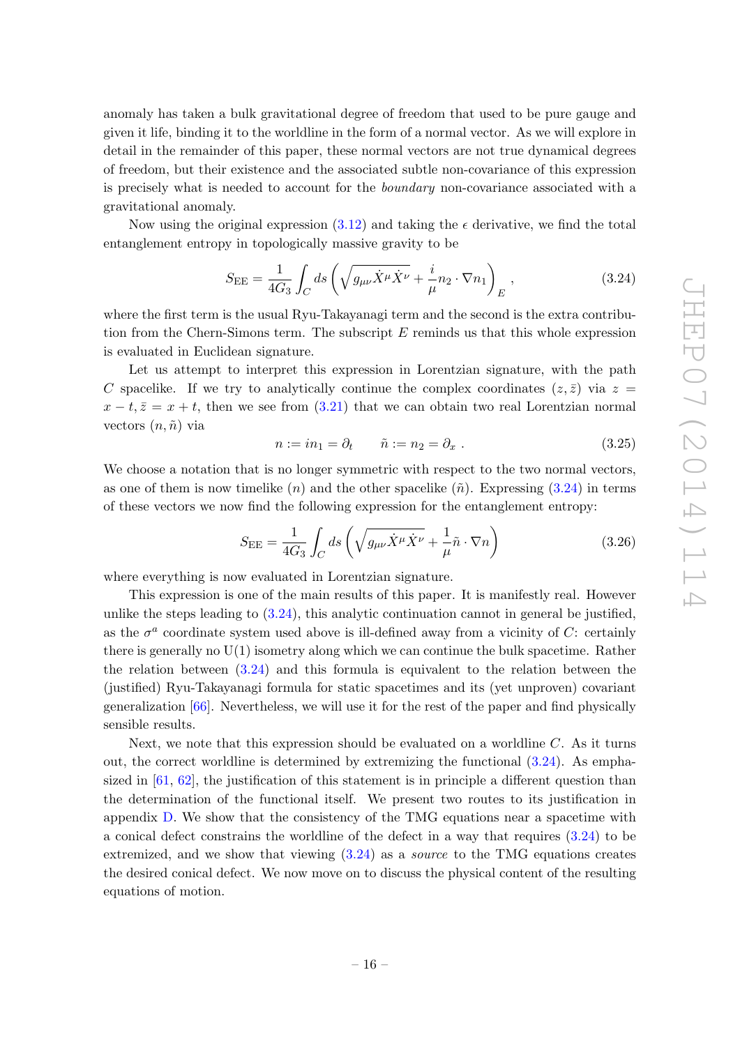anomaly has taken a bulk gravitational degree of freedom that used to be pure gauge and given it life, binding it to the worldline in the form of a normal vector. As we will explore in detail in the remainder of this paper, these normal vectors are not true dynamical degrees of freedom, but their existence and the associated subtle non-covariance of this expression is precisely what is needed to account for the *boundary* non-covariance associated with a gravitational anomaly.

Now using the original expression (3.12) and taking the $\epsilon$ derivative, we find the total entanglement entropy in topologically massive gravity to be

$$S_{\rm EE} = \frac{1}{4G_3}\int_C ds \left(\sqrt{g_{\mu\nu}\dot{X}^\mu \dot{X}^\nu} + \frac{i}{\mu} n_2 \cdot \nabla n_1\right)_E , \tag{3.24}$$

where the first term is the usual Ryu-Takayanagi term and the second is the extra contribution from the Chern-Simons term. The subscript $E$ reminds us that this whole expression is evaluated in Euclidean signature.

Let us attempt to interpret this expression in Lorentzian signature, with the path $C$ spacelike. If we try to analytically continue the complex coordinates $(z, \bar{z})$ via $z = x - t, \bar{z} = x + t$, then we see from (3.21) that we can obtain two real Lorentzian normal vectors $(n, \tilde{n})$ via

$$n := in_1 = \partial_t \qquad \tilde{n} := n_2 = \partial_x . \tag{3.25}$$

We choose a notation that is no longer symmetric with respect to the two normal vectors, as one of them is now timelike ($n$) and the other spacelike ($\tilde{n}$). Expressing (3.24) in terms of these vectors we now find the following expression for the entanglement entropy:

$$S_{\rm EE} = \frac{1}{4G_3}\int_C ds \left(\sqrt{g_{\mu\nu}\dot{X}^\mu \dot{X}^\nu} + \frac{1}{\mu}\tilde{n} \cdot \nabla n\right) \tag{3.26}$$

where everything is now evaluated in Lorentzian signature.

This expression is one of the main results of this paper. It is manifestly real. However unlike the steps leading to (3.24), this analytic continuation cannot in general be justified, as the $\sigma^a$ coordinate system used above is ill-defined away from a vicinity of $C$: certainly there is generally no U(1) isometry along which we can continue the bulk spacetime. Rather the relation between (3.24) and this formula is equivalent to the relation between the (justified) Ryu-Takayanagi formula for static spacetimes and its (yet unproven) covariant generalization [66]. Nevertheless, we will use it for the rest of the paper and find physically sensible results.

Next, we note that this expression should be evaluated on a worldline $C$. As it turns out, the correct worldline is determined by extremizing the functional (3.24). As emphasized in [61, 62], the justification of this statement is in principle a different question than the determination of the functional itself. We present two routes to its justification in appendix D. We show that the consistency of the TMG equations near a spacetime with a conical defect constrains the worldline of the defect in a way that requires (3.24) to be extremized, and we show that viewing (3.24) as a *source* to the TMG equations creates the desired conical defect. We now move on to discuss the physical content of the resulting equations of motion.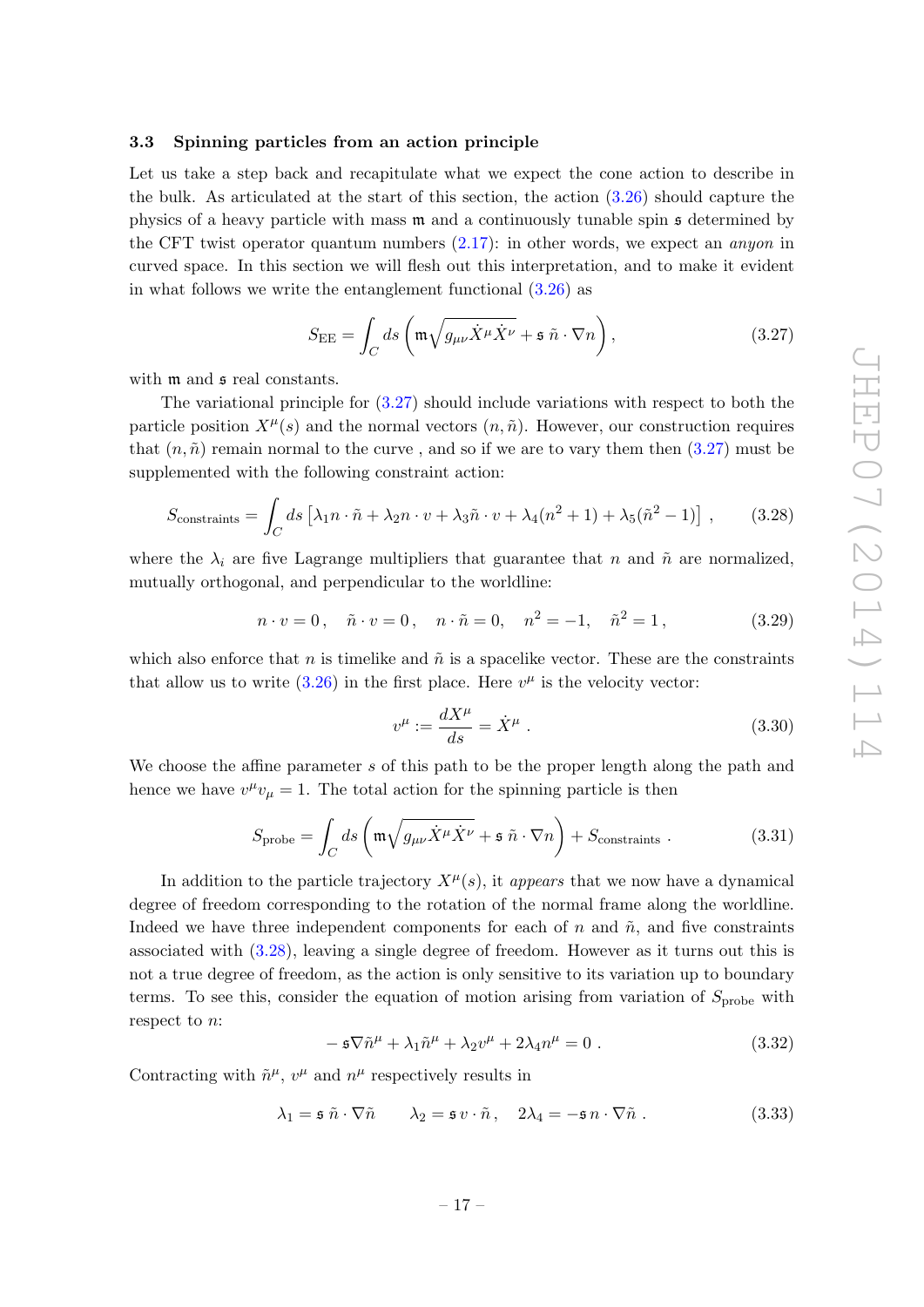### 3.3 Spinning particles from an action principle

Let us take a step back and recapitulate what we expect the cone action to describe in the bulk. As articulated at the start of this section, the action (3.26) should capture the physics of a heavy particle with mass $\mathfrak{m}$ and a continuously tunable spin $\mathfrak{s}$ determined by the CFT twist operator quantum numbers (2.17): in other words, we expect an *anyon* in curved space. In this section we will flesh out this interpretation, and to make it evident in what follows we write the entanglement functional (3.26) as

$$S_{\rm EE} = \int_C ds \left( \mathfrak{m} \sqrt{g_{\mu\nu} \dot{X}^\mu \dot{X}^\nu} + \mathfrak{s}\, \tilde{n} \cdot \nabla n \right), \tag{3.27}$$

with $\mathfrak{m}$ and $\mathfrak{s}$ real constants.

The variational principle for (3.27) should include variations with respect to both the particle position $X^\mu(s)$ and the normal vectors $(n, \tilde{n})$. However, our construction requires that $(n, \tilde{n})$ remain normal to the curve , and so if we are to vary them then (3.27) must be supplemented with the following constraint action:

$$S_{\rm constraints} = \int_C ds \left[ \lambda_1 n \cdot \tilde{n} + \lambda_2 n \cdot v + \lambda_3 \tilde{n} \cdot v + \lambda_4 (n^2 + 1) + \lambda_5 (\tilde{n}^2 - 1) \right] , \tag{3.28}$$

where the $\lambda_i$ are five Lagrange multipliers that guarantee that $n$ and $\tilde{n}$ are normalized, mutually orthogonal, and perpendicular to the worldline:

$$n \cdot v = 0 \,, \quad \tilde{n} \cdot v = 0 \,, \quad n \cdot \tilde{n} = 0, \quad n^2 = -1, \quad \tilde{n}^2 = 1 \,, \tag{3.29}$$

which also enforce that $n$ is timelike and $\tilde{n}$ is a spacelike vector. These are the constraints that allow us to write (3.26) in the first place. Here $v^\mu$ is the velocity vector:

$$v^\mu := \frac{dX^\mu}{ds} = \dot{X}^\mu \,. \tag{3.30}$$

We choose the affine parameter $s$ of this path to be the proper length along the path and hence we have $v^\mu v_\mu = 1$. The total action for the spinning particle is then

$$S_{\rm probe} = \int_C ds \left( \mathfrak{m} \sqrt{g_{\mu\nu} \dot{X}^\mu \dot{X}^\nu} + \mathfrak{s}\, \tilde{n} \cdot \nabla n \right) + S_{\rm constraints} \,. \tag{3.31}$$

In addition to the particle trajectory $X^\mu(s)$, it *appears* that we now have a dynamical degree of freedom corresponding to the rotation of the normal frame along the worldline. Indeed we have three independent components for each of $n$ and $\tilde{n}$, and five constraints associated with (3.28), leaving a single degree of freedom. However as it turns out this is not a true degree of freedom, as the action is only sensitive to its variation up to boundary terms. To see this, consider the equation of motion arising from variation of $S_{\rm probe}$ with respect to $n$:

$$-\, \mathfrak{s} \nabla \tilde{n}^\mu + \lambda_1 \tilde{n}^\mu + \lambda_2 v^\mu + 2\lambda_4 n^\mu = 0 \,. \tag{3.32}$$

Contracting with $\tilde{n}^\mu$, $v^\mu$ and $n^\mu$ respectively results in

$$\lambda_1 = \mathfrak{s}\, \tilde{n} \cdot \nabla \tilde{n} \qquad \lambda_2 = \mathfrak{s}\, v \cdot \tilde{n} \,, \quad 2\lambda_4 = -\mathfrak{s}\, n \cdot \nabla \tilde{n} \,. \tag{3.33}$$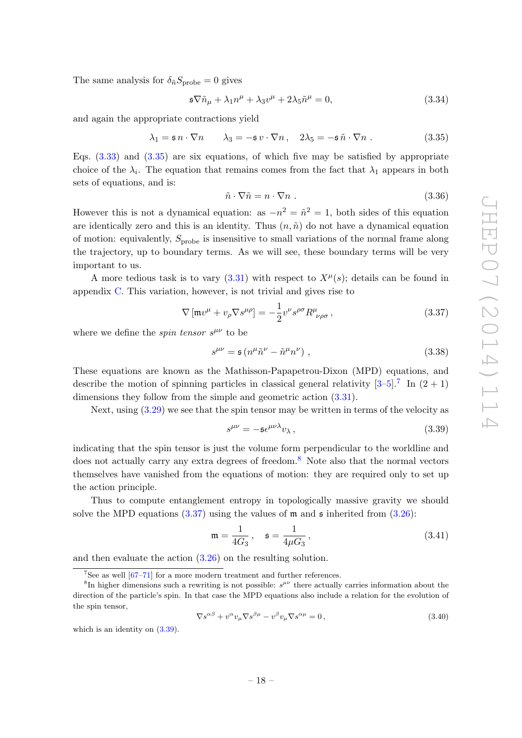The same analysis for $\delta_{\tilde{n}} S_{\text{probe}} = 0$ gives

$$\mathfrak{s}\nabla\tilde{n}_\mu + \lambda_1 n^\mu + \lambda_3 v^\mu + 2\lambda_5 \tilde{n}^\mu = 0, \tag{3.34}$$

and again the appropriate contractions yield

$$\lambda_1 = \mathfrak{s}\, n\cdot\nabla n \qquad \lambda_3 = -\mathfrak{s}\, v\cdot\nabla n\,, \quad 2\lambda_5 = -\mathfrak{s}\,\tilde{n}\cdot\nabla n\,. \tag{3.35}$$

Eqs. (3.33) and (3.35) are six equations, of which five may be satisfied by appropriate choice of the $\lambda_i$. The equation that remains comes from the fact that $\lambda_1$ appears in both sets of equations, and is:

$$\tilde{n}\cdot\nabla\tilde{n} = n\cdot\nabla n\,. \tag{3.36}$$

However this is not a dynamical equation: as $-n^2 = \tilde{n}^2 = 1$, both sides of this equation are identically zero and this is an identity. Thus $(n, \tilde{n})$ do not have a dynamical equation of motion: equivalently, $S_{\text{probe}}$ is insensitive to small variations of the normal frame along the trajectory, up to boundary terms. As we will see, these boundary terms will be very important to us.

A more tedious task is to vary (3.31) with respect to $X^\mu(s)$; details can be found in appendix C. This variation, however, is not trivial and gives rise to

$$\nabla\left[\mathfrak{m}v^\mu + v_\rho\nabla s^{\mu\rho}\right] = -\frac{1}{2}v^\nu s^{\rho\sigma}R^\mu{}_{\nu\rho\sigma}\,, \tag{3.37}$$

where we define the *spin tensor* $s^{\mu\nu}$ to be

$$s^{\mu\nu} = \mathfrak{s}\left(n^\mu\tilde{n}^\nu - \tilde{n}^\mu n^\nu\right)\,, \tag{3.38}$$

These equations are known as the Mathisson-Papapetrou-Dixon (MPD) equations, and describe the motion of spinning particles in classical general relativity [3–5].[7] In $(2+1)$ dimensions they follow from the simple and geometric action (3.31).

Next, using (3.29) we see that the spin tensor may be written in terms of the velocity as

$$s^{\mu\nu} = -\mathfrak{s}\epsilon^{\mu\nu\lambda}v_\lambda\,, \tag{3.39}$$

indicating that the spin tensor is just the volume form perpendicular to the worldline and does not actually carry any extra degrees of freedom.[8] Note also that the normal vectors themselves have vanished from the equations of motion: they are required only to set up the action principle.

Thus to compute entanglement entropy in topologically massive gravity we should solve the MPD equations (3.37) using the values of $\mathfrak{m}$ and $\mathfrak{s}$ inherited from (3.26):

$$\mathfrak{m} = \frac{1}{4G_3}\,, \quad \mathfrak{s} = \frac{1}{4\mu G_3}\,, \tag{3.41}$$

and then evaluate the action (3.26) on the resulting solution.

---

[7] See as well [67–71] for a more modern treatment and further references.

[8] In higher dimensions such a rewriting is not possible: $s^{\mu\nu}$ there actually carries information about the direction of the particle's spin. In that case the MPD equations also include a relation for the evolution of the spin tensor,

$$\nabla s^{\alpha\beta} + v^\alpha v_\mu \nabla s^{\beta\mu} - v^\beta v_\mu \nabla s^{\alpha\mu} = 0\,, \tag{3.40}$$

which is an identity on (3.39).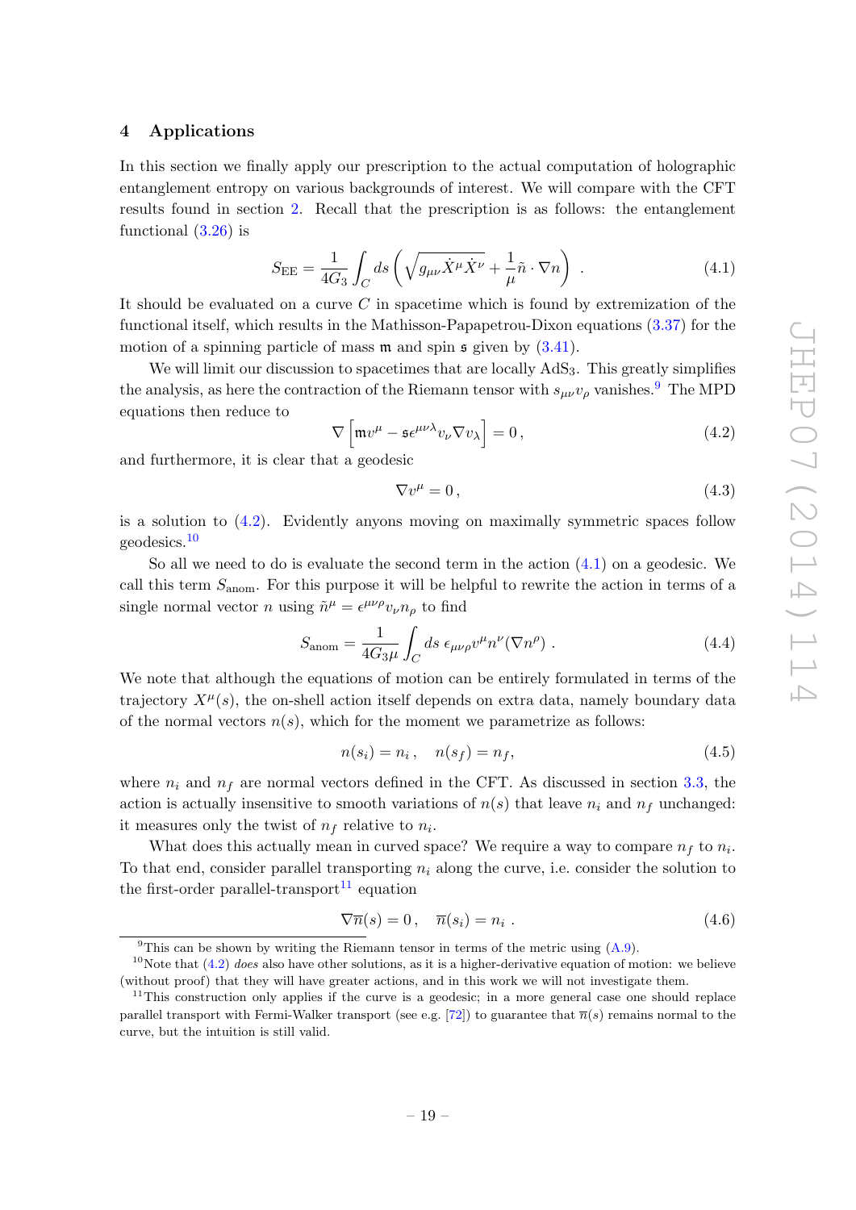## 4 Applications

In this section we finally apply our prescription to the actual computation of holographic entanglement entropy on various backgrounds of interest. We will compare with the CFT results found in section 2. Recall that the prescription is as follows: the entanglement functional (3.26) is

$$S_{\rm EE} = \frac{1}{4G_3}\int_C ds \left(\sqrt{g_{\mu\nu}\dot{X}^\mu \dot{X}^\nu} + \frac{1}{\mu}\tilde{n}\cdot\nabla n\right) \ . \tag{4.1}$$

It should be evaluated on a curve $C$ in spacetime which is found by extremization of the functional itself, which results in the Mathisson-Papapetrou-Dixon equations (3.37) for the motion of a spinning particle of mass $\mathfrak{m}$ and spin $\mathfrak{s}$ given by (3.41).

We will limit our discussion to spacetimes that are locally AdS$_3$. This greatly simplifies the analysis, as here the contraction of the Riemann tensor with $s_{\mu\nu}v_\rho$ vanishes.[9] The MPD equations then reduce to

$$\nabla\left[\mathfrak{m}v^\mu - \mathfrak{s}\epsilon^{\mu\nu\lambda}v_\nu \nabla v_\lambda\right] = 0\,, \tag{4.2}$$

and furthermore, it is clear that a geodesic

$$\nabla v^\mu = 0\,, \tag{4.3}$$

is a solution to (4.2). Evidently anyons moving on maximally symmetric spaces follow geodesics.[10]

So all we need to do is evaluate the second term in the action (4.1) on a geodesic. We call this term $S_{\rm anom}$. For this purpose it will be helpful to rewrite the action in terms of a single normal vector $n$ using $\tilde{n}^\mu = \epsilon^{\mu\nu\rho}v_\nu n_\rho$ to find

$$S_{\rm anom} = \frac{1}{4G_3\mu}\int_C ds\ \epsilon_{\mu\nu\rho}v^\mu n^\nu (\nabla n^\rho) \ . \tag{4.4}$$

We note that although the equations of motion can be entirely formulated in terms of the trajectory $X^\mu(s)$, the on-shell action itself depends on extra data, namely boundary data of the normal vectors $n(s)$, which for the moment we parametrize as follows:

$$n(s_i) = n_i\,, \quad n(s_f) = n_f, \tag{4.5}$$

where $n_i$ and $n_f$ are normal vectors defined in the CFT. As discussed in section 3.3, the action is actually insensitive to smooth variations of $n(s)$ that leave $n_i$ and $n_f$ unchanged: it measures only the twist of $n_f$ relative to $n_i$.

What does this actually mean in curved space? We require a way to compare $n_f$ to $n_i$. To that end, consider parallel transporting $n_i$ along the curve, i.e. consider the solution to the first-order parallel-transport[11] equation

$$\nabla\overline{n}(s) = 0\,, \quad \overline{n}(s_i) = n_i \ . \tag{4.6}$$

---

[9] This can be shown by writing the Riemann tensor in terms of the metric using (A.9).

[10] Note that (4.2) *does* also have other solutions, as it is a higher-derivative equation of motion: we believe (without proof) that they will have greater actions, and in this work we will not investigate them.

[11] This construction only applies if the curve is a geodesic; in a more general case one should replace parallel transport with Fermi-Walker transport (see e.g. [72]) to guarantee that $\overline{n}(s)$ remains normal to the curve, but the intuition is still valid.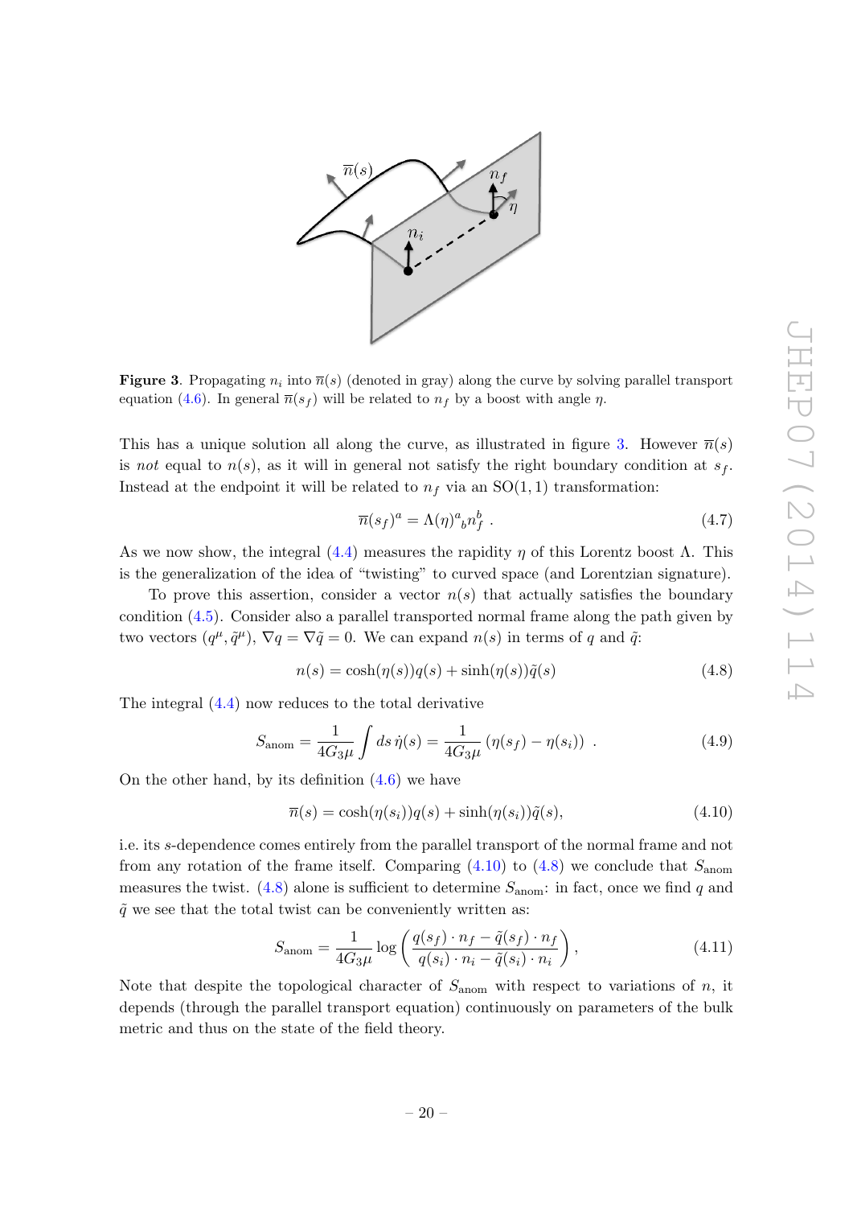**Figure 3**. Propagating $n_i$ into $\overline{n}(s)$ (denoted in gray) along the curve by solving parallel transport equation (4.6). In general $\overline{n}(s_f)$ will be related to $n_f$ by a boost with angle $\eta$.

This has a unique solution all along the curve, as illustrated in figure 3. However $\overline{n}(s)$ is *not* equal to $n(s)$, as it will in general not satisfy the right boundary condition at $s_f$. Instead at the endpoint it will be related to $n_f$ via an SO(1,1) transformation:

$$\overline{n}(s_f)^a = \Lambda(\eta)^a{}_b n_f^b \ . \tag{4.7}$$

As we now show, the integral (4.4) measures the rapidity $\eta$ of this Lorentz boost $\Lambda$. This is the generalization of the idea of "twisting" to curved space (and Lorentzian signature).

To prove this assertion, consider a vector $n(s)$ that actually satisfies the boundary condition (4.5). Consider also a parallel transported normal frame along the path given by two vectors $(q^\mu, \tilde{q}^\mu)$, $\nabla q = \nabla \tilde{q} = 0$. We can expand $n(s)$ in terms of $q$ and $\tilde{q}$:

$$n(s) = \cosh(\eta(s))q(s) + \sinh(\eta(s))\tilde{q}(s) \tag{4.8}$$

The integral (4.4) now reduces to the total derivative

$$S_{\rm anom} = \frac{1}{4G_3\mu}\int ds\, \dot{\eta}(s) = \frac{1}{4G_3\mu}\left(\eta(s_f) - \eta(s_i)\right) \ . \tag{4.9}$$

On the other hand, by its definition (4.6) we have

$$\overline{n}(s) = \cosh(\eta(s_i))q(s) + \sinh(\eta(s_i))\tilde{q}(s), \tag{4.10}$$

i.e. its $s$-dependence comes entirely from the parallel transport of the normal frame and not from any rotation of the frame itself. Comparing (4.10) to (4.8) we conclude that $S_{\rm anom}$ measures the twist. (4.8) alone is sufficient to determine $S_{\rm anom}$: in fact, once we find $q$ and $\tilde{q}$ we see that the total twist can be conveniently written as:

$$S_{\rm anom} = \frac{1}{4G_3\mu}\log\left(\frac{q(s_f)\cdot n_f - \tilde{q}(s_f)\cdot n_f}{q(s_i)\cdot n_i - \tilde{q}(s_i)\cdot n_i}\right), \tag{4.11}$$

Note that despite the topological character of $S_{\rm anom}$ with respect to variations of $n$, it depends (through the parallel transport equation) continuously on parameters of the bulk metric and thus on the state of the field theory.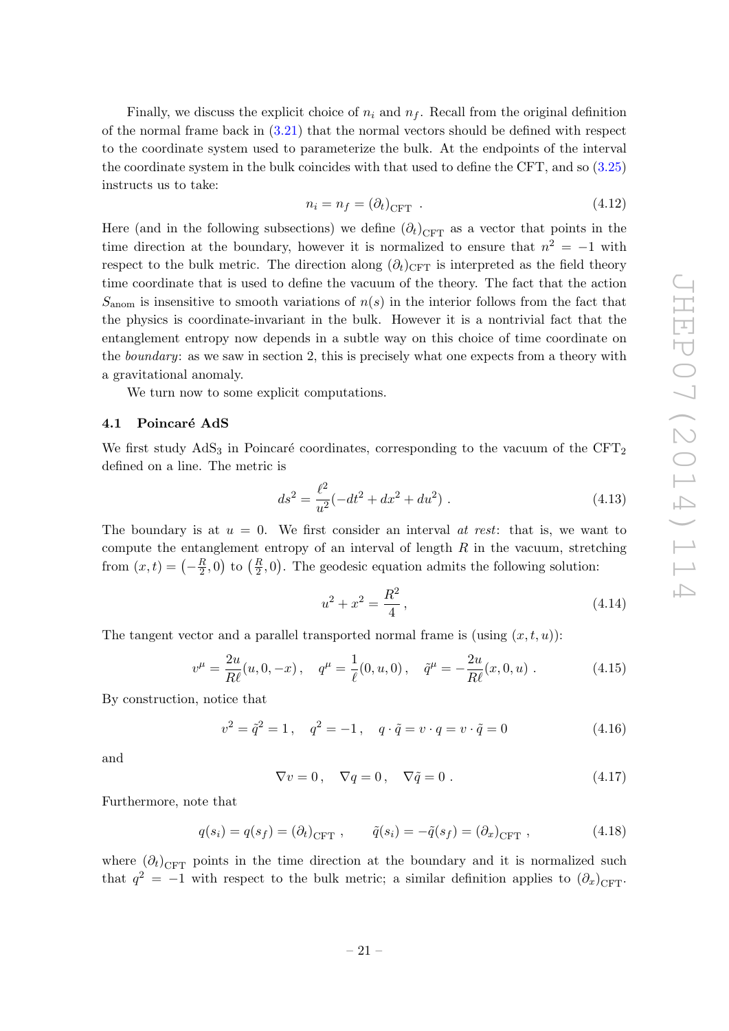Finally, we discuss the explicit choice of $n_i$ and $n_f$. Recall from the original definition of the normal frame back in (3.21) that the normal vectors should be defined with respect to the coordinate system used to parameterize the bulk. At the endpoints of the interval the coordinate system in the bulk coincides with that used to define the CFT, and so (3.25) instructs us to take:

$$n_i = n_f = (\partial_t)_{\text{CFT}} \ . \tag{4.12}$$

Here (and in the following subsections) we define $(\partial_t)_{\text{CFT}}$ as a vector that points in the time direction at the boundary, however it is normalized to ensure that $n^2 = -1$ with respect to the bulk metric. The direction along $(\partial_t)_{\text{CFT}}$ is interpreted as the field theory time coordinate that is used to define the vacuum of the theory. The fact that the action $S_{\text{anom}}$ is insensitive to smooth variations of $n(s)$ in the interior follows from the fact that the physics is coordinate-invariant in the bulk. However it is a nontrivial fact that the entanglement entropy now depends in a subtle way on this choice of time coordinate on the *boundary*: as we saw in section 2, this is precisely what one expects from a theory with a gravitational anomaly.

We turn now to some explicit computations.

### 4.1 Poincaré AdS

We first study $\text{AdS}_3$ in Poincaré coordinates, corresponding to the vacuum of the $\text{CFT}_2$ defined on a line. The metric is

$$ds^2 = \frac{\ell^2}{u^2}(-dt^2 + dx^2 + du^2) \ . \tag{4.13}$$

The boundary is at $u = 0$. We first consider an interval *at rest*: that is, we want to compute the entanglement entropy of an interval of length $R$ in the vacuum, stretching from $(x,t) = \left(-\frac{R}{2}, 0\right)$ to $\left(\frac{R}{2}, 0\right)$. The geodesic equation admits the following solution:

$$u^2 + x^2 = \frac{R^2}{4} \, , \tag{4.14}$$

The tangent vector and a parallel transported normal frame is (using $(x,t,u)$):

$$v^\mu = \frac{2u}{R\ell}(u, 0, -x) \, , \quad q^\mu = \frac{1}{\ell}(0, u, 0) \, , \quad \tilde{q}^\mu = -\frac{2u}{R\ell}(x, 0, u) \ . \tag{4.15}$$

By construction, notice that

$$v^2 = \tilde{q}^2 = 1 \, , \quad q^2 = -1 \, , \quad q \cdot \tilde{q} = v \cdot q = v \cdot \tilde{q} = 0 \tag{4.16}$$

and

$$\nabla v = 0 \, , \quad \nabla q = 0 \, , \quad \nabla \tilde{q} = 0 \ . \tag{4.17}$$

Furthermore, note that

$$q(s_i) = q(s_f) = (\partial_t)_{\text{CFT}} \ , \qquad \tilde{q}(s_i) = -\tilde{q}(s_f) = (\partial_x)_{\text{CFT}} \ , \tag{4.18}$$

where $(\partial_t)_{\text{CFT}}$ points in the time direction at the boundary and it is normalized such that $q^2 = -1$ with respect to the bulk metric; a similar definition applies to $(\partial_x)_{\text{CFT}}$.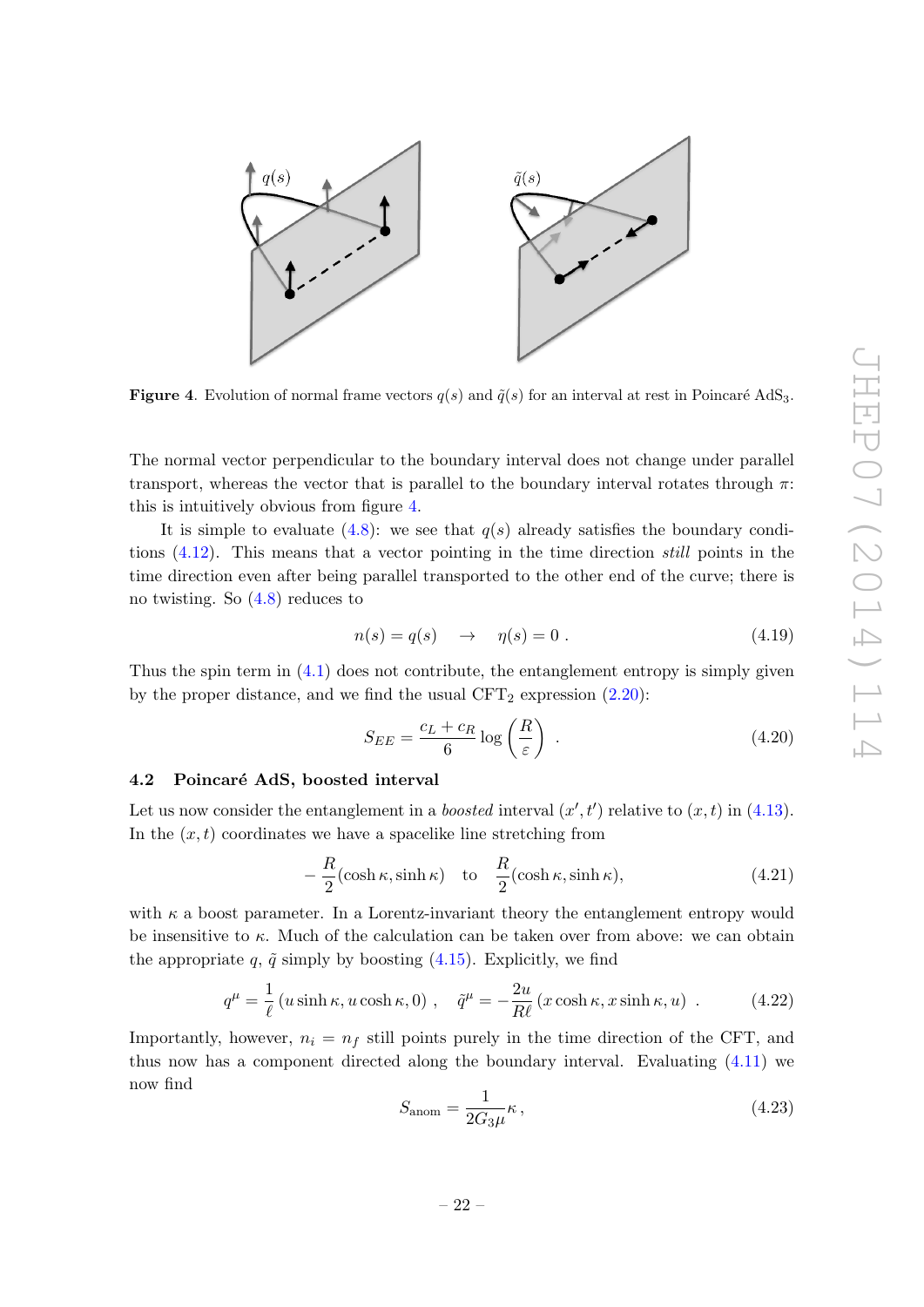**Figure 4**. Evolution of normal frame vectors $q(s)$ and $\tilde{q}(s)$ for an interval at rest in Poincaré AdS$_3$.

The normal vector perpendicular to the boundary interval does not change under parallel transport, whereas the vector that is parallel to the boundary interval rotates through $\pi$: this is intuitively obvious from figure 4.

It is simple to evaluate (4.8): we see that $q(s)$ already satisfies the boundary conditions (4.12). This means that a vector pointing in the time direction *still* points in the time direction even after being parallel transported to the other end of the curve; there is no twisting. So (4.8) reduces to

$$n(s) = q(s) \quad \to \quad \eta(s) = 0\ . \tag{4.19}$$

Thus the spin term in (4.1) does not contribute, the entanglement entropy is simply given by the proper distance, and we find the usual CFT$_2$ expression (2.20):

$$S_{EE} = \frac{c_L + c_R}{6} \log\left(\frac{R}{\varepsilon}\right)\ . \tag{4.20}$$

### 4.2 Poincaré AdS, boosted interval

Let us now consider the entanglement in a *boosted* interval $(x', t')$ relative to $(x, t)$ in (4.13). In the $(x, t)$ coordinates we have a spacelike line stretching from

$$-\frac{R}{2}(\cosh\kappa, \sinh\kappa) \quad \text{to} \quad \frac{R}{2}(\cosh\kappa, \sinh\kappa), \tag{4.21}$$

with $\kappa$ a boost parameter. In a Lorentz-invariant theory the entanglement entropy would be insensitive to $\kappa$. Much of the calculation can be taken over from above: we can obtain the appropriate $q$, $\tilde{q}$ simply by boosting (4.15). Explicitly, we find

$$q^\mu = \frac{1}{\ell}\left(u \sinh\kappa, u\cosh\kappa, 0\right)\ , \quad \tilde{q}^\mu = -\frac{2u}{R\ell}\left(x\cosh\kappa, x\sinh\kappa, u\right)\ . \tag{4.22}$$

Importantly, however, $n_i = n_f$ still points purely in the time direction of the CFT, and thus now has a component directed along the boundary interval. Evaluating (4.11) we now find

$$S_{\text{anom}} = \frac{1}{2G_3\mu}\kappa\,, \tag{4.23}$$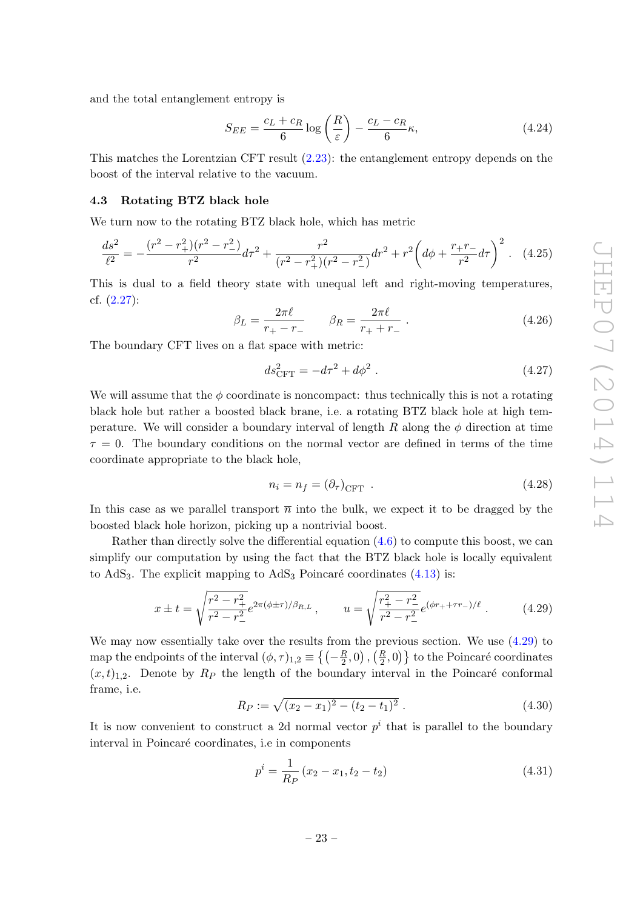and the total entanglement entropy is

$$S_{EE} = \frac{c_L + c_R}{6} \log\left(\frac{R}{\varepsilon}\right) - \frac{c_L - c_R}{6}\kappa, \tag{4.24}$$

This matches the Lorentzian CFT result (2.23): the entanglement entropy depends on the boost of the interval relative to the vacuum.

### 4.3 Rotating BTZ black hole

We turn now to the rotating BTZ black hole, which has metric

$$\frac{ds^2}{\ell^2} = -\frac{(r^2 - r_+^2)(r^2 - r_-^2)}{r^2} d\tau^2 + \frac{r^2}{(r^2 - r_+^2)(r^2 - r_-^2)} dr^2 + r^2\left(d\phi + \frac{r_+ r_-}{r^2} d\tau\right)^2 . \tag{4.25}$$

This is dual to a field theory state with unequal left and right-moving temperatures, cf. (2.27):

$$\beta_L = \frac{2\pi\ell}{r_+ - r_-} \qquad \beta_R = \frac{2\pi\ell}{r_+ + r_-} . \tag{4.26}$$

The boundary CFT lives on a flat space with metric:

$$ds^2_{\text{CFT}} = -d\tau^2 + d\phi^2 . \tag{4.27}$$

We will assume that the $\phi$ coordinate is noncompact: thus technically this is not a rotating black hole but rather a boosted black brane, i.e. a rotating BTZ black hole at high temperature. We will consider a boundary interval of length $R$ along the $\phi$ direction at time $\tau = 0$. The boundary conditions on the normal vector are defined in terms of the time coordinate appropriate to the black hole,

$$n_i = n_f = (\partial_\tau)_{\text{CFT}} . \tag{4.28}$$

In this case as we parallel transport $\overline{n}$ into the bulk, we expect it to be dragged by the boosted black hole horizon, picking up a nontrivial boost.

Rather than directly solve the differential equation (4.6) to compute this boost, we can simplify our computation by using the fact that the BTZ black hole is locally equivalent to AdS$_3$. The explicit mapping to AdS$_3$ Poincaré coordinates (4.13) is:

$$x \pm t = \sqrt{\frac{r^2 - r_+^2}{r^2 - r_-^2}}\, e^{2\pi(\phi \pm \tau)/\beta_{R,L}} , \qquad u = \sqrt{\frac{r_+^2 - r_-^2}{r^2 - r_-^2}}\, e^{(\phi r_+ + \tau r_-)/\ell} . \tag{4.29}$$

We may now essentially take over the results from the previous section. We use (4.29) to map the endpoints of the interval $(\phi, \tau)_{1,2} \equiv \left\{\left(-\frac{R}{2}, 0\right), \left(\frac{R}{2}, 0\right)\right\}$ to the Poincaré coordinates $(x, t)_{1,2}$. Denote by $R_P$ the length of the boundary interval in the Poincaré conformal frame, i.e.

$$R_P := \sqrt{(x_2 - x_1)^2 - (t_2 - t_1)^2} . \tag{4.30}$$

It is now convenient to construct a 2d normal vector $p^i$ that is parallel to the boundary interval in Poincaré coordinates, i.e in components

$$p^i = \frac{1}{R_P}\left(x_2 - x_1, t_2 - t_2\right) \tag{4.31}$$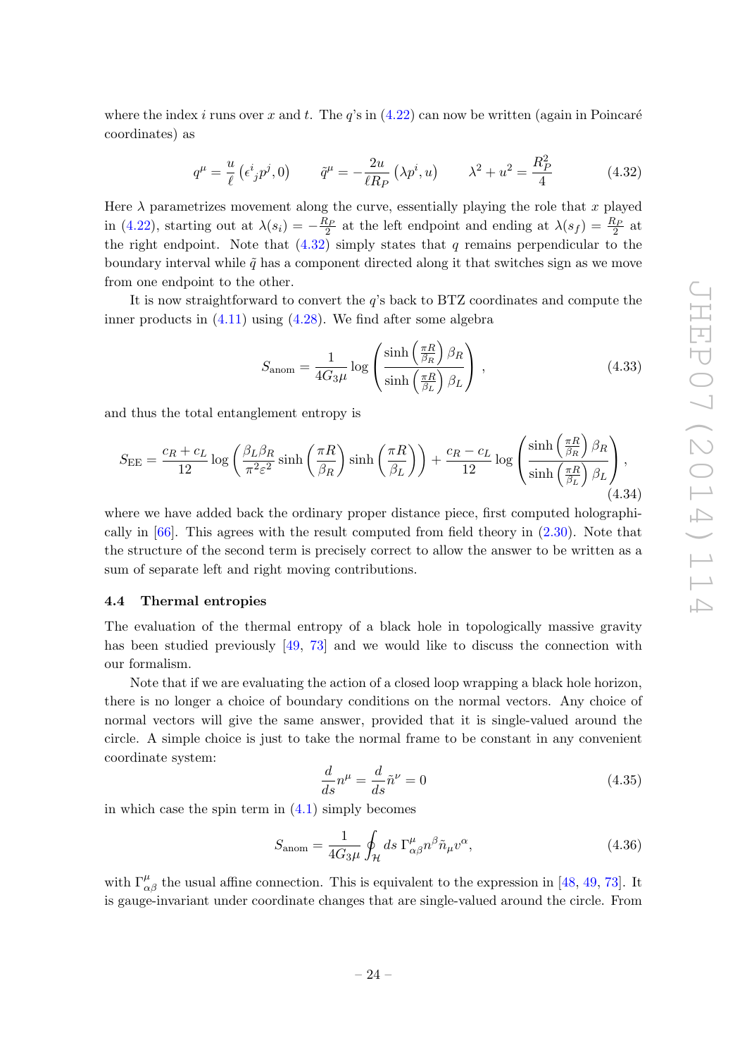where the index $i$ runs over $x$ and $t$. The $q$'s in (4.22) can now be written (again in Poincaré coordinates) as

$$q^\mu = \frac{u}{\ell}\left(\epsilon^i{}_j p^j, 0\right) \qquad \tilde{q}^\mu = -\frac{2u}{\ell R_P}\left(\lambda p^i, u\right) \qquad \lambda^2 + u^2 = \frac{R_P^2}{4} \tag{4.32}$$

Here $\lambda$ parametrizes movement along the curve, essentially playing the role that $x$ played in (4.22), starting out at $\lambda(s_i) = -\frac{R_P}{2}$ at the left endpoint and ending at $\lambda(s_f) = \frac{R_P}{2}$ at the right endpoint. Note that (4.32) simply states that $q$ remains perpendicular to the boundary interval while $\tilde{q}$ has a component directed along it that switches sign as we move from one endpoint to the other.

It is now straightforward to convert the $q$'s back to BTZ coordinates and compute the inner products in (4.11) using (4.28). We find after some algebra

$$S_{\text{anom}} = \frac{1}{4G_3\mu}\log\left(\frac{\sinh\left(\frac{\pi R}{\beta_R}\right)\beta_R}{\sinh\left(\frac{\pi R}{\beta_L}\right)\beta_L}\right), \tag{4.33}$$

and thus the total entanglement entropy is

$$S_{\text{EE}} = \frac{c_R + c_L}{12}\log\left(\frac{\beta_L\beta_R}{\pi^2\varepsilon^2}\sinh\left(\frac{\pi R}{\beta_R}\right)\sinh\left(\frac{\pi R}{\beta_L}\right)\right) + \frac{c_R - c_L}{12}\log\left(\frac{\sinh\left(\frac{\pi R}{\beta_R}\right)\beta_R}{\sinh\left(\frac{\pi R}{\beta_L}\right)\beta_L}\right), \tag{4.34}$$

where we have added back the ordinary proper distance piece, first computed holographically in [66]. This agrees with the result computed from field theory in (2.30). Note that the structure of the second term is precisely correct to allow the answer to be written as a sum of separate left and right moving contributions.

### 4.4 Thermal entropies

The evaluation of the thermal entropy of a black hole in topologically massive gravity has been studied previously [49, 73] and we would like to discuss the connection with our formalism.

Note that if we are evaluating the action of a closed loop wrapping a black hole horizon, there is no longer a choice of boundary conditions on the normal vectors. Any choice of normal vectors will give the same answer, provided that it is single-valued around the circle. A simple choice is just to take the normal frame to be constant in any convenient coordinate system:

$$\frac{d}{ds}n^\mu = \frac{d}{ds}\tilde{n}^\nu = 0 \tag{4.35}$$

in which case the spin term in (4.1) simply becomes

$$S_{\text{anom}} = \frac{1}{4G_3\mu}\oint_{\mathcal{H}} ds\ \Gamma^\mu_{\alpha\beta}n^\beta\tilde{n}_\mu v^\alpha, \tag{4.36}$$

with $\Gamma^\mu_{\alpha\beta}$ the usual affine connection. This is equivalent to the expression in [48, 49, 73]. It is gauge-invariant under coordinate changes that are single-valued around the circle. From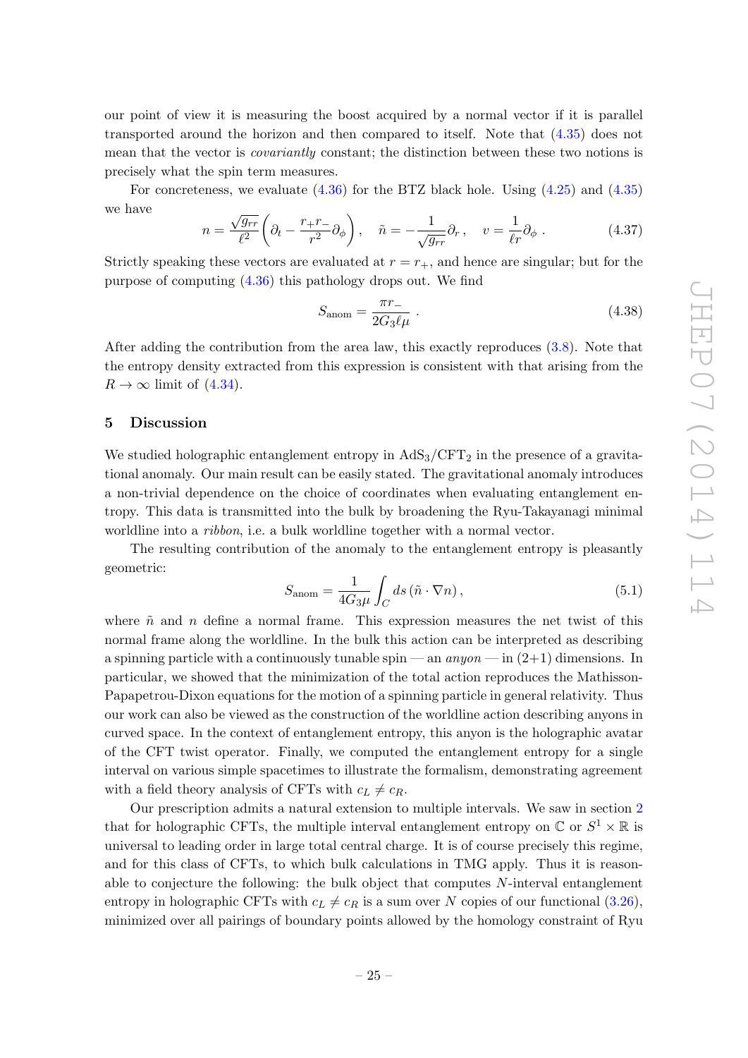our point of view it is measuring the boost acquired by a normal vector if it is parallel transported around the horizon and then compared to itself. Note that (4.35) does not mean that the vector is *covariantly* constant; the distinction between these two notions is precisely what the spin term measures.

For concreteness, we evaluate (4.36) for the BTZ black hole. Using (4.25) and (4.35) we have

$$n = \frac{\sqrt{g_{rr}}}{\ell^2}\left(\partial_t - \frac{r_+ r_-}{r^2}\partial_\phi\right), \quad \tilde{n} = -\frac{1}{\sqrt{g_{rr}}}\partial_r\,, \quad v = \frac{1}{\ell r}\partial_\phi\,. \tag{4.37}$$

Strictly speaking these vectors are evaluated at $r = r_+$, and hence are singular; but for the purpose of computing (4.36) this pathology drops out. We find

$$S_{\rm anom} = \frac{\pi r_-}{2G_3 \ell \mu}\,. \tag{4.38}$$

After adding the contribution from the area law, this exactly reproduces (3.8). Note that the entropy density extracted from this expression is consistent with that arising from the $R \to \infty$ limit of (4.34).

## 5 Discussion

We studied holographic entanglement entropy in AdS$_3$/CFT$_2$ in the presence of a gravitational anomaly. Our main result can be easily stated. The gravitational anomaly introduces a non-trivial dependence on the choice of coordinates when evaluating entanglement entropy. This data is transmitted into the bulk by broadening the Ryu-Takayanagi minimal worldline into a *ribbon*, i.e. a bulk worldline together with a normal vector.

The resulting contribution of the anomaly to the entanglement entropy is pleasantly geometric:

$$S_{\rm anom} = \frac{1}{4G_3\mu}\int_C ds\,(\tilde{n}\cdot\nabla n)\,, \tag{5.1}$$

where $\tilde{n}$ and $n$ define a normal frame. This expression measures the net twist of this normal frame along the worldline. In the bulk this action can be interpreted as describing a spinning particle with a continuously tunable spin — an *anyon* — in (2+1) dimensions. In particular, we showed that the minimization of the total action reproduces the Mathisson-Papapetrou-Dixon equations for the motion of a spinning particle in general relativity. Thus our work can also be viewed as the construction of the worldline action describing anyons in curved space. In the context of entanglement entropy, this anyon is the holographic avatar of the CFT twist operator. Finally, we computed the entanglement entropy for a single interval on various simple spacetimes to illustrate the formalism, demonstrating agreement with a field theory analysis of CFTs with $c_L \neq c_R$.

Our prescription admits a natural extension to multiple intervals. We saw in section 2 that for holographic CFTs, the multiple interval entanglement entropy on $\mathbb{C}$ or $S^1 \times \mathbb{R}$ is universal to leading order in large total central charge. It is of course precisely this regime, and for this class of CFTs, to which bulk calculations in TMG apply. Thus it is reasonable to conjecture the following: the bulk object that computes $N$-interval entanglement entropy in holographic CFTs with $c_L \neq c_R$ is a sum over $N$ copies of our functional (3.26), minimized over all pairings of boundary points allowed by the homology constraint of Ryu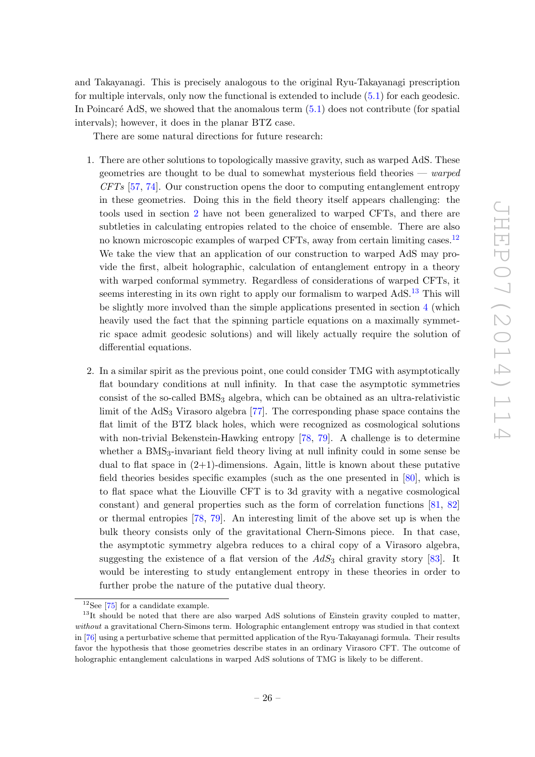and Takayanagi. This is precisely analogous to the original Ryu-Takayanagi prescription for multiple intervals, only now the functional is extended to include (5.1) for each geodesic. In Poincaré AdS, we showed that the anomalous term (5.1) does not contribute (for spatial intervals); however, it does in the planar BTZ case.

There are some natural directions for future research:

1. There are other solutions to topologically massive gravity, such as warped AdS. These geometries are thought to be dual to somewhat mysterious field theories — *warped CFTs* [57, 74]. Our construction opens the door to computing entanglement entropy in these geometries. Doing this in the field theory itself appears challenging: the tools used in section 2 have not been generalized to warped CFTs, and there are subtleties in calculating entropies related to the choice of ensemble. There are also no known microscopic examples of warped CFTs, away from certain limiting cases.[12] We take the view that an application of our construction to warped AdS may provide the first, albeit holographic, calculation of entanglement entropy in a theory with warped conformal symmetry. Regardless of considerations of warped CFTs, it seems interesting in its own right to apply our formalism to warped AdS.[13] This will be slightly more involved than the simple applications presented in section 4 (which heavily used the fact that the spinning particle equations on a maximally symmetric space admit geodesic solutions) and will likely actually require the solution of differential equations.

2. In a similar spirit as the previous point, one could consider TMG with asymptotically flat boundary conditions at null infinity. In that case the asymptotic symmetries consist of the so-called $\mathrm{BMS}_3$ algebra, which can be obtained as an ultra-relativistic limit of the $\mathrm{AdS}_3$ Virasoro algebra [77]. The corresponding phase space contains the flat limit of the BTZ black holes, which were recognized as cosmological solutions with non-trivial Bekenstein-Hawking entropy [78, 79]. A challenge is to determine whether a $\mathrm{BMS}_3$-invariant field theory living at null infinity could in some sense be dual to flat space in (2+1)-dimensions. Again, little is known about these putative field theories besides specific examples (such as the one presented in [80], which is to flat space what the Liouville CFT is to 3d gravity with a negative cosmological constant) and general properties such as the form of correlation functions [81, 82] or thermal entropies [78, 79]. An interesting limit of the above set up is when the bulk theory consists only of the gravitational Chern-Simons piece. In that case, the asymptotic symmetry algebra reduces to a chiral copy of a Virasoro algebra, suggesting the existence of a flat version of the $AdS_3$ chiral gravity story [83]. It would be interesting to study entanglement entropy in these theories in order to further probe the nature of the putative dual theory.

[12] See [75] for a candidate example.

[13] It should be noted that there are also warped AdS solutions of Einstein gravity coupled to matter, *without* a gravitational Chern-Simons term. Holographic entanglement entropy was studied in that context in [76] using a perturbative scheme that permitted application of the Ryu-Takayanagi formula. Their results favor the hypothesis that those geometries describe states in an ordinary Virasoro CFT. The outcome of holographic entanglement calculations in warped AdS solutions of TMG is likely to be different.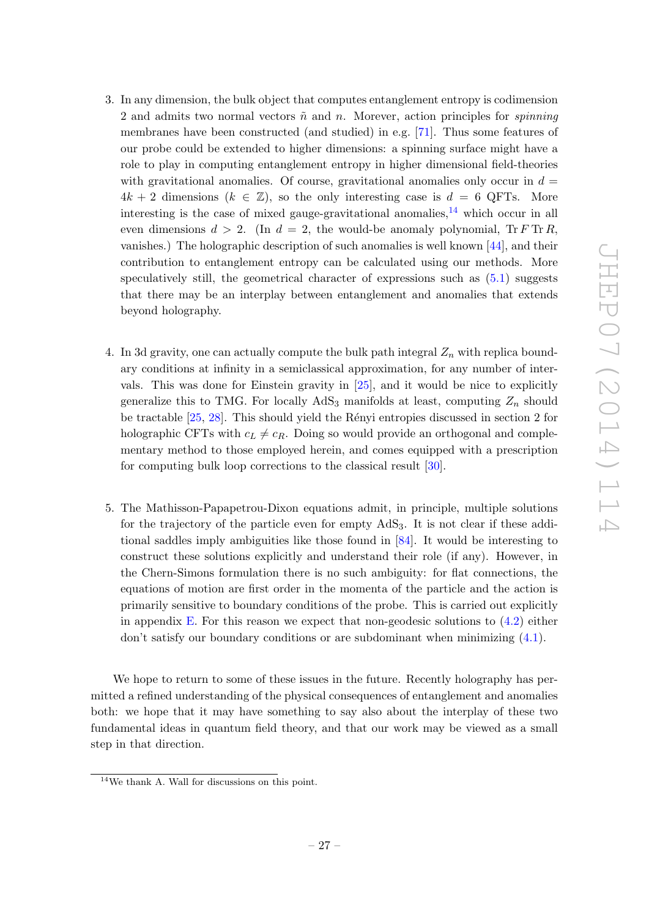3. In any dimension, the bulk object that computes entanglement entropy is codimension 2 and admits two normal vectors $\tilde{n}$ and $n$. Morever, action principles for *spinning* membranes have been constructed (and studied) in e.g. [71]. Thus some features of our probe could be extended to higher dimensions: a spinning surface might have a role to play in computing entanglement entropy in higher dimensional field-theories with gravitational anomalies. Of course, gravitational anomalies only occur in $d = 4k + 2$ dimensions ($k \in \mathbb{Z}$), so the only interesting case is $d = 6$ QFTs. More interesting is the case of mixed gauge-gravitational anomalies,[14] which occur in all even dimensions $d > 2$. (In $d = 2$, the would-be anomaly polynomial, $\mathrm{Tr}\, F\, \mathrm{Tr}\, R$, vanishes.) The holographic description of such anomalies is well known [44], and their contribution to entanglement entropy can be calculated using our methods. More speculatively still, the geometrical character of expressions such as (5.1) suggests that there may be an interplay between entanglement and anomalies that extends beyond holography.

4. In 3d gravity, one can actually compute the bulk path integral $Z_n$ with replica boundary conditions at infinity in a semiclassical approximation, for any number of intervals. This was done for Einstein gravity in [25], and it would be nice to explicitly generalize this to TMG. For locally $\mathrm{AdS}_3$ manifolds at least, computing $Z_n$ should be tractable [25, 28]. This should yield the Rényi entropies discussed in section 2 for holographic CFTs with $c_L \neq c_R$. Doing so would provide an orthogonal and complementary method to those employed herein, and comes equipped with a prescription for computing bulk loop corrections to the classical result [30].

5. The Mathisson-Papapetrou-Dixon equations admit, in principle, multiple solutions for the trajectory of the particle even for empty $\mathrm{AdS}_3$. It is not clear if these additional saddles imply ambiguities like those found in [84]. It would be interesting to construct these solutions explicitly and understand their role (if any). However, in the Chern-Simons formulation there is no such ambiguity: for flat connections, the equations of motion are first order in the momenta of the particle and the action is primarily sensitive to boundary conditions of the probe. This is carried out explicitly in appendix E. For this reason we expect that non-geodesic solutions to (4.2) either don't satisfy our boundary conditions or are subdominant when minimizing (4.1).

We hope to return to some of these issues in the future. Recently holography has permitted a refined understanding of the physical consequences of entanglement and anomalies both: we hope that it may have something to say also about the interplay of these two fundamental ideas in quantum field theory, and that our work may be viewed as a small step in that direction.

[14] We thank A. Wall for discussions on this point.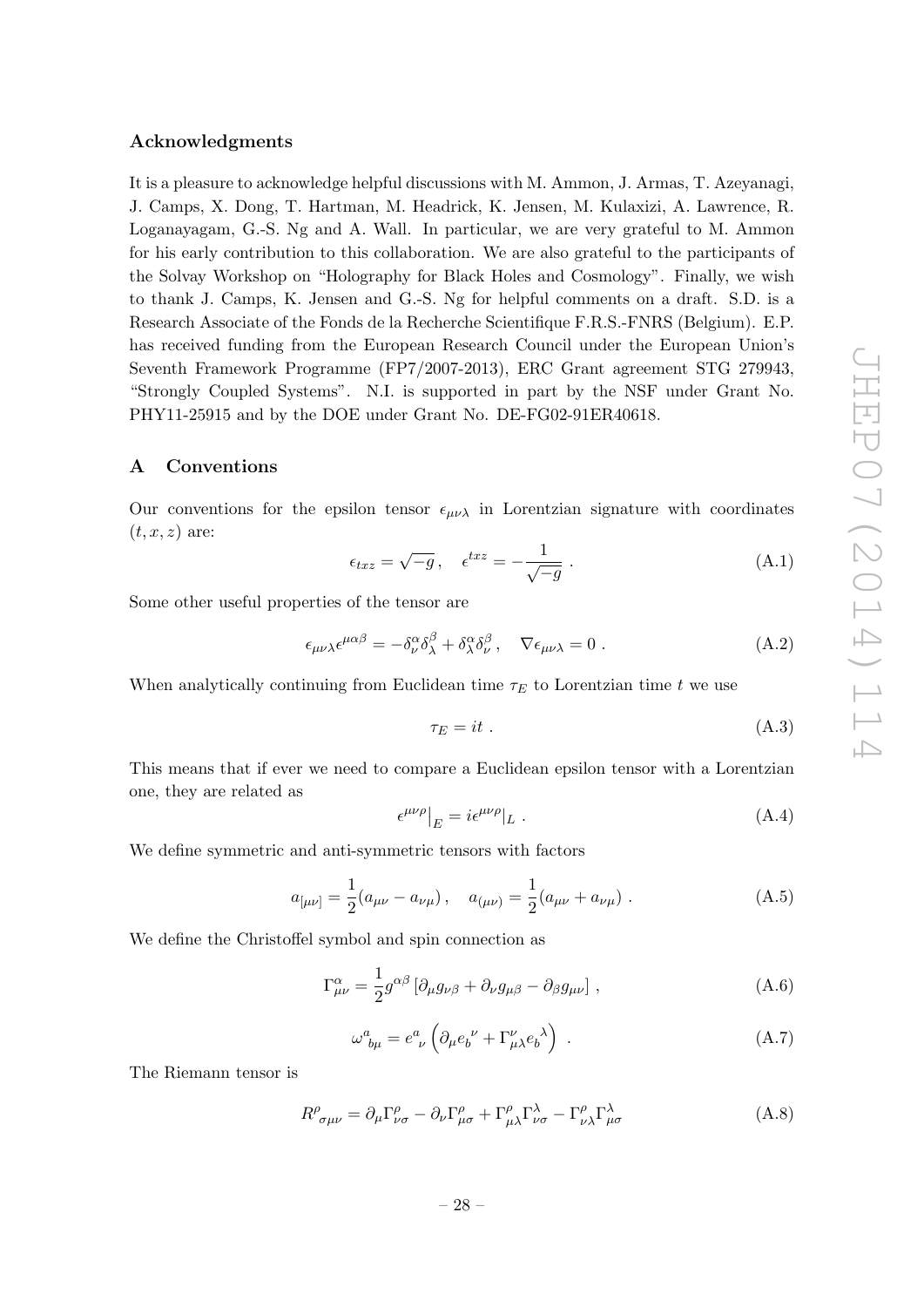### Acknowledgments

It is a pleasure to acknowledge helpful discussions with M. Ammon, J. Armas, T. Azeyanagi, J. Camps, X. Dong, T. Hartman, M. Headrick, K. Jensen, M. Kulaxizi, A. Lawrence, R. Loganayagam, G.-S. Ng and A. Wall. In particular, we are very grateful to M. Ammon for his early contribution to this collaboration. We are also grateful to the participants of the Solvay Workshop on "Holography for Black Holes and Cosmology". Finally, we wish to thank J. Camps, K. Jensen and G.-S. Ng for helpful comments on a draft. S.D. is a Research Associate of the Fonds de la Recherche Scientifique F.R.S.-FNRS (Belgium). E.P. has received funding from the European Research Council under the European Union's Seventh Framework Programme (FP7/2007-2013), ERC Grant agreement STG 279943, "Strongly Coupled Systems". N.I. is supported in part by the NSF under Grant No. PHY11-25915 and by the DOE under Grant No. DE-FG02-91ER40618.

## A Conventions

Our conventions for the epsilon tensor $\epsilon_{\mu\nu\lambda}$ in Lorentzian signature with coordinates $(t, x, z)$ are:

$$\epsilon_{txz} = \sqrt{-g}\,, \quad \epsilon^{txz} = -\frac{1}{\sqrt{-g}}\ . \tag{A.1}$$

Some other useful properties of the tensor are

$$\epsilon_{\mu\nu\lambda}\epsilon^{\mu\alpha\beta} = -\delta^{\alpha}_{\nu}\delta^{\beta}_{\lambda} + \delta^{\alpha}_{\lambda}\delta^{\beta}_{\nu}\,, \quad \nabla\epsilon_{\mu\nu\lambda} = 0\ . \tag{A.2}$$

When analytically continuing from Euclidean time $\tau_E$ to Lorentzian time $t$ we use

$$\tau_E = it\ . \tag{A.3}$$

This means that if ever we need to compare a Euclidean epsilon tensor with a Lorentzian one, they are related as

$$\epsilon^{\mu\nu\rho}\big|_E = i\epsilon^{\mu\nu\rho}|_L\ . \tag{A.4}$$

We define symmetric and anti-symmetric tensors with factors

$$a_{[\mu\nu]} = \frac{1}{2}(a_{\mu\nu} - a_{\nu\mu})\,, \quad a_{(\mu\nu)} = \frac{1}{2}(a_{\mu\nu} + a_{\nu\mu})\ . \tag{A.5}$$

We define the Christoffel symbol and spin connection as

$$\Gamma^{\alpha}_{\mu\nu} = \frac{1}{2}g^{\alpha\beta}\left[\partial_\mu g_{\nu\beta} + \partial_\nu g_{\mu\beta} - \partial_\beta g_{\mu\nu}\right]\,, \tag{A.6}$$

$$\omega^{a}{}_{b\mu} = e^{a}{}_{\nu}\left(\partial_\mu e_b{}^{\nu} + \Gamma^{\nu}_{\mu\lambda}e_b{}^{\lambda}\right)\ . \tag{A.7}$$

The Riemann tensor is

$$R^{\rho}{}_{\sigma\mu\nu} = \partial_\mu\Gamma^{\rho}_{\nu\sigma} - \partial_\nu\Gamma^{\rho}_{\mu\sigma} + \Gamma^{\rho}_{\mu\lambda}\Gamma^{\lambda}_{\nu\sigma} - \Gamma^{\rho}_{\nu\lambda}\Gamma^{\lambda}_{\mu\sigma} \tag{A.8}$$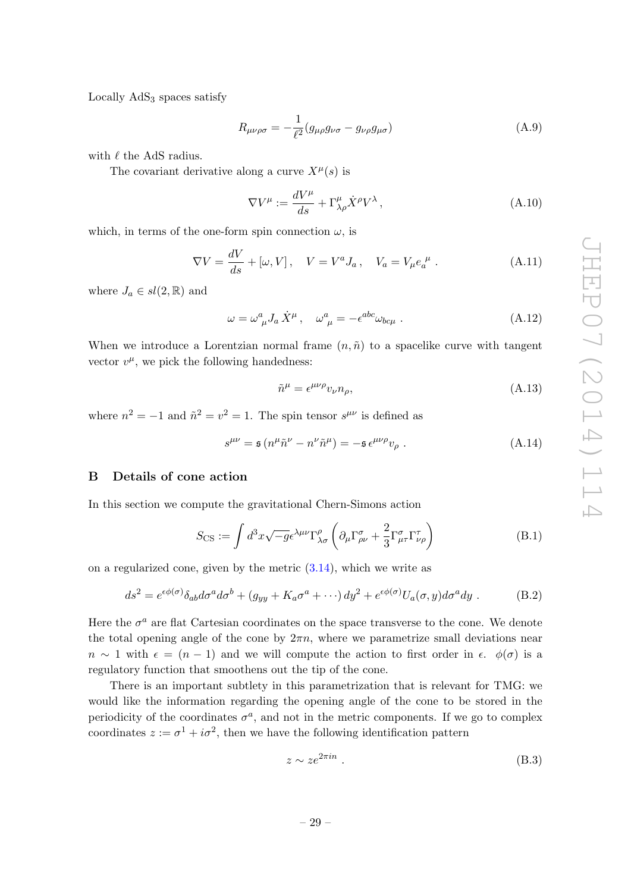Locally AdS$_3$ spaces satisfy

$$R_{\mu\nu\rho\sigma} = -\frac{1}{\ell^2}(g_{\mu\rho}g_{\nu\sigma} - g_{\nu\rho}g_{\mu\sigma}) \tag{A.9}$$

with $\ell$ the AdS radius.

The covariant derivative along a curve $X^\mu(s)$ is

$$\nabla V^\mu := \frac{dV^\mu}{ds} + \Gamma^\mu_{\lambda\rho}\dot{X}^\rho V^\lambda\,, \tag{A.10}$$

which, in terms of the one-form spin connection $\omega$, is

$$\nabla V = \frac{dV}{ds} + [\omega, V]\,, \quad V = V^a J_a\,, \quad V_a = V_\mu e_a{}^\mu\,. \tag{A.11}$$

where $J_a \in sl(2,\mathbb{R})$ and

$$\omega = \omega^a{}_\mu J_a\,\dot{X}^\mu\,, \quad \omega^a{}_\mu = -\epsilon^{abc}\omega_{bc\mu}\,. \tag{A.12}$$

When we introduce a Lorentzian normal frame $(n, \tilde{n})$ to a spacelike curve with tangent vector $v^\mu$, we pick the following handedness:

$$\tilde{n}^\mu = \epsilon^{\mu\nu\rho}v_\nu n_\rho, \tag{A.13}$$

where $n^2 = -1$ and $\tilde{n}^2 = v^2 = 1$. The spin tensor $s^{\mu\nu}$ is defined as

$$s^{\mu\nu} = \mathfrak{s}\,(n^\mu\tilde{n}^\nu - n^\nu\tilde{n}^\mu) = -\mathfrak{s}\,\epsilon^{\mu\nu\rho}v_\rho\,. \tag{A.14}$$

## B Details of cone action

In this section we compute the gravitational Chern-Simons action

$$S_{\rm CS} := \int d^3x\sqrt{-g}\epsilon^{\lambda\mu\nu}\Gamma^\rho_{\lambda\sigma}\left(\partial_\mu\Gamma^\sigma_{\rho\nu} + \frac{2}{3}\Gamma^\sigma_{\mu\tau}\Gamma^\tau_{\nu\rho}\right) \tag{B.1}$$

on a regularized cone, given by the metric (3.14), which we write as

$$ds^2 = e^{\epsilon\phi(\sigma)}\delta_{ab}d\sigma^a d\sigma^b + (g_{yy} + K_a\sigma^a + \cdots)\,dy^2 + e^{\epsilon\phi(\sigma)}U_a(\sigma, y)d\sigma^a dy\,. \tag{B.2}$$

Here the $\sigma^a$ are flat Cartesian coordinates on the space transverse to the cone. We denote the total opening angle of the cone by $2\pi n$, where we parametrize small deviations near $n \sim 1$ with $\epsilon = (n-1)$ and we will compute the action to first order in $\epsilon$. $\phi(\sigma)$ is a regulatory function that smoothens out the tip of the cone.

There is an important subtlety in this parametrization that is relevant for TMG: we would like the information regarding the opening angle of the cone to be stored in the periodicity of the coordinates $\sigma^a$, and not in the metric components. If we go to complex coordinates $z := \sigma^1 + i\sigma^2$, then we have the following identification pattern

$$z \sim ze^{2\pi i n}\,. \tag{B.3}$$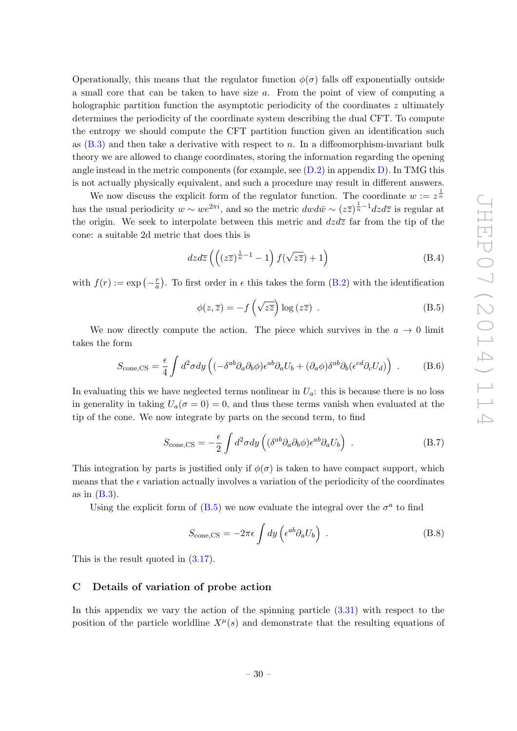Operationally, this means that the regulator function $\phi(\sigma)$ falls off exponentially outside a small core that can be taken to have size $a$. From the point of view of computing a holographic partition function the asymptotic periodicity of the coordinates $z$ ultimately determines the periodicity of the coordinate system describing the dual CFT. To compute the entropy we should compute the CFT partition function given an identification such as (B.3) and then take a derivative with respect to $n$. In a diffeomorphism-invariant bulk theory we are allowed to change coordinates, storing the information regarding the opening angle instead in the metric components (for example, see (D.2) in appendix D). In TMG this is not actually physically equivalent, and such a procedure may result in different answers.

We now discuss the explicit form of the regulator function. The coordinate $w := z^{\frac{1}{n}}$ has the usual periodicity $w \sim we^{2\pi i}$, and so the metric $dwd\bar{w} \sim (z\bar{z})^{\frac{1}{n}-1}dzd\bar{z}$ is regular at the origin. We seek to interpolate between this metric and $dzd\bar{z}$ far from the tip of the cone: a suitable 2d metric that does this is

$$
dzd\bar{z}\left(\left((z\bar{z})^{\frac{1}{n}-1}-1\right)f(\sqrt{z\bar{z}})+1\right) \tag{B.4}
$$

with $f(r) := \exp\left(-\frac{r}{a}\right)$. To first order in $\epsilon$ this takes the form (B.2) with the identification

$$
\phi(z,\bar{z}) = -f\left(\sqrt{z\bar{z}}\right)\log\left(z\bar{z}\right) \ . \tag{B.5}
$$

We now directly compute the action. The piece which survives in the $a \to 0$ limit takes the form

$$
S_{\text{cone,CS}} = \frac{\epsilon}{4}\int d^2\sigma dy\left((-\delta^{ab}\partial_a\partial_b\phi)\epsilon^{ab}\partial_a U_b + (\partial_a\phi)\delta^{ab}\partial_b(\epsilon^{cd}\partial_c U_d)\right) \ . \tag{B.6}
$$

In evaluating this we have neglected terms nonlinear in $U_a$: this is because there is no loss in generality in taking $U_a(\sigma = 0) = 0$, and thus these terms vanish when evaluated at the tip of the cone. We now integrate by parts on the second term, to find

$$
S_{\text{cone,CS}} = -\frac{\epsilon}{2}\int d^2\sigma dy\left((\delta^{ab}\partial_a\partial_b\phi)\epsilon^{ab}\partial_a U_b\right) \ . \tag{B.7}
$$

This integration by parts is justified only if $\phi(\sigma)$ is taken to have compact support, which means that the $\epsilon$ variation actually involves a variation of the periodicity of the coordinates as in (B.3).

Using the explicit form of (B.5) we now evaluate the integral over the $\sigma^a$ to find

$$
S_{\text{cone,CS}} = -2\pi\epsilon\int dy\left(\epsilon^{ab}\partial_a U_b\right) \ . \tag{B.8}
$$

This is the result quoted in (3.17).

## C Details of variation of probe action

In this appendix we vary the action of the spinning particle (3.31) with respect to the position of the particle worldline $X^\mu(s)$ and demonstrate that the resulting equations of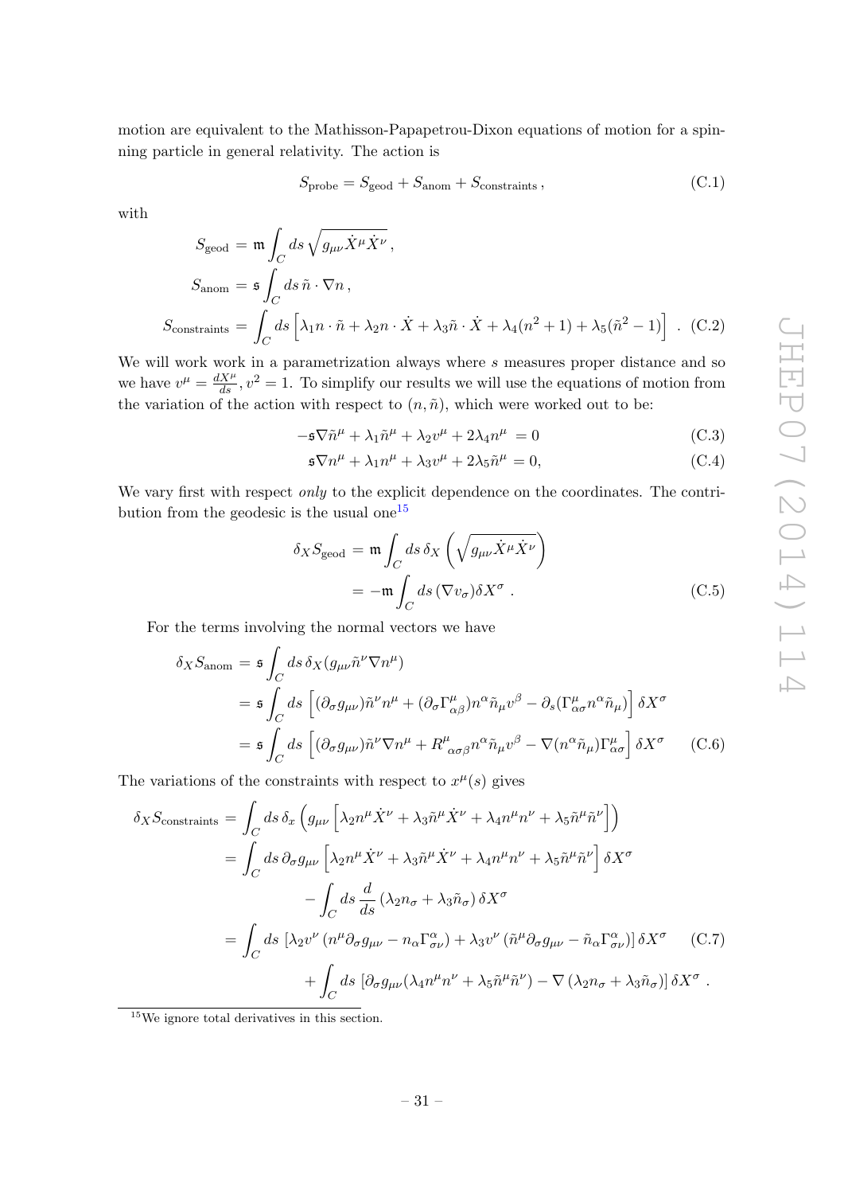motion are equivalent to the Mathisson-Papapetrou-Dixon equations of motion for a spinning particle in general relativity. The action is

$$S_{\rm probe} = S_{\rm geod} + S_{\rm anom} + S_{\rm constraints}\,, \tag{C.1}$$

with

$$\begin{aligned}
S_{\rm geod} &= \mathfrak{m}\int_C ds\,\sqrt{g_{\mu\nu}\dot{X}^\mu\dot{X}^\nu}\,,\\
S_{\rm anom} &= \mathfrak{s}\int_C ds\,\tilde{n}\cdot\nabla n\,,\\
S_{\rm constraints} &= \int_C ds\left[\lambda_1 n\cdot\tilde{n} + \lambda_2 n\cdot\dot{X} + \lambda_3\tilde{n}\cdot\dot{X} + \lambda_4(n^2+1) + \lambda_5(\tilde{n}^2-1)\right]\,.
\end{aligned} \tag{C.2}$$

We will work work in a parametrization always where $s$ measures proper distance and so we have $v^\mu = \frac{dX^\mu}{ds}$, $v^2 = 1$. To simplify our results we will use the equations of motion from the variation of the action with respect to $(n, \tilde{n})$, which were worked out to be:

$$-\mathfrak{s}\nabla\tilde{n}^\mu + \lambda_1\tilde{n}^\mu + \lambda_2 v^\mu + 2\lambda_4 n^\mu \;= 0 \tag{C.3}$$

$$\mathfrak{s}\nabla n^\mu + \lambda_1 n^\mu + \lambda_3 v^\mu + 2\lambda_5\tilde{n}^\mu = 0, \tag{C.4}$$

We vary first with respect *only* to the explicit dependence on the coordinates. The contribution from the geodesic is the usual one[15]

$$\begin{aligned}
\delta_X S_{\rm geod} &= \mathfrak{m}\int_C ds\,\delta_X\left(\sqrt{g_{\mu\nu}\dot{X}^\mu\dot{X}^\nu}\right)\\
&= -\mathfrak{m}\int_C ds\,(\nabla v_\sigma)\delta X^\sigma\,.
\end{aligned} \tag{C.5}$$

For the terms involving the normal vectors we have

$$\begin{aligned}
\delta_X S_{\rm anom} &= \mathfrak{s}\int_C ds\,\delta_X(g_{\mu\nu}\tilde{n}^\nu\nabla n^\mu)\\
&= \mathfrak{s}\int_C ds\left[(\partial_\sigma g_{\mu\nu})\tilde{n}^\nu n^\mu + (\partial_\sigma\Gamma^\mu_{\alpha\beta})n^\alpha\tilde{n}_\mu v^\beta - \partial_s(\Gamma^\mu_{\alpha\sigma}n^\alpha\tilde{n}_\mu)\right]\delta X^\sigma\\
&= \mathfrak{s}\int_C ds\left[(\partial_\sigma g_{\mu\nu})\tilde{n}^\nu\nabla n^\mu + R^\mu{}_{\alpha\sigma\beta}n^\alpha\tilde{n}_\mu v^\beta - \nabla(n^\alpha\tilde{n}_\mu)\Gamma^\mu_{\alpha\sigma}\right]\delta X^\sigma
\end{aligned} \tag{C.6}$$

The variations of the constraints with respect to $x^\mu(s)$ gives

$$\begin{aligned}
\delta_X S_{\rm constraints} &= \int_C ds\,\delta_x\left(g_{\mu\nu}\left[\lambda_2 n^\mu\dot{X}^\nu + \lambda_3\tilde{n}^\mu\dot{X}^\nu + \lambda_4 n^\mu n^\nu + \lambda_5\tilde{n}^\mu\tilde{n}^\nu\right]\right)\\
&= \int_C ds\,\partial_\sigma g_{\mu\nu}\left[\lambda_2 n^\mu\dot{X}^\nu + \lambda_3\tilde{n}^\mu\dot{X}^\nu + \lambda_4 n^\mu n^\nu + \lambda_5\tilde{n}^\mu\tilde{n}^\nu\right]\delta X^\sigma\\
&\qquad - \int_C ds\,\frac{d}{ds}\left(\lambda_2 n_\sigma + \lambda_3\tilde{n}_\sigma\right)\delta X^\sigma\\
&= \int_C ds\,\left[\lambda_2 v^\nu\left(n^\mu\partial_\sigma g_{\mu\nu} - n_\alpha\Gamma^\alpha_{\sigma\nu}\right) + \lambda_3 v^\nu\left(\tilde{n}^\mu\partial_\sigma g_{\mu\nu} - \tilde{n}_\alpha\Gamma^\alpha_{\sigma\nu}\right)\right]\delta X^\sigma\\
&\qquad + \int_C ds\,\left[\partial_\sigma g_{\mu\nu}(\lambda_4 n^\mu n^\nu + \lambda_5\tilde{n}^\mu\tilde{n}^\nu) - \nabla\left(\lambda_2 n_\sigma + \lambda_3\tilde{n}_\sigma\right)\right]\delta X^\sigma\,.
\end{aligned} \tag{C.7}$$

[15] We ignore total derivatives in this section.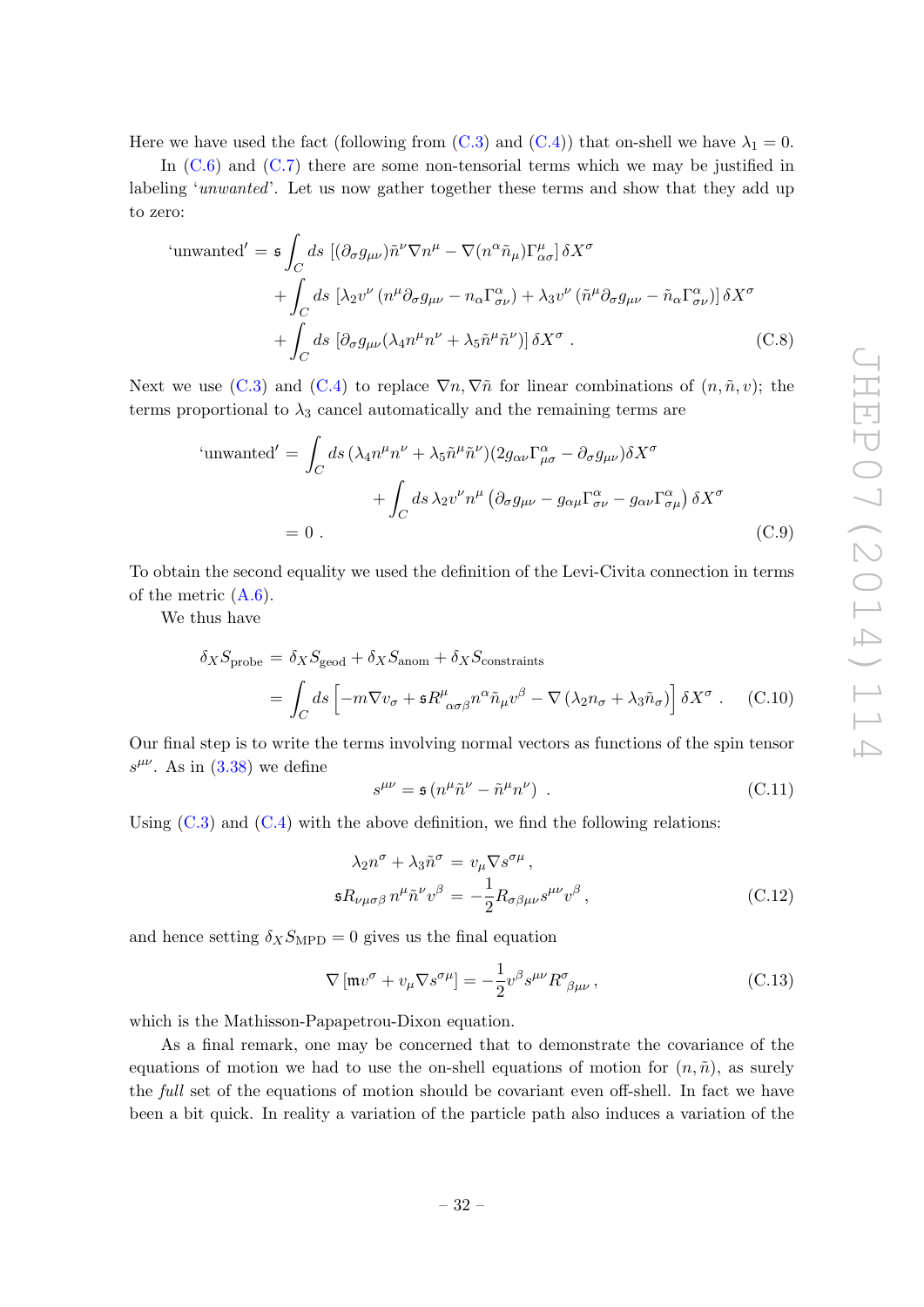Here we have used the fact (following from (C.3) and (C.4)) that on-shell we have $\lambda_1 = 0$.

In (C.6) and (C.7) there are some non-tensorial terms which we may be justified in labeling '*unwanted*'. Let us now gather together these terms and show that they add up to zero:

$$
\begin{aligned}
\text{'unwanted'} &= \mathfrak{s} \int_C ds \left[ (\partial_\sigma g_{\mu\nu}) \tilde{n}^\nu \nabla n^\mu - \nabla (n^\alpha \tilde{n}_\mu) \Gamma^\mu_{\alpha\sigma} \right] \delta X^\sigma \\
&\quad + \int_C ds \left[ \lambda_2 v^\nu \left( n^\mu \partial_\sigma g_{\mu\nu} - n_\alpha \Gamma^\alpha_{\sigma\nu} \right) + \lambda_3 v^\nu \left( \tilde{n}^\mu \partial_\sigma g_{\mu\nu} - \tilde{n}_\alpha \Gamma^\alpha_{\sigma\nu} \right) \right] \delta X^\sigma \\
&\quad + \int_C ds \left[ \partial_\sigma g_{\mu\nu} (\lambda_4 n^\mu n^\nu + \lambda_5 \tilde{n}^\mu \tilde{n}^\nu) \right] \delta X^\sigma \, .
\end{aligned} \tag{C.8}
$$

Next we use (C.3) and (C.4) to replace $\nabla n, \nabla \tilde{n}$ for linear combinations of $(n, \tilde{n}, v)$; the terms proportional to $\lambda_3$ cancel automatically and the remaining terms are

$$
\begin{aligned}
\text{'unwanted'} &= \int_C ds \, (\lambda_4 n^\mu n^\nu + \lambda_5 \tilde{n}^\mu \tilde{n}^\nu)(2 g_{\alpha\nu} \Gamma^\alpha_{\mu\sigma} - \partial_\sigma g_{\mu\nu}) \delta X^\sigma \\
&\qquad + \int_C ds \, \lambda_2 v^\nu n^\mu \left( \partial_\sigma g_{\mu\nu} - g_{\alpha\mu} \Gamma^\alpha_{\sigma\nu} - g_{\alpha\nu} \Gamma^\alpha_{\sigma\mu} \right) \delta X^\sigma \\
&= 0 \, .
\end{aligned} \tag{C.9}
$$

To obtain the second equality we used the definition of the Levi-Civita connection in terms of the metric (A.6).

We thus have

$$
\begin{aligned}
\delta_X S_{\text{probe}} &= \delta_X S_{\text{geod}} + \delta_X S_{\text{anom}} + \delta_X S_{\text{constraints}} \\
&= \int_C ds \left[ -m \nabla v_\sigma + \mathfrak{s} R^\mu{}_{\alpha\sigma\beta} n^\alpha \tilde{n}_\mu v^\beta - \nabla \left( \lambda_2 n_\sigma + \lambda_3 \tilde{n}_\sigma \right) \right] \delta X^\sigma \, .
\end{aligned} \tag{C.10}
$$

Our final step is to write the terms involving normal vectors as functions of the spin tensor $s^{\mu\nu}$. As in (3.38) we define

$$
s^{\mu\nu} = \mathfrak{s} \left( n^\mu \tilde{n}^\nu - \tilde{n}^\mu n^\nu \right) \, . \tag{C.11}
$$

Using (C.3) and (C.4) with the above definition, we find the following relations:

$$
\begin{aligned}
\lambda_2 n^\sigma + \lambda_3 \tilde{n}^\sigma &= v_\mu \nabla s^{\sigma\mu} \, , \\
\mathfrak{s} R_{\nu\mu\sigma\beta} \, n^\mu \tilde{n}^\nu v^\beta &= -\frac{1}{2} R_{\sigma\beta\mu\nu} s^{\mu\nu} v^\beta \, ,
\end{aligned} \tag{C.12}
$$

and hence setting $\delta_X S_{\text{MPD}} = 0$ gives us the final equation

$$
\nabla \left[ \mathfrak{m} v^\sigma + v_\mu \nabla s^{\sigma\mu} \right] = -\frac{1}{2} v^\beta s^{\mu\nu} R^\sigma{}_{\beta\mu\nu} \, , \tag{C.13}
$$

which is the Mathisson-Papapetrou-Dixon equation.

As a final remark, one may be concerned that to demonstrate the covariance of the equations of motion we had to use the on-shell equations of motion for $(n, \tilde{n})$, as surely the *full* set of the equations of motion should be covariant even off-shell. In fact we have been a bit quick. In reality a variation of the particle path also induces a variation of the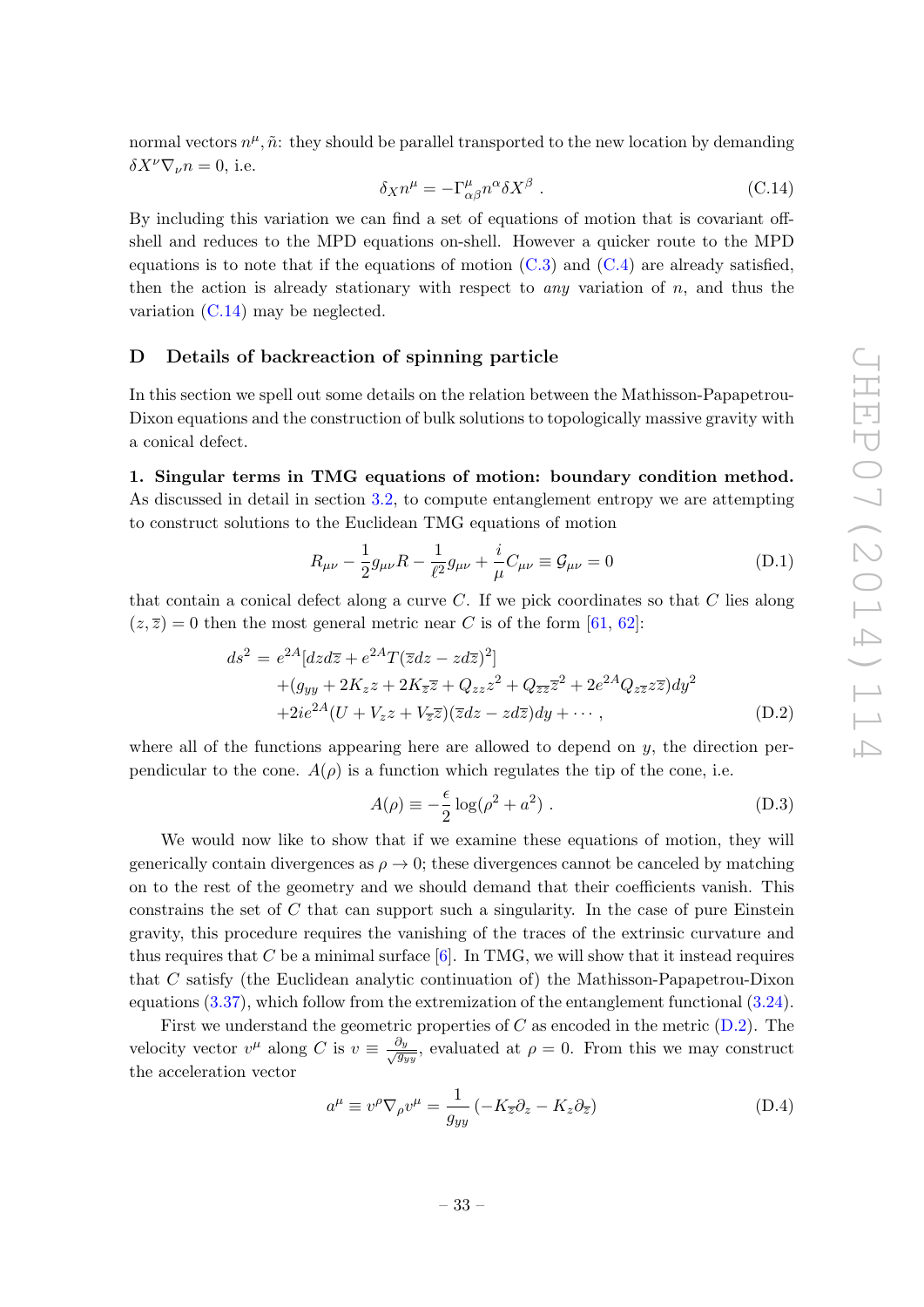normal vectors $n^\mu, \tilde{n}$: they should be parallel transported to the new location by demanding $\delta X^\nu \nabla_\nu n = 0$, i.e.

$$\delta_X n^\mu = -\Gamma^\mu_{\alpha\beta} n^\alpha \delta X^\beta \ . \tag{C.14}$$

By including this variation we can find a set of equations of motion that is covariant off-shell and reduces to the MPD equations on-shell. However a quicker route to the MPD equations is to note that if the equations of motion (C.3) and (C.4) are already satisfied, then the action is already stationary with respect to *any* variation of $n$, and thus the variation (C.14) may be neglected.

## D Details of backreaction of spinning particle

In this section we spell out some details on the relation between the Mathisson-Papapetrou-Dixon equations and the construction of bulk solutions to topologically massive gravity with a conical defect.

**1. Singular terms in TMG equations of motion: boundary condition method.** As discussed in detail in section 3.2, to compute entanglement entropy we are attempting to construct solutions to the Euclidean TMG equations of motion

$$R_{\mu\nu} - \frac{1}{2} g_{\mu\nu} R - \frac{1}{\ell^2} g_{\mu\nu} + \frac{i}{\mu} C_{\mu\nu} \equiv \mathcal{G}_{\mu\nu} = 0 \tag{D.1}$$

that contain a conical defect along a curve $C$. If we pick coordinates so that $C$ lies along $(z, \bar{z}) = 0$ then the most general metric near $C$ is of the form [61, 62]:

$$\begin{aligned}
ds^2 = \; & e^{2A}[dz d\bar{z} + e^{2A} T(\bar{z}dz - z d\bar{z})^2] \\
& + (g_{yy} + 2K_z z + 2K_{\bar{z}}\bar{z} + Q_{zz} z^2 + Q_{\bar{z}\bar{z}}\bar{z}^2 + 2e^{2A} Q_{z\bar{z}} z\bar{z}) dy^2 \\
& + 2ie^{2A}(U + V_z z + V_{\bar{z}}\bar{z})(\bar{z}dz - z d\bar{z})dy + \cdots ,
\end{aligned} \tag{D.2}$$

where all of the functions appearing here are allowed to depend on $y$, the direction perpendicular to the cone. $A(\rho)$ is a function which regulates the tip of the cone, i.e.

$$A(\rho) \equiv -\frac{\epsilon}{2} \log(\rho^2 + a^2) \ . \tag{D.3}$$

We would now like to show that if we examine these equations of motion, they will generically contain divergences as $\rho \to 0$; these divergences cannot be canceled by matching on to the rest of the geometry and we should demand that their coefficients vanish. This constrains the set of $C$ that can support such a singularity. In the case of pure Einstein gravity, this procedure requires the vanishing of the traces of the extrinsic curvature and thus requires that $C$ be a minimal surface [6]. In TMG, we will show that it instead requires that $C$ satisfy (the Euclidean analytic continuation of) the Mathisson-Papapetrou-Dixon equations (3.37), which follow from the extremization of the entanglement functional (3.24).

First we understand the geometric properties of $C$ as encoded in the metric (D.2). The velocity vector $v^\mu$ along $C$ is $v \equiv \frac{\partial_y}{\sqrt{g_{yy}}}$, evaluated at $\rho = 0$. From this we may construct the acceleration vector

$$a^\mu \equiv v^\rho \nabla_\rho v^\mu = \frac{1}{g_{yy}} (-K_{\bar{z}} \partial_z - K_z \partial_{\bar{z}}) \tag{D.4}$$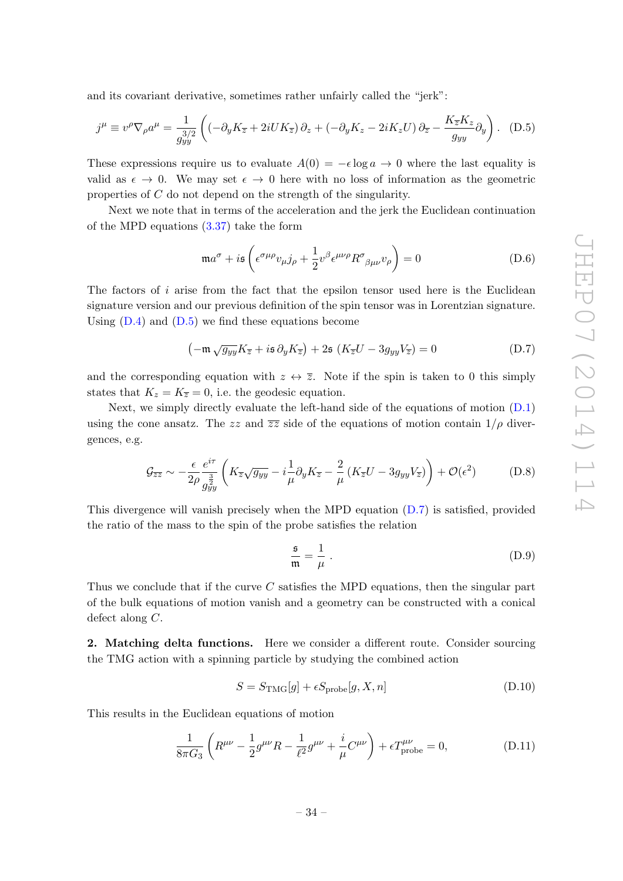and its covariant derivative, sometimes rather unfairly called the "jerk":

$$j^\mu \equiv v^\rho \nabla_\rho a^\mu = \frac{1}{g_{yy}^{3/2}} \left( \left(-\partial_y K_{\bar{z}} + 2iUK_{\bar{z}}\right)\partial_z + \left(-\partial_y K_z - 2iK_z U\right)\partial_{\bar{z}} - \frac{K_{\bar{z}} K_z}{g_{yy}} \partial_y \right). \tag{D.5}$$

These expressions require us to evaluate $A(0) = -\epsilon \log a \to 0$ where the last equality is valid as $\epsilon \to 0$. We may set $\epsilon \to 0$ here with no loss of information as the geometric properties of $C$ do not depend on the strength of the singularity.

Next we note that in terms of the acceleration and the jerk the Euclidean continuation of the MPD equations (3.37) take the form

$$\mathfrak{m} a^\sigma + i\mathfrak{s}\left(\epsilon^{\sigma\mu\rho} v_\mu j_\rho + \frac{1}{2} v^\beta \epsilon^{\mu\nu\rho} R^\sigma{}_{\beta\mu\nu} v_\rho\right) = 0 \tag{D.6}$$

The factors of $i$ arise from the fact that the epsilon tensor used here is the Euclidean signature version and our previous definition of the spin tensor was in Lorentzian signature. Using (D.4) and (D.5) we find these equations become

$$\left(-\mathfrak{m}\sqrt{g_{yy}} K_{\bar{z}} + i\mathfrak{s}\,\partial_y K_{\bar{z}}\right) + 2\mathfrak{s}\left(K_{\bar{z}} U - 3 g_{yy} V_{\bar{z}}\right) = 0 \tag{D.7}$$

and the corresponding equation with $z \leftrightarrow \bar{z}$. Note if the spin is taken to 0 this simply states that $K_z = K_{\bar{z}} = 0$, i.e. the geodesic equation.

Next, we simply directly evaluate the left-hand side of the equations of motion (D.1) using the cone ansatz. The $zz$ and $\bar{z}\bar{z}$ side of the equations of motion contain $1/\rho$ divergences, e.g.

$$\mathcal{G}_{\bar{z}\bar{z}} \sim -\frac{\epsilon}{2\rho} \frac{e^{i\tau}}{g_{yy}^{\frac{3}{2}}} \left(K_{\bar{z}}\sqrt{g_{yy}} - i\frac{1}{\mu}\partial_y K_{\bar{z}} - \frac{2}{\mu}\left(K_{\bar{z}} U - 3 g_{yy} V_{\bar{z}}\right)\right) + \mathcal{O}(\epsilon^2) \tag{D.8}$$

This divergence will vanish precisely when the MPD equation (D.7) is satisfied, provided the ratio of the mass to the spin of the probe satisfies the relation

$$\frac{\mathfrak{s}}{\mathfrak{m}} = \frac{1}{\mu}\,. \tag{D.9}$$

Thus we conclude that if the curve $C$ satisfies the MPD equations, then the singular part of the bulk equations of motion vanish and a geometry can be constructed with a conical defect along $C$.

**2. Matching delta functions.** Here we consider a different route. Consider sourcing the TMG action with a spinning particle by studying the combined action

$$S = S_{\text{TMG}}[g] + \epsilon S_{\text{probe}}[g, X, n] \tag{D.10}$$

This results in the Euclidean equations of motion

$$\frac{1}{8\pi G_3}\left(R^{\mu\nu} - \frac{1}{2} g^{\mu\nu} R - \frac{1}{\ell^2} g^{\mu\nu} + \frac{i}{\mu} C^{\mu\nu}\right) + \epsilon T^{\mu\nu}_{\text{probe}} = 0, \tag{D.11}$$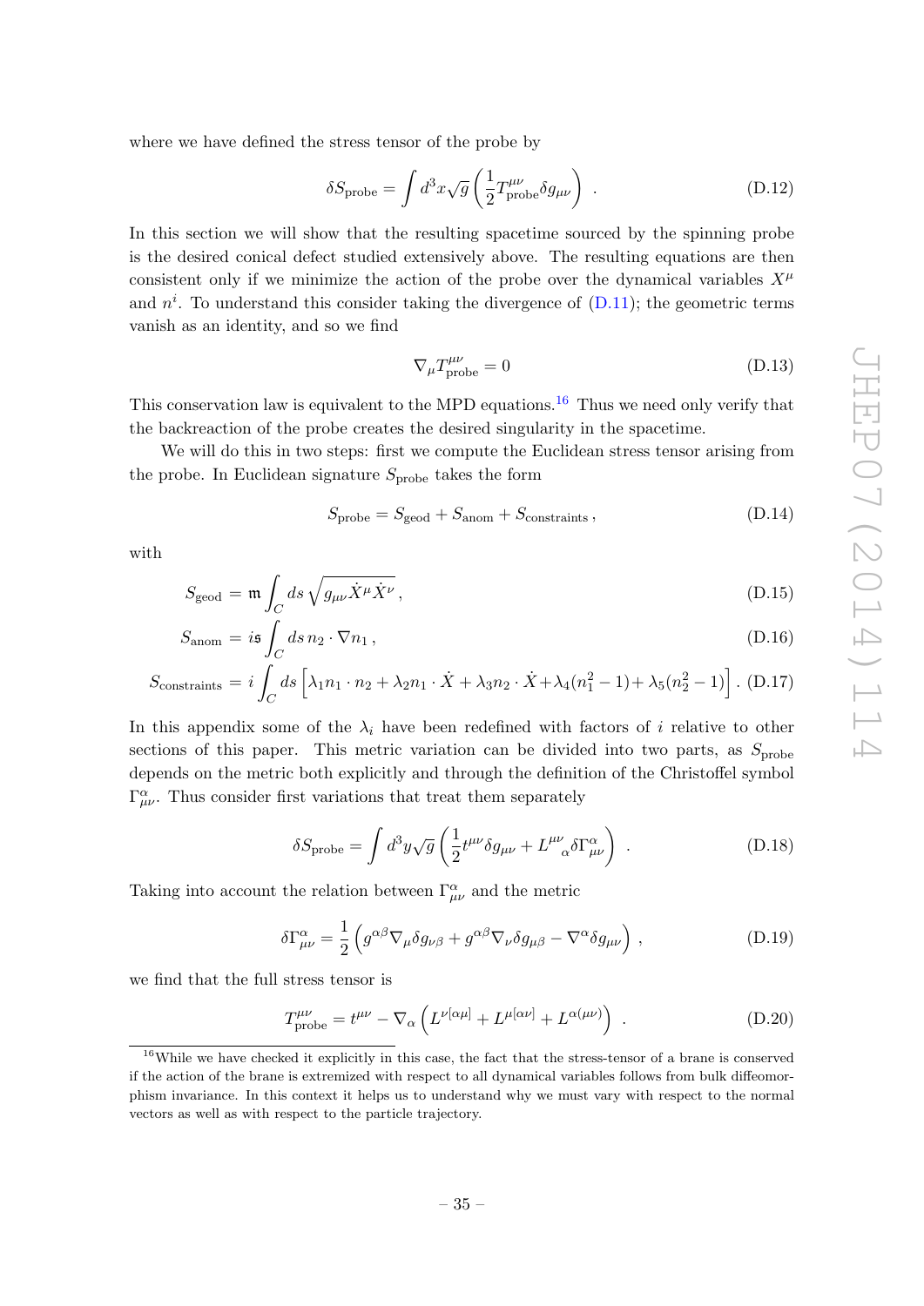where we have defined the stress tensor of the probe by

$$\delta S_{\text{probe}} = \int d^3x\sqrt{g}\left(\frac{1}{2}T^{\mu\nu}_{\text{probe}}\delta g_{\mu\nu}\right) \ . \tag{D.12}$$

In this section we will show that the resulting spacetime sourced by the spinning probe is the desired conical defect studied extensively above. The resulting equations are then consistent only if we minimize the action of the probe over the dynamical variables $X^\mu$ and $n^i$. To understand this consider taking the divergence of (D.11); the geometric terms vanish as an identity, and so we find

$$\nabla_\mu T^{\mu\nu}_{\text{probe}} = 0 \tag{D.13}$$

This conservation law is equivalent to the MPD equations.[16] Thus we need only verify that the backreaction of the probe creates the desired singularity in the spacetime.

We will do this in two steps: first we compute the Euclidean stress tensor arising from the probe. In Euclidean signature $S_{\text{probe}}$ takes the form

$$S_{\text{probe}} = S_{\text{geod}} + S_{\text{anom}} + S_{\text{constraints}} \, , \tag{D.14}$$

with

$$S_{\text{geod}} = \mathfrak{m}\int_C ds\,\sqrt{g_{\mu\nu}\dot{X}^\mu\dot{X}^\nu} \, , \tag{D.15}$$

$$S_{\text{anom}} = i\mathfrak{s}\int_C ds\, n_2\cdot\nabla n_1 \, , \tag{D.16}$$

$$S_{\text{constraints}} = i\int_C ds\left[\lambda_1 n_1\cdot n_2 + \lambda_2 n_1\cdot\dot{X} + \lambda_3 n_2\cdot\dot{X} + \lambda_4(n_1^2-1) + \lambda_5(n_2^2-1)\right] . \tag{D.17}$$

In this appendix some of the $\lambda_i$ have been redefined with factors of $i$ relative to other sections of this paper. This metric variation can be divided into two parts, as $S_{\text{probe}}$ depends on the metric both explicitly and through the definition of the Christoffel symbol $\Gamma^\alpha_{\mu\nu}$. Thus consider first variations that treat them separately

$$\delta S_{\text{probe}} = \int d^3y\sqrt{g}\left(\frac{1}{2}t^{\mu\nu}\delta g_{\mu\nu} + L^{\mu\nu}{}_{\alpha}\delta\Gamma^\alpha_{\mu\nu}\right) \ . \tag{D.18}$$

Taking into account the relation between $\Gamma^\alpha_{\mu\nu}$ and the metric

$$\delta\Gamma^\alpha_{\mu\nu} = \frac{1}{2}\left(g^{\alpha\beta}\nabla_\mu\delta g_{\nu\beta} + g^{\alpha\beta}\nabla_\nu\delta g_{\mu\beta} - \nabla^\alpha\delta g_{\mu\nu}\right) \, , \tag{D.19}$$

we find that the full stress tensor is

$$T^{\mu\nu}_{\text{probe}} = t^{\mu\nu} - \nabla_\alpha\left(L^{\nu[\alpha\mu]} + L^{\mu[\alpha\nu]} + L^{\alpha(\mu\nu)}\right) \ . \tag{D.20}$$

[16] While we have checked it explicitly in this case, the fact that the stress-tensor of a brane is conserved if the action of the brane is extremized with respect to all dynamical variables follows from bulk diffeomorphism invariance. In this context it helps us to understand why we must vary with respect to the normal vectors as well as with respect to the particle trajectory.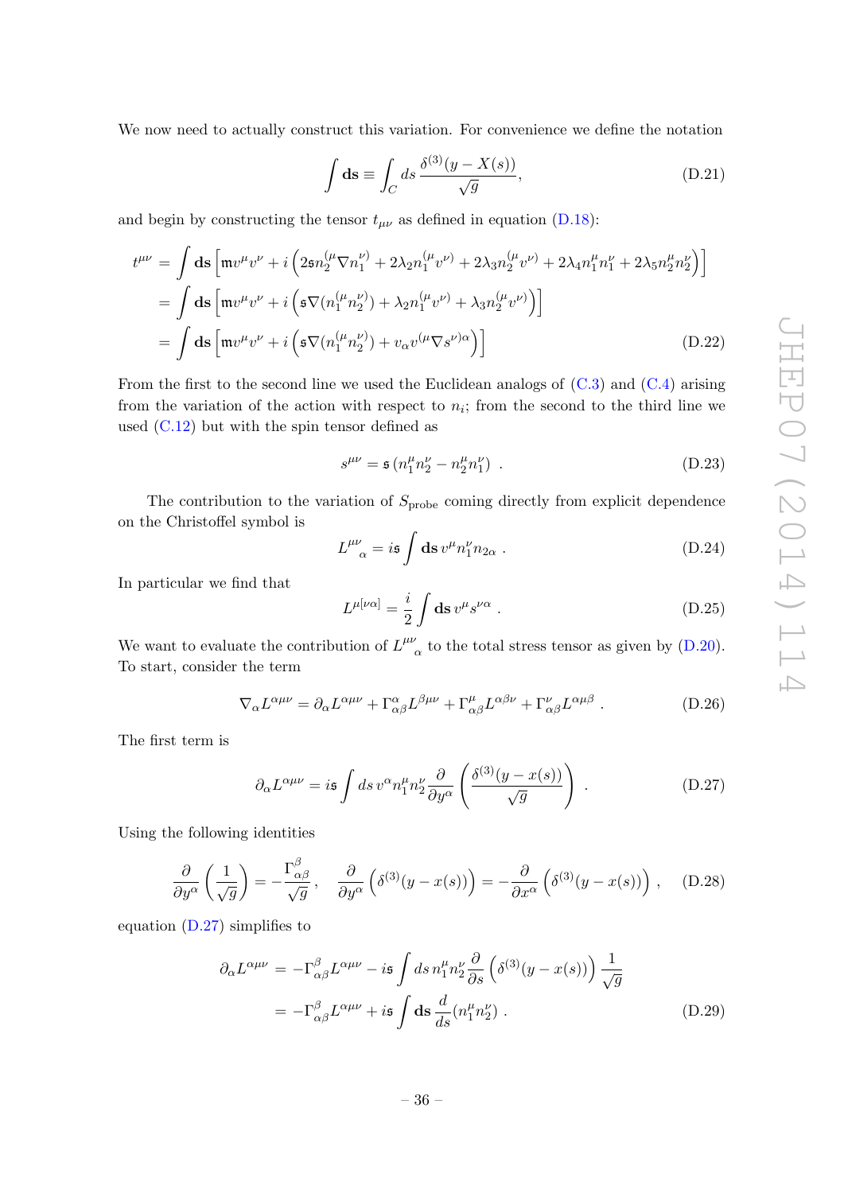We now need to actually construct this variation. For convenience we define the notation

$$\int \mathbf{ds} \equiv \int_C ds\, \frac{\delta^{(3)}(y - X(s))}{\sqrt{g}}, \tag{D.21}$$

and begin by constructing the tensor $t_{\mu\nu}$ as defined in equation (D.18):

$$\begin{aligned}
t^{\mu\nu} &= \int \mathbf{ds} \left[ \mathfrak{m} v^\mu v^\nu + i \left( 2\mathfrak{s} n_2^{(\mu} \nabla n_1^{\nu)} + 2\lambda_2 n_1^{(\mu} v^{\nu)} + 2\lambda_3 n_2^{(\mu} v^{\nu)} + 2\lambda_4 n_1^\mu n_1^\nu + 2\lambda_5 n_2^\mu n_2^\nu \right) \right] \\
&= \int \mathbf{ds} \left[ \mathfrak{m} v^\mu v^\nu + i \left( \mathfrak{s} \nabla (n_1^{(\mu} n_2^{\nu)}) + \lambda_2 n_1^{(\mu} v^{\nu)} + \lambda_3 n_2^{(\mu} v^{\nu)} \right) \right] \\
&= \int \mathbf{ds} \left[ \mathfrak{m} v^\mu v^\nu + i \left( \mathfrak{s} \nabla (n_1^{(\mu} n_2^{\nu)}) + v_\alpha v^{(\mu} \nabla s^{\nu)\alpha} \right) \right]
\end{aligned} \tag{D.22}$$

From the first to the second line we used the Euclidean analogs of (C.3) and (C.4) arising from the variation of the action with respect to $n_i$; from the second to the third line we used (C.12) but with the spin tensor defined as

$$s^{\mu\nu} = \mathfrak{s} \left( n_1^\mu n_2^\nu - n_2^\mu n_1^\nu \right) \,. \tag{D.23}$$

The contribution to the variation of $S_{\text{probe}}$ coming directly from explicit dependence on the Christoffel symbol is

$$L^{\mu\nu}{}_{\alpha} = i\mathfrak{s} \int \mathbf{ds}\, v^\mu n_1^\nu n_{2\alpha} \,. \tag{D.24}$$

In particular we find that

$$L^{\mu[\nu\alpha]} = \frac{i}{2} \int \mathbf{ds}\, v^\mu s^{\nu\alpha} \,. \tag{D.25}$$

We want to evaluate the contribution of $L^{\mu\nu}{}_{\alpha}$ to the total stress tensor as given by (D.20). To start, consider the term

$$\nabla_\alpha L^{\alpha\mu\nu} = \partial_\alpha L^{\alpha\mu\nu} + \Gamma^\alpha_{\alpha\beta} L^{\beta\mu\nu} + \Gamma^\mu_{\alpha\beta} L^{\alpha\beta\nu} + \Gamma^\nu_{\alpha\beta} L^{\alpha\mu\beta} \,. \tag{D.26}$$

The first term is

$$\partial_\alpha L^{\alpha\mu\nu} = i\mathfrak{s} \int ds\, v^\alpha n_1^\mu n_2^\nu \frac{\partial}{\partial y^\alpha} \left( \frac{\delta^{(3)}(y - x(s))}{\sqrt{g}} \right) \,. \tag{D.27}$$

Using the following identities

$$\frac{\partial}{\partial y^\alpha} \left( \frac{1}{\sqrt{g}} \right) = -\frac{\Gamma^\beta_{\alpha\beta}}{\sqrt{g}}, \quad \frac{\partial}{\partial y^\alpha} \left( \delta^{(3)}(y - x(s)) \right) = -\frac{\partial}{\partial x^\alpha} \left( \delta^{(3)}(y - x(s)) \right) , \tag{D.28}$$

equation (D.27) simplifies to

$$\begin{aligned}
\partial_\alpha L^{\alpha\mu\nu} &= -\Gamma^\beta_{\alpha\beta} L^{\alpha\mu\nu} - i\mathfrak{s} \int ds\, n_1^\mu n_2^\nu \frac{\partial}{\partial s} \left( \delta^{(3)}(y - x(s)) \right) \frac{1}{\sqrt{g}} \\
&= -\Gamma^\beta_{\alpha\beta} L^{\alpha\mu\nu} + i\mathfrak{s} \int \mathbf{ds}\, \frac{d}{ds} (n_1^\mu n_2^\nu) \,.
\end{aligned} \tag{D.29}$$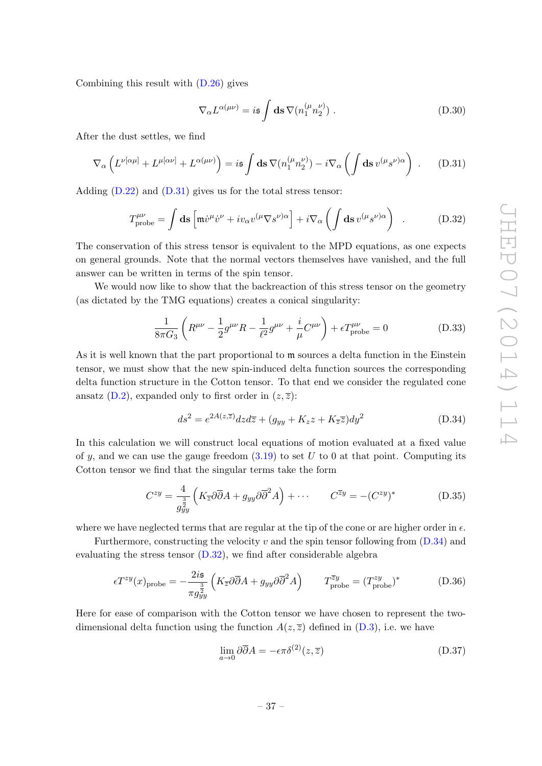Combining this result with (D.26) gives

$$\nabla_\alpha L^{\alpha(\mu\nu)} = i\mathfrak{s}\int \mathbf{ds}\, \nabla(n_1^{(\mu} n_2^{\nu)}) \ . \tag{D.30}$$

After the dust settles, we find

$$\nabla_\alpha \left( L^{\nu[\alpha\mu]} + L^{\mu[\alpha\nu]} + L^{\alpha(\mu\nu)} \right) = i\mathfrak{s}\int \mathbf{ds}\, \nabla(n_1^{(\mu} n_2^{\nu)}) - i\nabla_\alpha \left( \int \mathbf{ds}\, v^{(\mu} s^{\nu)\alpha} \right) \ . \tag{D.31}$$

Adding (D.22) and (D.31) gives us for the total stress tensor:

$$T^{\mu\nu}_{\rm probe} = \int \mathbf{ds} \left[ \mathfrak{m}\dot{v}^\mu \dot{v}^\nu + i v_\alpha v^{(\mu} \nabla s^{\nu)\alpha} \right] + i\nabla_\alpha \left( \int \mathbf{ds}\, v^{(\mu} s^{\nu)\alpha} \right) \ . \tag{D.32}$$

The conservation of this stress tensor is equivalent to the MPD equations, as one expects on general grounds. Note that the normal vectors themselves have vanished, and the full answer can be written in terms of the spin tensor.

We would now like to show that the backreaction of this stress tensor on the geometry (as dictated by the TMG equations) creates a conical singularity:

$$\frac{1}{8\pi G_3}\left( R^{\mu\nu} - \frac{1}{2} g^{\mu\nu} R - \frac{1}{\ell^2} g^{\mu\nu} + \frac{i}{\mu} C^{\mu\nu} \right) + \epsilon T^{\mu\nu}_{\rm probe} = 0 \tag{D.33}$$

As it is well known that the part proportional to $\mathfrak{m}$ sources a delta function in the Einstein tensor, we must show that the new spin-induced delta function sources the corresponding delta function structure in the Cotton tensor. To that end we consider the regulated cone ansatz (D.2), expanded only to first order in $(z,\bar{z})$:

$$ds^2 = e^{2A(z,\bar{z})} dz d\bar{z} + (g_{yy} + K_z z + K_{\bar{z}}\bar{z}) dy^2 \tag{D.34}$$

In this calculation we will construct local equations of motion evaluated at a fixed value of $y$, and we can use the gauge freedom (3.19) to set $U$ to 0 at that point. Computing its Cotton tensor we find that the singular terms take the form

$$C^{zy} = \frac{4}{g_{yy}^{\frac{3}{2}}} \left( K_{\bar{z}} \partial\bar{\partial} A + g_{yy} \partial \bar{\partial}^2 A \right) + \cdots \qquad C^{\bar{z}y} = -(C^{zy})^* \tag{D.35}$$

where we have neglected terms that are regular at the tip of the cone or are higher order in $\epsilon$.

Furthermore, constructing the velocity $v$ and the spin tensor following from (D.34) and evaluating the stress tensor (D.32), we find after considerable algebra

$$\epsilon T^{zy}(x)_{\rm probe} = -\frac{2i\mathfrak{s}}{\pi g_{yy}^{\frac{3}{2}}} \left( K_{\bar{z}} \partial\bar{\partial} A + g_{yy} \partial \bar{\partial}^2 A \right) \qquad T^{\bar{z}y}_{\rm probe} = (T^{zy}_{\rm probe})^* \tag{D.36}$$

Here for ease of comparison with the Cotton tensor we have chosen to represent the two-dimensional delta function using the function $A(z,\bar{z})$ defined in (D.3), i.e. we have

$$\lim_{a\to 0} \partial\bar{\partial} A = -\epsilon\pi \delta^{(2)}(z,\bar{z}) \tag{D.37}$$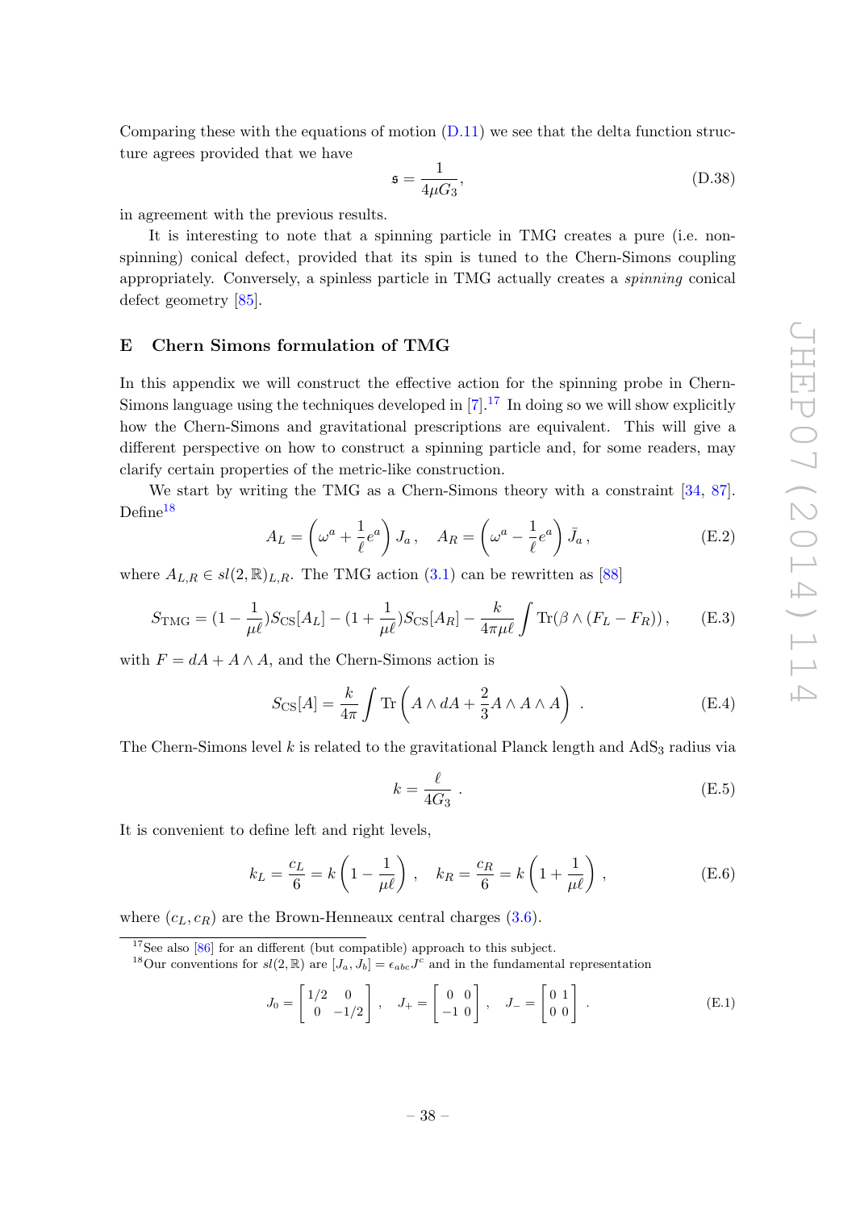Comparing these with the equations of motion (D.11) we see that the delta function structure agrees provided that we have

$$\mathfrak{s} = \frac{1}{4\mu G_3}, \tag{D.38}$$

in agreement with the previous results.

It is interesting to note that a spinning particle in TMG creates a pure (i.e. non-spinning) conical defect, provided that its spin is tuned to the Chern-Simons coupling appropriately. Conversely, a spinless particle in TMG actually creates a *spinning* conical defect geometry [85].

## E Chern Simons formulation of TMG

In this appendix we will construct the effective action for the spinning probe in Chern-Simons language using the techniques developed in [7].[17] In doing so we will show explicitly how the Chern-Simons and gravitational prescriptions are equivalent. This will give a different perspective on how to construct a spinning particle and, for some readers, may clarify certain properties of the metric-like construction.

We start by writing the TMG as a Chern-Simons theory with a constraint [34, 87]. Define[18]

$$A_L = \left(\omega^a + \frac{1}{\ell}e^a\right) J_a\,, \quad A_R = \left(\omega^a - \frac{1}{\ell}e^a\right) \bar{J}_a\,, \tag{E.2}$$

where $A_{L,R} \in sl(2,\mathbb{R})_{L,R}$. The TMG action (3.1) can be rewritten as [88]

$$S_{\text{TMG}} = (1 - \frac{1}{\mu\ell})S_{\text{CS}}[A_L] - (1 + \frac{1}{\mu\ell})S_{\text{CS}}[A_R] - \frac{k}{4\pi\mu\ell}\int \text{Tr}(\beta \wedge (F_L - F_R))\,, \tag{E.3}$$

with $F = dA + A \wedge A$, and the Chern-Simons action is

$$S_{\text{CS}}[A] = \frac{k}{4\pi}\int \text{Tr}\left(A \wedge dA + \frac{2}{3}A \wedge A \wedge A\right) \,. \tag{E.4}$$

The Chern-Simons level $k$ is related to the gravitational Planck length and AdS$_3$ radius via

$$k = \frac{\ell}{4G_3} \,. \tag{E.5}$$

It is convenient to define left and right levels,

$$k_L = \frac{c_L}{6} = k\left(1 - \frac{1}{\mu\ell}\right) \,, \quad k_R = \frac{c_R}{6} = k\left(1 + \frac{1}{\mu\ell}\right) \,, \tag{E.6}$$

where $(c_L, c_R)$ are the Brown-Henneaux central charges (3.6).

---

[17] See also [86] for an different (but compatible) approach to this subject.

[18] Our conventions for $sl(2,\mathbb{R})$ are $[J_a, J_b] = \epsilon_{abc}J^c$ and in the fundamental representation

$$J_0 = \begin{bmatrix} 1/2 & 0 \\ 0 & -1/2 \end{bmatrix} \,, \quad J_+ = \begin{bmatrix} 0 & 0 \\ -1 & 0 \end{bmatrix} \,, \quad J_- = \begin{bmatrix} 0 & 1 \\ 0 & 0 \end{bmatrix} \,. \tag{E.1}$$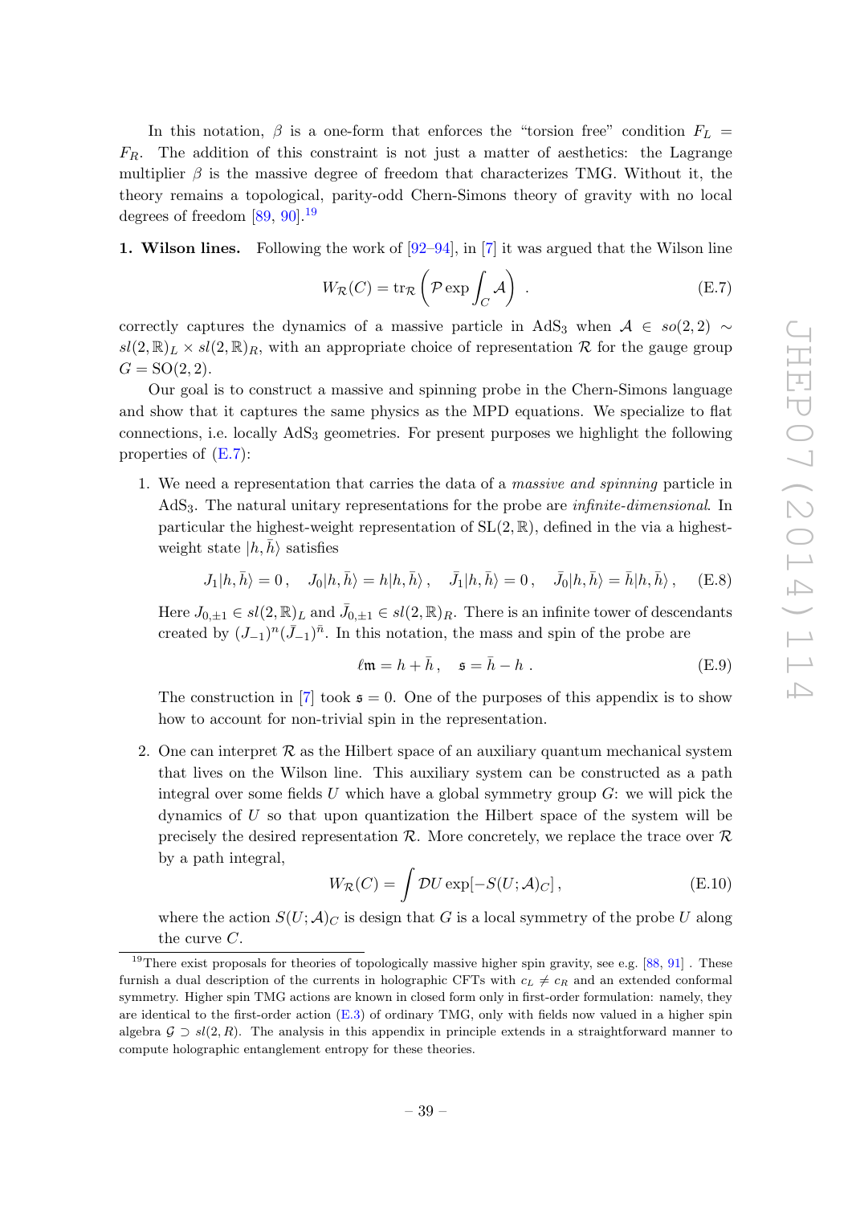In this notation, $\beta$ is a one-form that enforces the "torsion free" condition $F_L = F_R$. The addition of this constraint is not just a matter of aesthetics: the Lagrange multiplier $\beta$ is the massive degree of freedom that characterizes TMG. Without it, the theory remains a topological, parity-odd Chern-Simons theory of gravity with no local degrees of freedom [89, 90].[19]

**1. Wilson lines.** Following the work of [92–94], in [7] it was argued that the Wilson line

$$W_{\mathcal{R}}(C) = \mathrm{tr}_{\mathcal{R}} \left( \mathcal{P} \exp \int_C \mathcal{A} \right) . \tag{E.7}$$

correctly captures the dynamics of a massive particle in $\mathrm{AdS}_3$ when $\mathcal{A} \in so(2,2) \sim sl(2,\mathbb{R})_L \times sl(2,\mathbb{R})_R$, with an appropriate choice of representation $\mathcal{R}$ for the gauge group $G = \mathrm{SO}(2,2)$.

Our goal is to construct a massive and spinning probe in the Chern-Simons language and show that it captures the same physics as the MPD equations. We specialize to flat connections, i.e. locally $\mathrm{AdS}_3$ geometries. For present purposes we highlight the following properties of (E.7):

1. We need a representation that carries the data of a *massive and spinning* particle in $\mathrm{AdS}_3$. The natural unitary representations for the probe are *infinite-dimensional*. In particular the highest-weight representation of $\mathrm{SL}(2,\mathbb{R})$, defined in the via a highest-weight state $|h,\bar{h}\rangle$ satisfies

$$J_1|h,\bar{h}\rangle = 0\,, \quad J_0|h,\bar{h}\rangle = h|h,\bar{h}\rangle\,, \quad \bar{J}_1|h,\bar{h}\rangle = 0\,, \quad \bar{J}_0|h,\bar{h}\rangle = \bar{h}|h,\bar{h}\rangle\,, \tag{E.8}$$

   Here $J_{0,\pm 1} \in sl(2,\mathbb{R})_L$ and $\bar{J}_{0,\pm 1} \in sl(2,\mathbb{R})_R$. There is an infinite tower of descendants created by $(J_{-1})^n (\bar{J}_{-1})^{\bar{n}}$. In this notation, the mass and spin of the probe are

$$\ell \mathfrak{m} = h + \bar{h}\,, \quad \mathfrak{s} = \bar{h} - h\,. \tag{E.9}$$

   The construction in [7] took $\mathfrak{s} = 0$. One of the purposes of this appendix is to show how to account for non-trivial spin in the representation.

2. One can interpret $\mathcal{R}$ as the Hilbert space of an auxiliary quantum mechanical system that lives on the Wilson line. This auxiliary system can be constructed as a path integral over some fields $U$ which have a global symmetry group $G$: we will pick the dynamics of $U$ so that upon quantization the Hilbert space of the system will be precisely the desired representation $\mathcal{R}$. More concretely, we replace the trace over $\mathcal{R}$ by a path integral,

$$W_{\mathcal{R}}(C) = \int \mathcal{D}U \exp[-S(U;\mathcal{A})_C]\,, \tag{E.10}$$

   where the action $S(U;\mathcal{A})_C$ is design that $G$ is a local symmetry of the probe $U$ along the curve $C$.

[19] There exist proposals for theories of topologically massive higher spin gravity, see e.g. [88, 91] . These furnish a dual description of the currents in holographic CFTs with $c_L \neq c_R$ and an extended conformal symmetry. Higher spin TMG actions are known in closed form only in first-order formulation: namely, they are identical to the first-order action (E.3) of ordinary TMG, only with fields now valued in a higher spin algebra $\mathcal{G} \supset sl(2,R)$. The analysis in this appendix in principle extends in a straightforward manner to compute holographic entanglement entropy for these theories.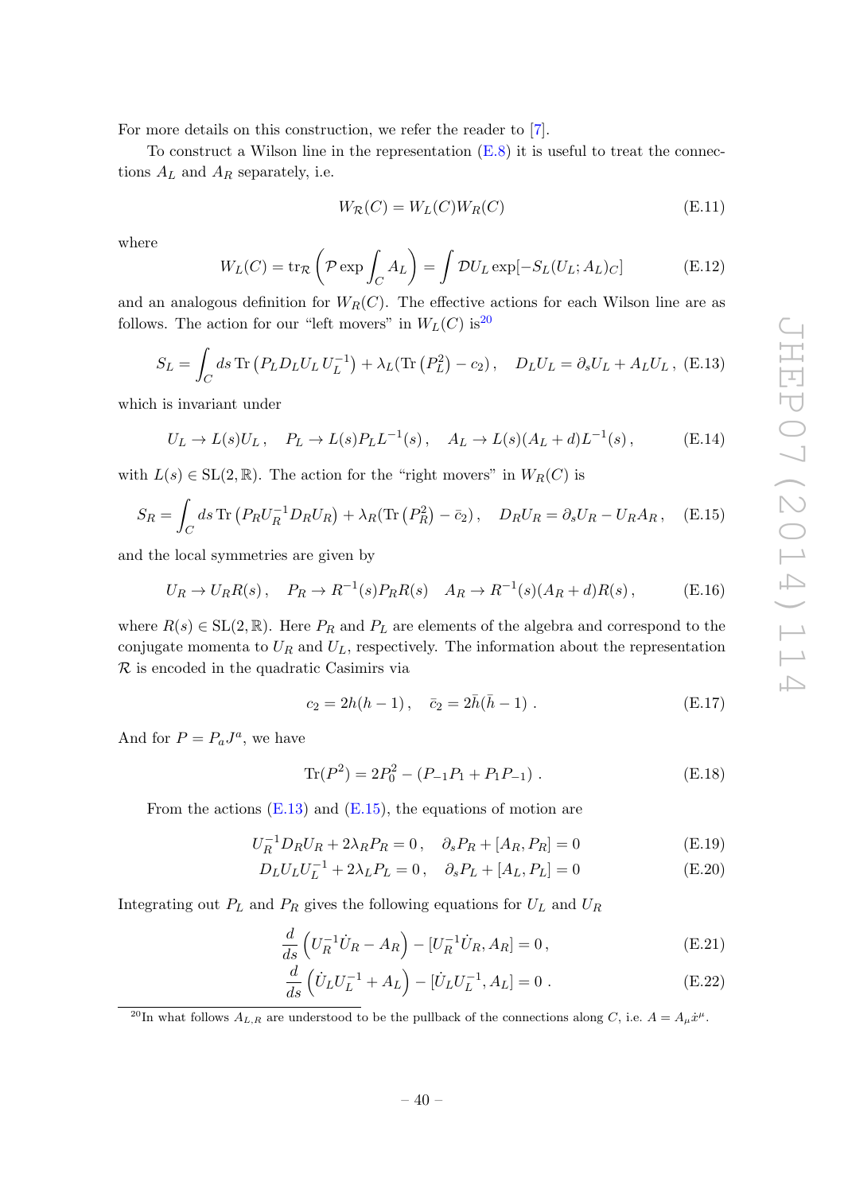For more details on this construction, we refer the reader to [7].

To construct a Wilson line in the representation (E.8) it is useful to treat the connections $A_L$ and $A_R$ separately, i.e.

$$W_{\mathcal{R}}(C) = W_L(C) W_R(C) \tag{E.11}$$

where

$$W_L(C) = \mathrm{tr}_{\mathcal{R}}\left(\mathcal{P}\exp\int_C A_L\right) = \int \mathcal{D}U_L \exp[-S_L(U_L; A_L)_C] \tag{E.12}$$

and an analogous definition for $W_R(C)$. The effective actions for each Wilson line are as follows. The action for our "left movers" in $W_L(C)$ is[20]

$$S_L = \int_C ds\, \mathrm{Tr}\left(P_L D_L U_L\, U_L^{-1}\right) + \lambda_L(\mathrm{Tr}\left(P_L^2\right) - c_2)\,, \quad D_L U_L = \partial_s U_L + A_L U_L\,, \tag{E.13}$$

which is invariant under

$$U_L \to L(s) U_L\,, \quad P_L \to L(s) P_L L^{-1}(s)\,, \quad A_L \to L(s)(A_L + d)L^{-1}(s)\,, \tag{E.14}$$

with $L(s) \in \mathrm{SL}(2,\mathbb{R})$. The action for the "right movers" in $W_R(C)$ is

$$S_R = \int_C ds\, \mathrm{Tr}\left(P_R U_R^{-1} D_R U_R\right) + \lambda_R(\mathrm{Tr}\left(P_R^2\right) - \bar{c}_2)\,, \quad D_R U_R = \partial_s U_R - U_R A_R\,, \tag{E.15}$$

and the local symmetries are given by

$$U_R \to U_R R(s)\,, \quad P_R \to R^{-1}(s) P_R R(s) \quad A_R \to R^{-1}(s)(A_R + d)R(s)\,, \tag{E.16}$$

where $R(s) \in \mathrm{SL}(2,\mathbb{R})$. Here $P_R$ and $P_L$ are elements of the algebra and correspond to the conjugate momenta to $U_R$ and $U_L$, respectively. The information about the representation $\mathcal{R}$ is encoded in the quadratic Casimirs via

$$c_2 = 2h(h-1)\,, \quad \bar{c}_2 = 2\bar{h}(\bar{h}-1)\,. \tag{E.17}$$

And for $P = P_a J^a$, we have

$$\mathrm{Tr}(P^2) = 2P_0^2 - (P_{-1}P_1 + P_1 P_{-1})\,. \tag{E.18}$$

From the actions (E.13) and (E.15), the equations of motion are

$$U_R^{-1} D_R U_R + 2\lambda_R P_R = 0\,, \quad \partial_s P_R + [A_R, P_R] = 0 \tag{E.19}$$

$$D_L U_L U_L^{-1} + 2\lambda_L P_L = 0\,, \quad \partial_s P_L + [A_L, P_L] = 0 \tag{E.20}$$

Integrating out $P_L$ and $P_R$ gives the following equations for $U_L$ and $U_R$

$$\frac{d}{ds}\left(U_R^{-1}\dot{U}_R - A_R\right) - [U_R^{-1}\dot{U}_R, A_R] = 0\,, \tag{E.21}$$

$$\frac{d}{ds}\left(\dot{U}_L U_L^{-1} + A_L\right) - [\dot{U}_L U_L^{-1}, A_L] = 0\,. \tag{E.22}$$

[20] In what follows $A_{L,R}$ are understood to be the pullback of the connections along $C$, i.e. $A = A_\mu \dot{x}^\mu$.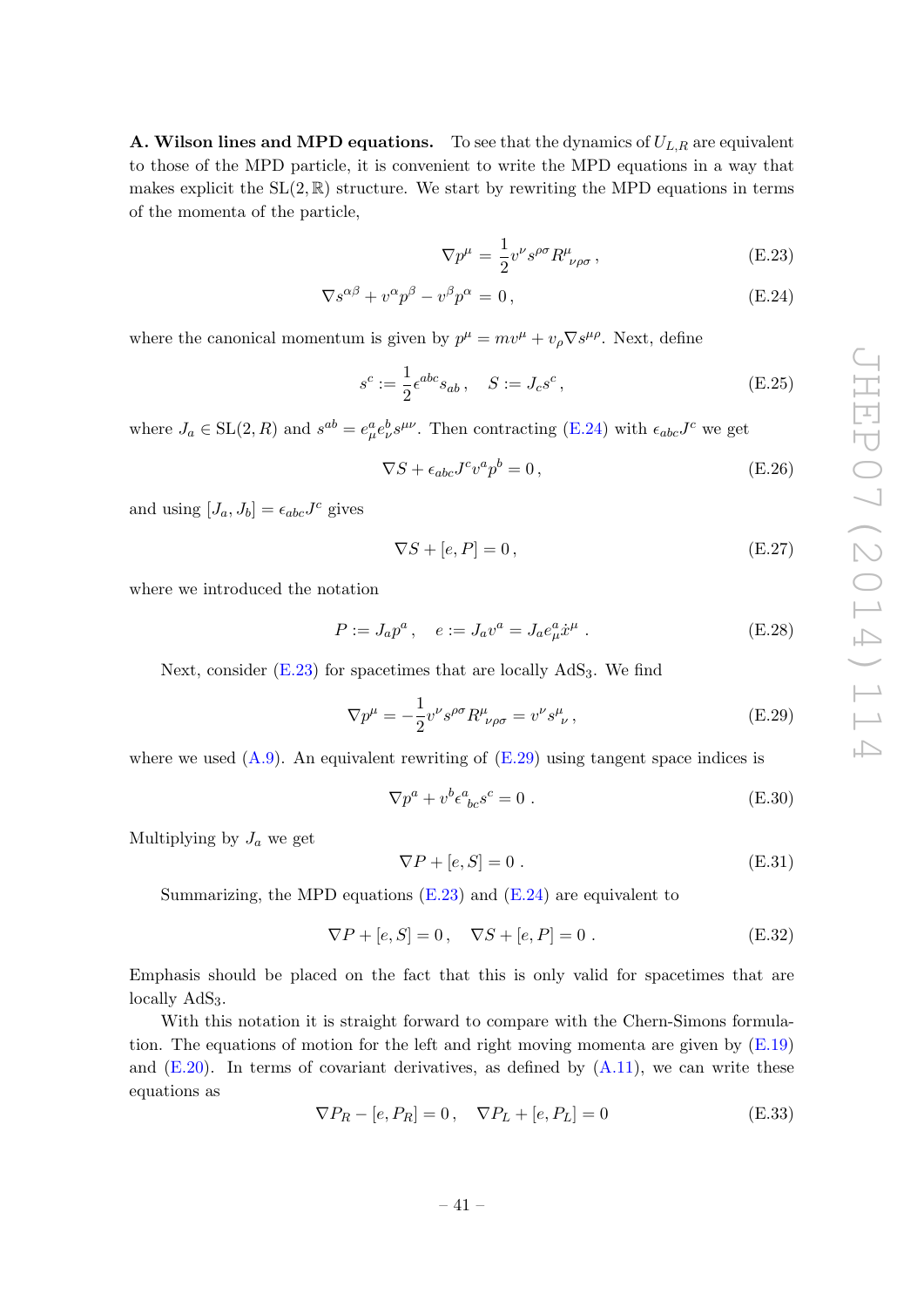**A. Wilson lines and MPD equations.** To see that the dynamics of $U_{L,R}$ are equivalent to those of the MPD particle, it is convenient to write the MPD equations in a way that makes explicit the $\mathrm{SL}(2,\mathbb{R})$ structure. We start by rewriting the MPD equations in terms of the momenta of the particle,

$$\nabla p^\mu = \frac{1}{2} v^\nu s^{\rho\sigma} R^\mu{}_{\nu\rho\sigma}\,, \tag{E.23}$$

$$\nabla s^{\alpha\beta} + v^\alpha p^\beta - v^\beta p^\alpha = 0\,, \tag{E.24}$$

where the canonical momentum is given by $p^\mu = m v^\mu + v_\rho \nabla s^{\mu\rho}$. Next, define

$$s^c := \frac{1}{2}\epsilon^{abc} s_{ab}\,, \quad S := J_c s^c\,, \tag{E.25}$$

where $J_a \in \mathrm{SL}(2,R)$ and $s^{ab} = e^a_\mu e^b_\nu s^{\mu\nu}$. Then contracting (E.24) with $\epsilon_{abc}J^c$ we get

$$\nabla S + \epsilon_{abc} J^c v^a p^b = 0\,, \tag{E.26}$$

and using $[J_a, J_b] = \epsilon_{abc} J^c$ gives

$$\nabla S + [e, P] = 0\,, \tag{E.27}$$

where we introduced the notation

$$P := J_a p^a\,, \quad e := J_a v^a = J_a e^a_\mu \dot{x}^\mu\,. \tag{E.28}$$

Next, consider (E.23) for spacetimes that are locally AdS$_3$. We find

$$\nabla p^\mu = -\frac{1}{2} v^\nu s^{\rho\sigma} R^\mu{}_{\nu\rho\sigma} = v^\nu s^\mu{}_\nu\,, \tag{E.29}$$

where we used (A.9). An equivalent rewriting of (E.29) using tangent space indices is

$$\nabla p^a + v^b \epsilon^a{}_{bc} s^c = 0\,. \tag{E.30}$$

Multiplying by $J_a$ we get

$$\nabla P + [e, S] = 0\,. \tag{E.31}$$

Summarizing, the MPD equations (E.23) and (E.24) are equivalent to

$$\nabla P + [e, S] = 0\,, \quad \nabla S + [e, P] = 0\,. \tag{E.32}$$

Emphasis should be placed on the fact that this is only valid for spacetimes that are locally AdS$_3$.

With this notation it is straight forward to compare with the Chern-Simons formulation. The equations of motion for the left and right moving momenta are given by (E.19) and (E.20). In terms of covariant derivatives, as defined by (A.11), we can write these equations as

$$\nabla P_R - [e, P_R] = 0\,, \quad \nabla P_L + [e, P_L] = 0 \tag{E.33}$$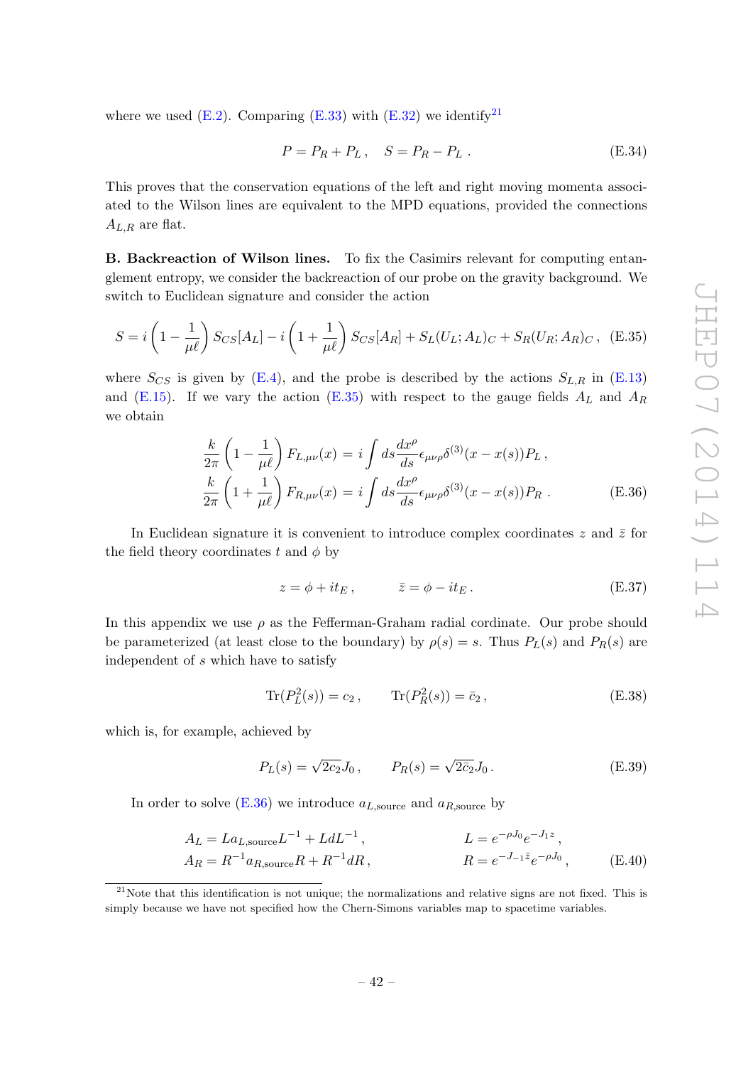where we used (E.2). Comparing (E.33) with (E.32) we identify[21]

$$
P = P_R + P_L\,, \quad S = P_R - P_L\,. \tag{E.34}
$$

This proves that the conservation equations of the left and right moving momenta associated to the Wilson lines are equivalent to the MPD equations, provided the connections $A_{L,R}$ are flat.

**B. Backreaction of Wilson lines.** To fix the Casimirs relevant for computing entanglement entropy, we consider the backreaction of our probe on the gravity background. We switch to Euclidean signature and consider the action

$$
S = i\left(1 - \frac{1}{\mu\ell}\right) S_{CS}[A_L] - i\left(1 + \frac{1}{\mu\ell}\right) S_{CS}[A_R] + S_L(U_L; A_L)_C + S_R(U_R; A_R)_C\,, \tag{E.35}
$$

where $S_{CS}$ is given by (E.4), and the probe is described by the actions $S_{L,R}$ in (E.13) and (E.15). If we vary the action (E.35) with respect to the gauge fields $A_L$ and $A_R$ we obtain

$$
\begin{aligned}
\frac{k}{2\pi}\left(1 - \frac{1}{\mu\ell}\right) F_{L,\mu\nu}(x) &= i\int ds \frac{dx^\rho}{ds}\epsilon_{\mu\nu\rho}\delta^{(3)}(x - x(s))P_L\,,\\
\frac{k}{2\pi}\left(1 + \frac{1}{\mu\ell}\right) F_{R,\mu\nu}(x) &= i\int ds \frac{dx^\rho}{ds}\epsilon_{\mu\nu\rho}\delta^{(3)}(x - x(s))P_R\,.
\end{aligned} \tag{E.36}
$$

In Euclidean signature it is convenient to introduce complex coordinates $z$ and $\bar{z}$ for the field theory coordinates $t$ and $\phi$ by

$$
z = \phi + it_E\,, \qquad \bar{z} = \phi - it_E\,. \tag{E.37}
$$

In this appendix we use $\rho$ as the Fefferman-Graham radial cordinate. Our probe should be parameterized (at least close to the boundary) by $\rho(s) = s$. Thus $P_L(s)$ and $P_R(s)$ are independent of $s$ which have to satisfy

$$
\mathrm{Tr}(P_L^2(s)) = c_2\,, \qquad \mathrm{Tr}(P_R^2(s)) = \bar{c}_2\,, \tag{E.38}
$$

which is, for example, achieved by

$$
P_L(s) = \sqrt{2c_2}J_0\,, \qquad P_R(s) = \sqrt{2\bar{c}_2}J_0\,. \tag{E.39}
$$

In order to solve (E.36) we introduce $a_{L,\text{source}}$ and $a_{R,\text{source}}$ by

$$
\begin{aligned}
A_L &= L a_{L,\text{source}} L^{-1} + L dL^{-1}\,, \qquad & L &= e^{-\rho J_0} e^{-J_1 z}\,,\\
A_R &= R^{-1} a_{R,\text{source}} R + R^{-1} dR\,, \qquad & R &= e^{-J_{-1}\bar{z}} e^{-\rho J_0}\,,
\end{aligned} \tag{E.40}
$$

[21] Note that this identification is not unique; the normalizations and relative signs are not fixed. This is simply because we have not specified how the Chern-Simons variables map to spacetime variables.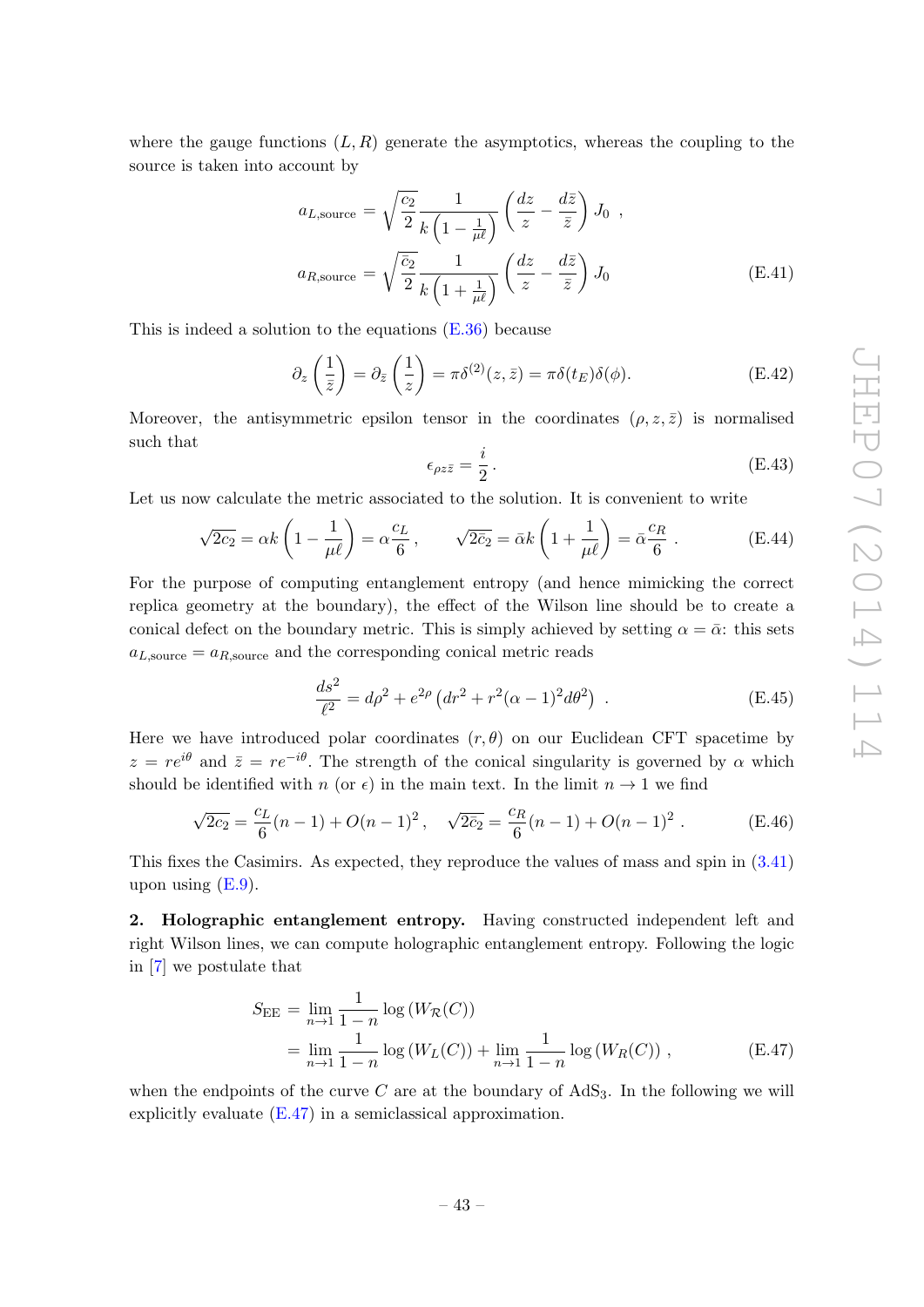where the gauge functions $(L, R)$ generate the asymptotics, whereas the coupling to the source is taken into account by

$$a_{L,\text{source}} = \sqrt{\frac{c_2}{2}} \frac{1}{k\left(1 - \frac{1}{\mu\ell}\right)} \left(\frac{dz}{z} - \frac{d\bar{z}}{\bar{z}}\right) J_0 \ ,$$

$$a_{R,\text{source}} = \sqrt{\frac{\bar{c}_2}{2}} \frac{1}{k\left(1 + \frac{1}{\mu\ell}\right)} \left(\frac{dz}{z} - \frac{d\bar{z}}{\bar{z}}\right) J_0 \tag{E.41}$$

This is indeed a solution to the equations (E.36) because

$$\partial_z \left(\frac{1}{\bar{z}}\right) = \partial_{\bar{z}} \left(\frac{1}{z}\right) = \pi \delta^{(2)}(z, \bar{z}) = \pi \delta(t_E) \delta(\phi). \tag{E.42}$$

Moreover, the antisymmetric epsilon tensor in the coordinates $(\rho, z, \bar{z})$ is normalised such that

$$\epsilon_{\rho z \bar{z}} = \frac{i}{2} \, . \tag{E.43}$$

Let us now calculate the metric associated to the solution. It is convenient to write

$$\sqrt{2c_2} = \alpha k \left(1 - \frac{1}{\mu\ell}\right) = \alpha \frac{c_L}{6} \, , \qquad \sqrt{2\bar{c}_2} = \bar{\alpha} k \left(1 + \frac{1}{\mu\ell}\right) = \bar{\alpha} \frac{c_R}{6} \ . \tag{E.44}$$

For the purpose of computing entanglement entropy (and hence mimicking the correct replica geometry at the boundary), the effect of the Wilson line should be to create a conical defect on the boundary metric. This is simply achieved by setting $\alpha = \bar{\alpha}$: this sets $a_{L,\text{source}} = a_{R,\text{source}}$ and the corresponding conical metric reads

$$\frac{ds^2}{\ell^2} = d\rho^2 + e^{2\rho} \left(dr^2 + r^2(\alpha - 1)^2 d\theta^2\right) \ . \tag{E.45}$$

Here we have introduced polar coordinates $(r, \theta)$ on our Euclidean CFT spacetime by $z = re^{i\theta}$ and $\bar{z} = re^{-i\theta}$. The strength of the conical singularity is governed by $\alpha$ which should be identified with $n$ (or $\epsilon$) in the main text. In the limit $n \to 1$ we find

$$\sqrt{2c_2} = \frac{c_L}{6}(n-1) + O(n-1)^2 \, , \quad \sqrt{2\bar{c}_2} = \frac{c_R}{6}(n-1) + O(n-1)^2 \ . \tag{E.46}$$

This fixes the Casimirs. As expected, they reproduce the values of mass and spin in (3.41) upon using (E.9).

**2. Holographic entanglement entropy.** Having constructed independent left and right Wilson lines, we can compute holographic entanglement entropy. Following the logic in [7] we postulate that

$$\begin{aligned} S_{\text{EE}} &= \lim_{n\to 1} \frac{1}{1-n} \log\left(W_{\mathcal{R}}(C)\right) \\ &= \lim_{n\to 1} \frac{1}{1-n} \log\left(W_L(C)\right) + \lim_{n\to 1} \frac{1}{1-n} \log\left(W_R(C)\right) \, , \end{aligned} \tag{E.47}$$

when the endpoints of the curve $C$ are at the boundary of AdS$_3$. In the following we will explicitly evaluate (E.47) in a semiclassical approximation.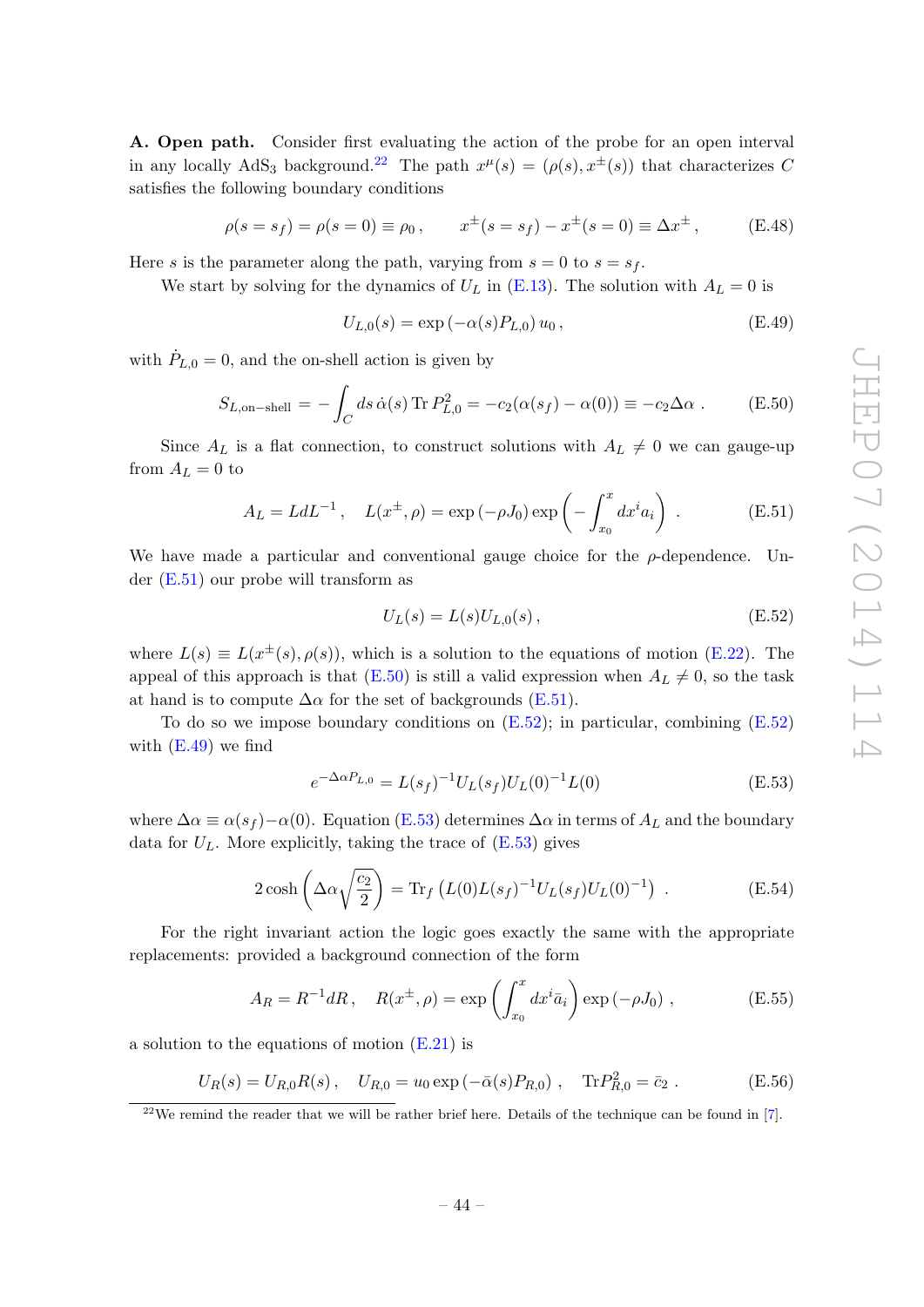**A. Open path.** Consider first evaluating the action of the probe for an open interval in any locally AdS$_3$ background.[22] The path $x^\mu(s) = (\rho(s), x^\pm(s))$ that characterizes $C$ satisfies the following boundary conditions

$$\rho(s = s_f) = \rho(s = 0) \equiv \rho_0\,, \qquad x^\pm(s = s_f) - x^\pm(s = 0) \equiv \Delta x^\pm\,, \tag{E.48}$$

Here $s$ is the parameter along the path, varying from $s = 0$ to $s = s_f$.

We start by solving for the dynamics of $U_L$ in (E.13). The solution with $A_L = 0$ is

$$U_{L,0}(s) = \exp\left(-\alpha(s) P_{L,0}\right) u_0\,, \tag{E.49}$$

with $\dot{P}_{L,0} = 0$, and the on-shell action is given by

$$S_{L,\text{on-shell}} = -\int_C ds\, \dot{\alpha}(s)\, \text{Tr}\, P_{L,0}^2 = -c_2(\alpha(s_f) - \alpha(0)) \equiv -c_2 \Delta\alpha\,. \tag{E.50}$$

Since $A_L$ is a flat connection, to construct solutions with $A_L \neq 0$ we can gauge-up from $A_L = 0$ to

$$A_L = L dL^{-1}\,, \quad L(x^\pm, \rho) = \exp\left(-\rho J_0\right) \exp\left(-\int_{x_0}^{x} dx^i a_i\right)\,. \tag{E.51}$$

We have made a particular and conventional gauge choice for the $\rho$-dependence. Under (E.51) our probe will transform as

$$U_L(s) = L(s) U_{L,0}(s)\,, \tag{E.52}$$

where $L(s) \equiv L(x^\pm(s), \rho(s))$, which is a solution to the equations of motion (E.22). The appeal of this approach is that (E.50) is still a valid expression when $A_L \neq 0$, so the task at hand is to compute $\Delta\alpha$ for the set of backgrounds (E.51).

To do so we impose boundary conditions on (E.52); in particular, combining (E.52) with (E.49) we find

$$e^{-\Delta\alpha P_{L,0}} = L(s_f)^{-1} U_L(s_f) U_L(0)^{-1} L(0) \tag{E.53}$$

where $\Delta\alpha \equiv \alpha(s_f) - \alpha(0)$. Equation (E.53) determines $\Delta\alpha$ in terms of $A_L$ and the boundary data for $U_L$. More explicitly, taking the trace of (E.53) gives

$$2\cosh\left(\Delta\alpha \sqrt{\frac{c_2}{2}}\right) = \text{Tr}_f\left(L(0) L(s_f)^{-1} U_L(s_f) U_L(0)^{-1}\right)\,. \tag{E.54}$$

For the right invariant action the logic goes exactly the same with the appropriate replacements: provided a background connection of the form

$$A_R = R^{-1} dR\,, \quad R(x^\pm, \rho) = \exp\left(\int_{x_0}^{x} dx^i \bar{a}_i\right) \exp\left(-\rho J_0\right)\,, \tag{E.55}$$

a solution to the equations of motion (E.21) is

$$U_R(s) = U_{R,0} R(s)\,, \quad U_{R,0} = u_0 \exp\left(-\bar{\alpha}(s) P_{R,0}\right)\,, \quad \text{Tr} P_{R,0}^2 = \bar{c}_2\,. \tag{E.56}$$

[22] We remind the reader that we will be rather brief here. Details of the technique can be found in [7].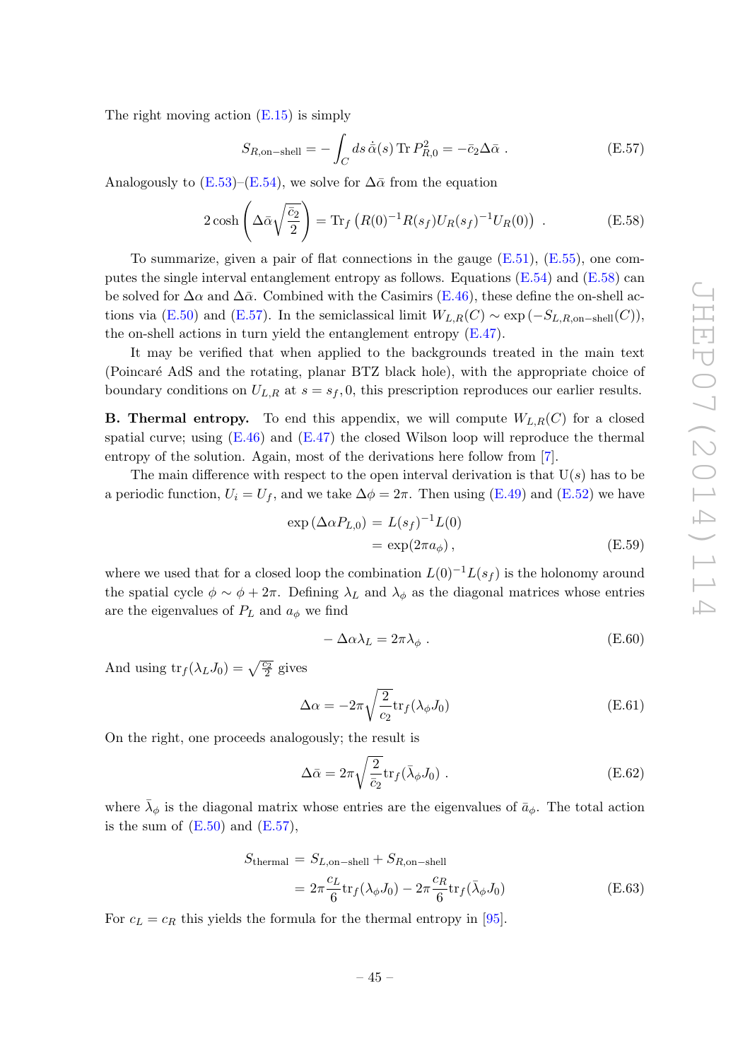The right moving action (E.15) is simply

$$S_{R,\text{on-shell}} = -\int_C ds\, \dot{\bar{\alpha}}(s)\,\text{Tr}\, P_{R,0}^2 = -\bar{c}_2 \Delta\bar{\alpha}\ . \tag{E.57}$$

Analogously to (E.53)–(E.54), we solve for $\Delta\bar{\alpha}$ from the equation

$$2\cosh\left(\Delta\bar{\alpha}\sqrt{\frac{\bar{c}_2}{2}}\right) = \text{Tr}_f\left(R(0)^{-1}R(s_f)U_R(s_f)^{-1}U_R(0)\right)\ . \tag{E.58}$$

To summarize, given a pair of flat connections in the gauge (E.51), (E.55), one computes the single interval entanglement entropy as follows. Equations (E.54) and (E.58) can be solved for $\Delta\alpha$ and $\Delta\bar{\alpha}$. Combined with the Casimirs (E.46), these define the on-shell actions via (E.50) and (E.57). In the semiclassical limit $W_{L,R}(C) \sim \exp\left(-S_{L,R,\text{on-shell}}(C)\right)$, the on-shell actions in turn yield the entanglement entropy (E.47).

It may be verified that when applied to the backgrounds treated in the main text (Poincaré AdS and the rotating, planar BTZ black hole), with the appropriate choice of boundary conditions on $U_{L,R}$ at $s = s_f, 0$, this prescription reproduces our earlier results.

**B. Thermal entropy.** To end this appendix, we will compute $W_{L,R}(C)$ for a closed spatial curve; using (E.46) and (E.47) the closed Wilson loop will reproduce the thermal entropy of the solution. Again, most of the derivations here follow from [7].

The main difference with respect to the open interval derivation is that U$(s)$ has to be a periodic function, $U_i = U_f$, and we take $\Delta\phi = 2\pi$. Then using (E.49) and (E.52) we have

$$\begin{aligned}\exp\left(\Delta\alpha P_{L,0}\right) &= L(s_f)^{-1}L(0)\\ &= \exp(2\pi a_\phi)\,,\end{aligned} \tag{E.59}$$

where we used that for a closed loop the combination $L(0)^{-1}L(s_f)$ is the holonomy around the spatial cycle $\phi \sim \phi + 2\pi$. Defining $\lambda_L$ and $\lambda_\phi$ as the diagonal matrices whose entries are the eigenvalues of $P_L$ and $a_\phi$ we find

$$-\Delta\alpha\lambda_L = 2\pi\lambda_\phi\ . \tag{E.60}$$

And using $\text{tr}_f(\lambda_L J_0) = \sqrt{\frac{c_2}{2}}$ gives

$$\Delta\alpha = -2\pi\sqrt{\frac{2}{c_2}}\text{tr}_f(\lambda_\phi J_0) \tag{E.61}$$

On the right, one proceeds analogously; the result is

$$\Delta\bar{\alpha} = 2\pi\sqrt{\frac{2}{\bar{c}_2}}\text{tr}_f(\bar{\lambda}_\phi J_0)\ . \tag{E.62}$$

where $\bar{\lambda}_\phi$ is the diagonal matrix whose entries are the eigenvalues of $\bar{a}_\phi$. The total action is the sum of (E.50) and (E.57),

$$\begin{aligned}S_{\text{thermal}} &= S_{L,\text{on-shell}} + S_{R,\text{on-shell}}\\ &= 2\pi\frac{c_L}{6}\text{tr}_f(\lambda_\phi J_0) - 2\pi\frac{c_R}{6}\text{tr}_f(\bar{\lambda}_\phi J_0)\end{aligned} \tag{E.63}$$

For $c_L = c_R$ this yields the formula for the thermal entropy in [95].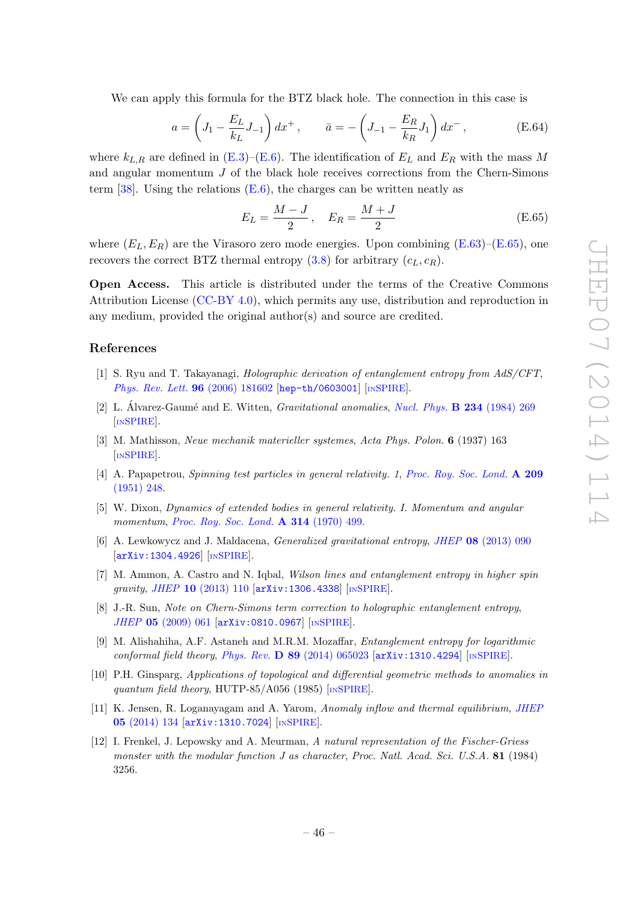We can apply this formula for the BTZ black hole. The connection in this case is

$$a = \left( J_1 - \frac{E_L}{k_L} J_{-1} \right) dx^+ \,, \qquad \bar{a} = -\left( J_{-1} - \frac{E_R}{k_R} J_1 \right) dx^- \,, \tag{E.64}$$

where $k_{L,R}$ are defined in (E.3)–(E.6). The identification of $E_L$ and $E_R$ with the mass $M$ and angular momentum $J$ of the black hole receives corrections from the Chern-Simons term [38]. Using the relations (E.6), the charges can be written neatly as

$$E_L = \frac{M-J}{2} \,, \quad E_R = \frac{M+J}{2} \tag{E.65}$$

where $(E_L, E_R)$ are the Virasoro zero mode energies. Upon combining (E.63)–(E.65), one recovers the correct BTZ thermal entropy (3.8) for arbitrary $(c_L, c_R)$.

**Open Access.** This article is distributed under the terms of the Creative Commons Attribution License (CC-BY 4.0), which permits any use, distribution and reproduction in any medium, provided the original author(s) and source are credited.

## References

[1] S. Ryu and T. Takayanagi, *Holographic derivation of entanglement entropy from AdS/CFT*, *Phys. Rev. Lett.* **96** (2006) 181602 [hep-th/0603001] [INSPIRE].

[2] L. Álvarez-Gaumé and E. Witten, *Gravitational anomalies*, *Nucl. Phys.* **B 234** (1984) 269 [INSPIRE].

[3] M. Mathisson, *Neue mechanik materieller systemes*, *Acta Phys. Polon.* **6** (1937) 163 [INSPIRE].

[4] A. Papapetrou, *Spinning test particles in general relativity. 1*, *Proc. Roy. Soc. Lond.* **A 209** (1951) 248.

[5] W. Dixon, *Dynamics of extended bodies in general relativity. I. Momentum and angular momentum*, *Proc. Roy. Soc. Lond.* **A 314** (1970) 499.

[6] A. Lewkowycz and J. Maldacena, *Generalized gravitational entropy*, *JHEP* **08** (2013) 090 [arXiv:1304.4926] [INSPIRE].

[7] M. Ammon, A. Castro and N. Iqbal, *Wilson lines and entanglement entropy in higher spin gravity*, *JHEP* **10** (2013) 110 [arXiv:1306.4338] [INSPIRE].

[8] J.-R. Sun, *Note on Chern-Simons term correction to holographic entanglement entropy*, *JHEP* **05** (2009) 061 [arXiv:0810.0967] [INSPIRE].

[9] M. Alishahiha, A.F. Astaneh and M.R.M. Mozaffar, *Entanglement entropy for logarithmic conformal field theory*, *Phys. Rev.* **D 89** (2014) 065023 [arXiv:1310.4294] [INSPIRE].

[10] P.H. Ginsparg, *Applications of topological and differential geometric methods to anomalies in quantum field theory*, HUTP-85/A056 (1985) [INSPIRE].

[11] K. Jensen, R. Loganayagam and A. Yarom, *Anomaly inflow and thermal equilibrium*, *JHEP* **05** (2014) 134 [arXiv:1310.7024] [INSPIRE].

[12] I. Frenkel, J. Lepowsky and A. Meurman, *A natural representation of the Fischer-Griess monster with the modular function J as character*, *Proc. Natl. Acad. Sci. U.S.A.* **81** (1984) 3256.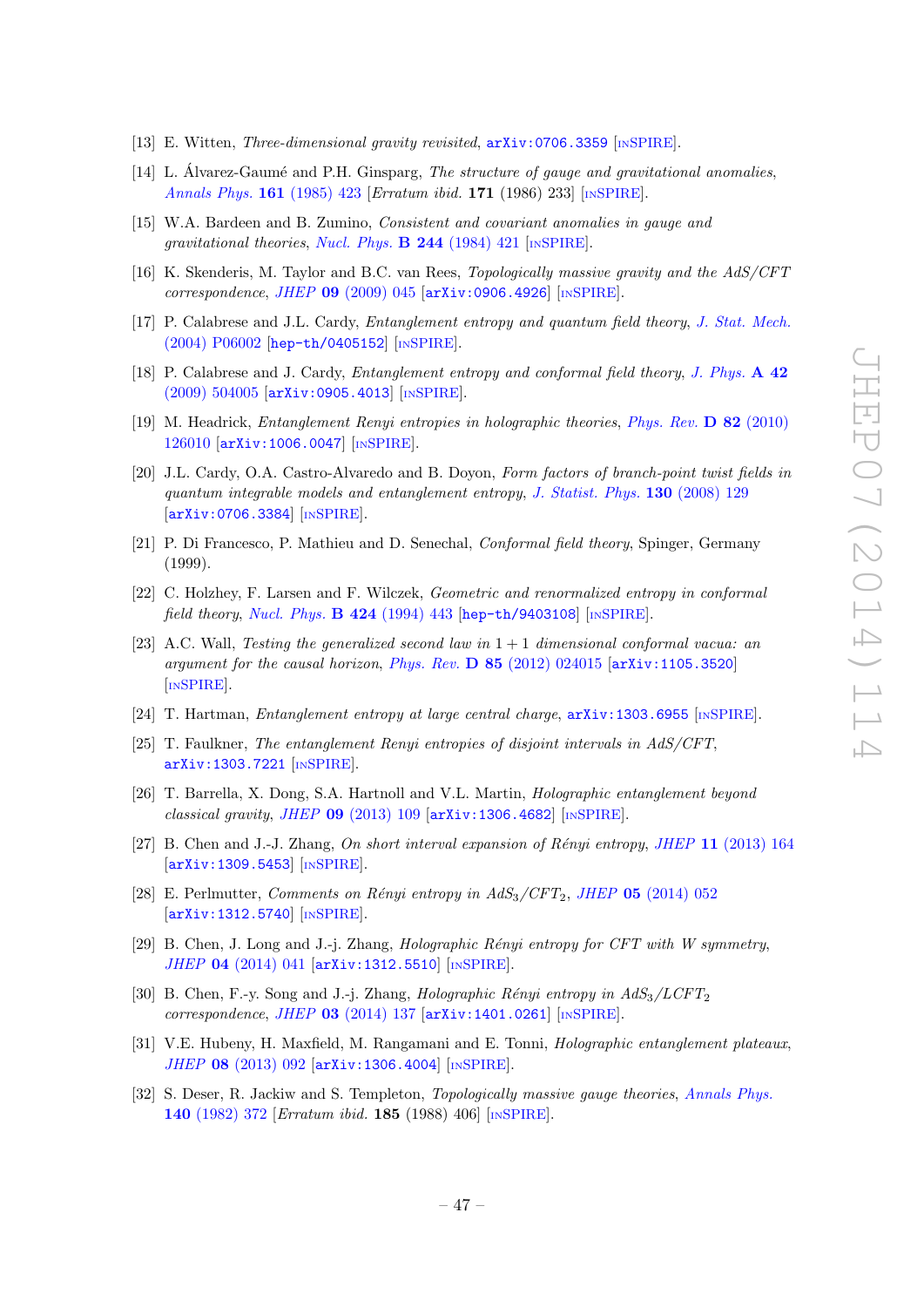[13] E. Witten, *Three-dimensional gravity revisited*, arXiv:0706.3359 [INSPIRE].

[14] L. Álvarez-Gaumé and P.H. Ginsparg, *The structure of gauge and gravitational anomalies*, *Annals Phys.* **161** (1985) 423 [*Erratum ibid.* **171** (1986) 233] [INSPIRE].

[15] W.A. Bardeen and B. Zumino, *Consistent and covariant anomalies in gauge and gravitational theories*, *Nucl. Phys.* **B 244** (1984) 421 [INSPIRE].

[16] K. Skenderis, M. Taylor and B.C. van Rees, *Topologically massive gravity and the AdS/CFT correspondence*, *JHEP* **09** (2009) 045 [arXiv:0906.4926] [INSPIRE].

[17] P. Calabrese and J.L. Cardy, *Entanglement entropy and quantum field theory*, *J. Stat. Mech.* (2004) P06002 [hep-th/0405152] [INSPIRE].

[18] P. Calabrese and J. Cardy, *Entanglement entropy and conformal field theory*, *J. Phys.* **A 42** (2009) 504005 [arXiv:0905.4013] [INSPIRE].

[19] M. Headrick, *Entanglement Renyi entropies in holographic theories*, *Phys. Rev.* **D 82** (2010) 126010 [arXiv:1006.0047] [INSPIRE].

[20] J.L. Cardy, O.A. Castro-Alvaredo and B. Doyon, *Form factors of branch-point twist fields in quantum integrable models and entanglement entropy*, *J. Statist. Phys.* **130** (2008) 129 [arXiv:0706.3384] [INSPIRE].

[21] P. Di Francesco, P. Mathieu and D. Senechal, *Conformal field theory*, Spinger, Germany (1999).

[22] C. Holzhey, F. Larsen and F. Wilczek, *Geometric and renormalized entropy in conformal field theory*, *Nucl. Phys.* **B 424** (1994) 443 [hep-th/9403108] [INSPIRE].

[23] A.C. Wall, *Testing the generalized second law in $1+1$ dimensional conformal vacua: an argument for the causal horizon*, *Phys. Rev.* **D 85** (2012) 024015 [arXiv:1105.3520] [INSPIRE].

[24] T. Hartman, *Entanglement entropy at large central charge*, arXiv:1303.6955 [INSPIRE].

[25] T. Faulkner, *The entanglement Renyi entropies of disjoint intervals in AdS/CFT*, arXiv:1303.7221 [INSPIRE].

[26] T. Barrella, X. Dong, S.A. Hartnoll and V.L. Martin, *Holographic entanglement beyond classical gravity*, *JHEP* **09** (2013) 109 [arXiv:1306.4682] [INSPIRE].

[27] B. Chen and J.-J. Zhang, *On short interval expansion of Rényi entropy*, *JHEP* **11** (2013) 164 [arXiv:1309.5453] [INSPIRE].

[28] E. Perlmutter, *Comments on Rényi entropy in $AdS_3/CFT_2$*, *JHEP* **05** (2014) 052 [arXiv:1312.5740] [INSPIRE].

[29] B. Chen, J. Long and J.-j. Zhang, *Holographic Rényi entropy for CFT with W symmetry*, *JHEP* **04** (2014) 041 [arXiv:1312.5510] [INSPIRE].

[30] B. Chen, F.-y. Song and J.-j. Zhang, *Holographic Rényi entropy in $AdS_3/LCFT_2$ correspondence*, *JHEP* **03** (2014) 137 [arXiv:1401.0261] [INSPIRE].

[31] V.E. Hubeny, H. Maxfield, M. Rangamani and E. Tonni, *Holographic entanglement plateaux*, *JHEP* **08** (2013) 092 [arXiv:1306.4004] [INSPIRE].

[32] S. Deser, R. Jackiw and S. Templeton, *Topologically massive gauge theories*, *Annals Phys.* **140** (1982) 372 [*Erratum ibid.* **185** (1988) 406] [INSPIRE].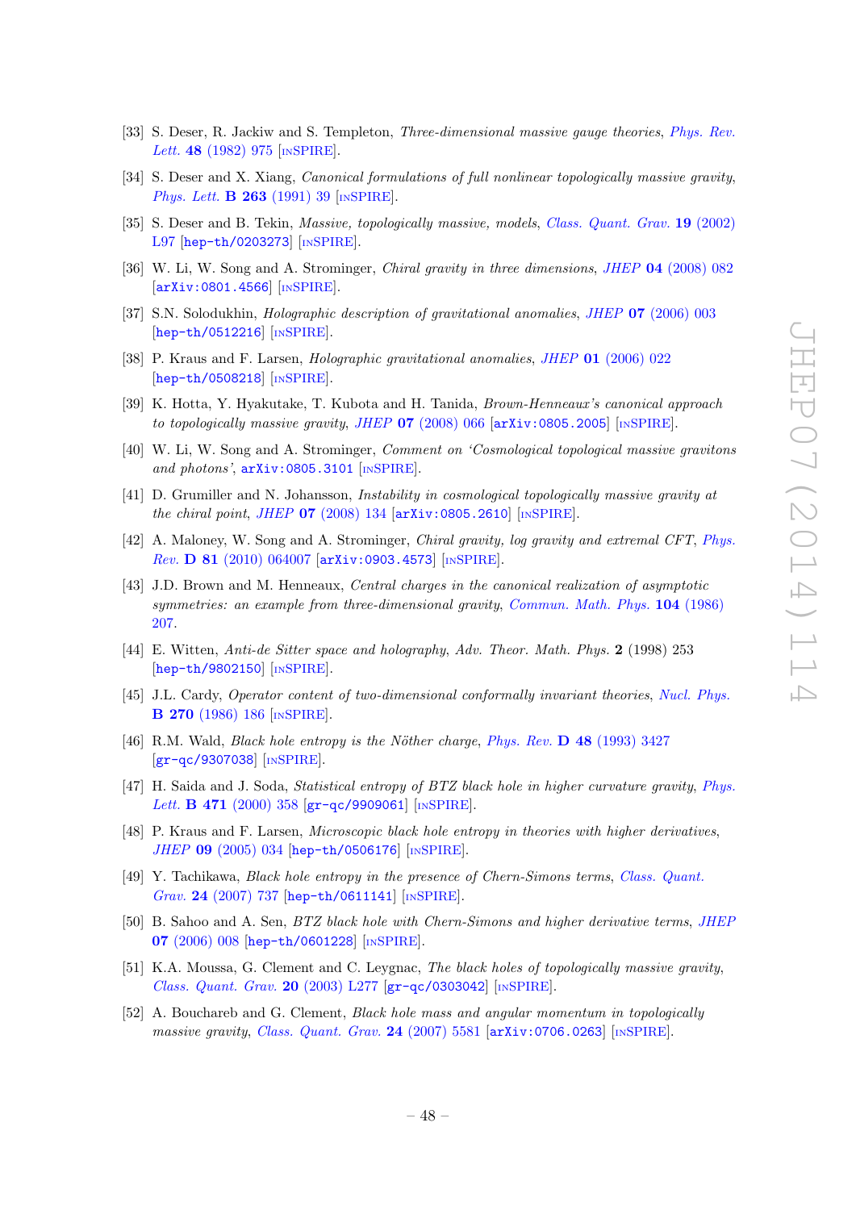- [33] S. Deser, R. Jackiw and S. Templeton, *Three-dimensional massive gauge theories*, *Phys. Rev. Lett.* **48** (1982) 975 [INSPIRE].
- [34] S. Deser and X. Xiang, *Canonical formulations of full nonlinear topologically massive gravity*, *Phys. Lett.* **B 263** (1991) 39 [INSPIRE].
- [35] S. Deser and B. Tekin, *Massive, topologically massive, models*, *Class. Quant. Grav.* **19** (2002) L97 [hep-th/0203273] [INSPIRE].
- [36] W. Li, W. Song and A. Strominger, *Chiral gravity in three dimensions*, *JHEP* **04** (2008) 082 [arXiv:0801.4566] [INSPIRE].
- [37] S.N. Solodukhin, *Holographic description of gravitational anomalies*, *JHEP* **07** (2006) 003 [hep-th/0512216] [INSPIRE].
- [38] P. Kraus and F. Larsen, *Holographic gravitational anomalies*, *JHEP* **01** (2006) 022 [hep-th/0508218] [INSPIRE].
- [39] K. Hotta, Y. Hyakutake, T. Kubota and H. Tanida, *Brown-Henneaux's canonical approach to topologically massive gravity*, *JHEP* **07** (2008) 066 [arXiv:0805.2005] [INSPIRE].
- [40] W. Li, W. Song and A. Strominger, *Comment on 'Cosmological topological massive gravitons and photons'*, arXiv:0805.3101 [INSPIRE].
- [41] D. Grumiller and N. Johansson, *Instability in cosmological topologically massive gravity at the chiral point*, *JHEP* **07** (2008) 134 [arXiv:0805.2610] [INSPIRE].
- [42] A. Maloney, W. Song and A. Strominger, *Chiral gravity, log gravity and extremal CFT*, *Phys. Rev.* **D 81** (2010) 064007 [arXiv:0903.4573] [INSPIRE].
- [43] J.D. Brown and M. Henneaux, *Central charges in the canonical realization of asymptotic symmetries: an example from three-dimensional gravity*, *Commun. Math. Phys.* **104** (1986) 207.
- [44] E. Witten, *Anti-de Sitter space and holography*, *Adv. Theor. Math. Phys.* **2** (1998) 253 [hep-th/9802150] [INSPIRE].
- [45] J.L. Cardy, *Operator content of two-dimensional conformally invariant theories*, *Nucl. Phys.* **B 270** (1986) 186 [INSPIRE].
- [46] R.M. Wald, *Black hole entropy is the Nöther charge*, *Phys. Rev.* **D 48** (1993) 3427 [gr-qc/9307038] [INSPIRE].
- [47] H. Saida and J. Soda, *Statistical entropy of BTZ black hole in higher curvature gravity*, *Phys. Lett.* **B 471** (2000) 358 [gr-qc/9909061] [INSPIRE].
- [48] P. Kraus and F. Larsen, *Microscopic black hole entropy in theories with higher derivatives*, *JHEP* **09** (2005) 034 [hep-th/0506176] [INSPIRE].
- [49] Y. Tachikawa, *Black hole entropy in the presence of Chern-Simons terms*, *Class. Quant. Grav.* **24** (2007) 737 [hep-th/0611141] [INSPIRE].
- [50] B. Sahoo and A. Sen, *BTZ black hole with Chern-Simons and higher derivative terms*, *JHEP* **07** (2006) 008 [hep-th/0601228] [INSPIRE].
- [51] K.A. Moussa, G. Clement and C. Leygnac, *The black holes of topologically massive gravity*, *Class. Quant. Grav.* **20** (2003) L277 [gr-qc/0303042] [INSPIRE].
- [52] A. Bouchareb and G. Clement, *Black hole mass and angular momentum in topologically massive gravity*, *Class. Quant. Grav.* **24** (2007) 5581 [arXiv:0706.0263] [INSPIRE].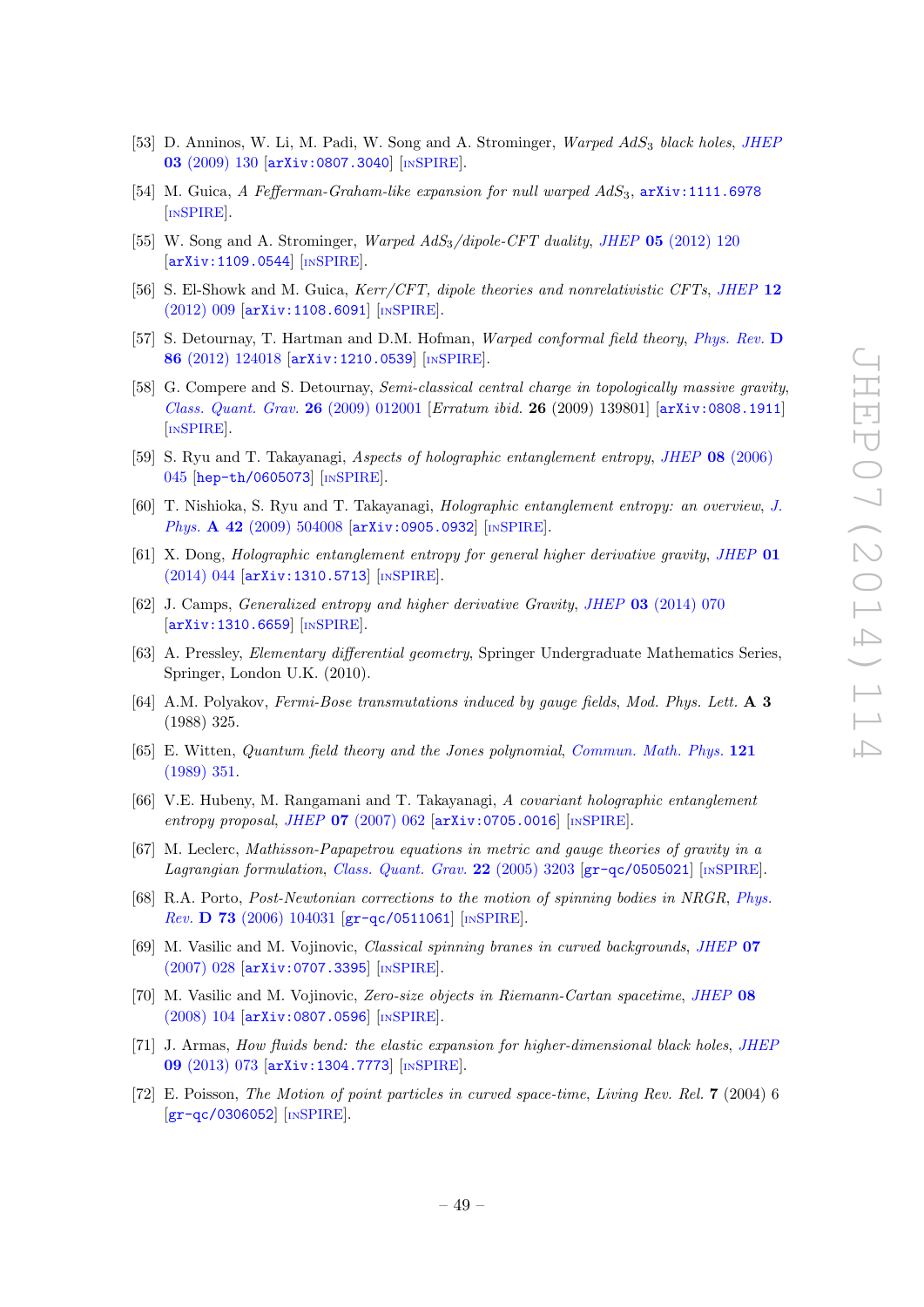- [53] D. Anninos, W. Li, M. Padi, W. Song and A. Strominger, *Warped $AdS_3$ black holes*, *JHEP* **03** (2009) 130 [arXiv:0807.3040] [INSPIRE].
- [54] M. Guica, *A Fefferman-Graham-like expansion for null warped $AdS_3$*, arXiv:1111.6978 [INSPIRE].
- [55] W. Song and A. Strominger, *Warped $AdS_3$/dipole-CFT duality*, *JHEP* **05** (2012) 120 [arXiv:1109.0544] [INSPIRE].
- [56] S. El-Showk and M. Guica, *Kerr/CFT, dipole theories and nonrelativistic CFTs*, *JHEP* **12** (2012) 009 [arXiv:1108.6091] [INSPIRE].
- [57] S. Detournay, T. Hartman and D.M. Hofman, *Warped conformal field theory*, *Phys. Rev.* **D 86** (2012) 124018 [arXiv:1210.0539] [INSPIRE].
- [58] G. Compere and S. Detournay, *Semi-classical central charge in topologically massive gravity*, *Class. Quant. Grav.* **26** (2009) 012001 [*Erratum ibid.* **26** (2009) 139801] [arXiv:0808.1911] [INSPIRE].
- [59] S. Ryu and T. Takayanagi, *Aspects of holographic entanglement entropy*, *JHEP* **08** (2006) 045 [hep-th/0605073] [INSPIRE].
- [60] T. Nishioka, S. Ryu and T. Takayanagi, *Holographic entanglement entropy: an overview*, *J. Phys.* **A 42** (2009) 504008 [arXiv:0905.0932] [INSPIRE].
- [61] X. Dong, *Holographic entanglement entropy for general higher derivative gravity*, *JHEP* **01** (2014) 044 [arXiv:1310.5713] [INSPIRE].
- [62] J. Camps, *Generalized entropy and higher derivative Gravity*, *JHEP* **03** (2014) 070 [arXiv:1310.6659] [INSPIRE].
- [63] A. Pressley, *Elementary differential geometry*, Springer Undergraduate Mathematics Series, Springer, London U.K. (2010).
- [64] A.M. Polyakov, *Fermi-Bose transmutations induced by gauge fields*, *Mod. Phys. Lett.* **A 3** (1988) 325.
- [65] E. Witten, *Quantum field theory and the Jones polynomial*, *Commun. Math. Phys.* **121** (1989) 351.
- [66] V.E. Hubeny, M. Rangamani and T. Takayanagi, *A covariant holographic entanglement entropy proposal*, *JHEP* **07** (2007) 062 [arXiv:0705.0016] [INSPIRE].
- [67] M. Leclerc, *Mathisson-Papapetrou equations in metric and gauge theories of gravity in a Lagrangian formulation*, *Class. Quant. Grav.* **22** (2005) 3203 [gr-qc/0505021] [INSPIRE].
- [68] R.A. Porto, *Post-Newtonian corrections to the motion of spinning bodies in NRGR*, *Phys. Rev.* **D 73** (2006) 104031 [gr-qc/0511061] [INSPIRE].
- [69] M. Vasilic and M. Vojinovic, *Classical spinning branes in curved backgrounds*, *JHEP* **07** (2007) 028 [arXiv:0707.3395] [INSPIRE].
- [70] M. Vasilic and M. Vojinovic, *Zero-size objects in Riemann-Cartan spacetime*, *JHEP* **08** (2008) 104 [arXiv:0807.0596] [INSPIRE].
- [71] J. Armas, *How fluids bend: the elastic expansion for higher-dimensional black holes*, *JHEP* **09** (2013) 073 [arXiv:1304.7773] [INSPIRE].
- [72] E. Poisson, *The Motion of point particles in curved space-time*, *Living Rev. Rel.* **7** (2004) 6 [gr-qc/0306052] [INSPIRE].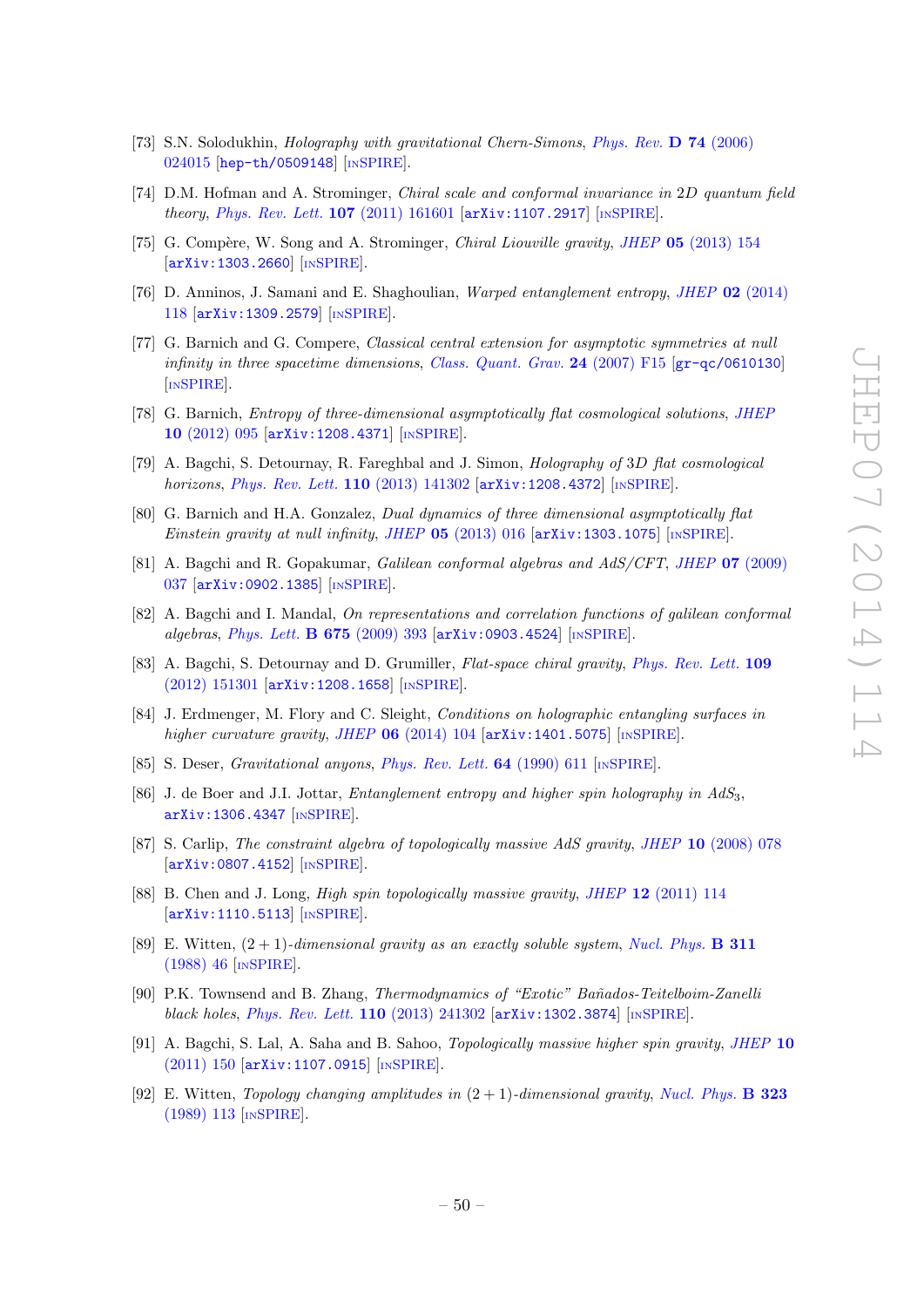[73] S.N. Solodukhin, *Holography with gravitational Chern-Simons*, *Phys. Rev.* **D 74** (2006) 024015 [hep-th/0509148] [INSPIRE].

[74] D.M. Hofman and A. Strominger, *Chiral scale and conformal invariance in 2D quantum field theory*, *Phys. Rev. Lett.* **107** (2011) 161601 [arXiv:1107.2917] [INSPIRE].

[75] G. Compère, W. Song and A. Strominger, *Chiral Liouville gravity*, *JHEP* **05** (2013) 154 [arXiv:1303.2660] [INSPIRE].

[76] D. Anninos, J. Samani and E. Shaghoulian, *Warped entanglement entropy*, *JHEP* **02** (2014) 118 [arXiv:1309.2579] [INSPIRE].

[77] G. Barnich and G. Compere, *Classical central extension for asymptotic symmetries at null infinity in three spacetime dimensions*, *Class. Quant. Grav.* **24** (2007) F15 [gr-qc/0610130] [INSPIRE].

[78] G. Barnich, *Entropy of three-dimensional asymptotically flat cosmological solutions*, *JHEP* **10** (2012) 095 [arXiv:1208.4371] [INSPIRE].

[79] A. Bagchi, S. Detournay, R. Fareghbal and J. Simon, *Holography of 3D flat cosmological horizons*, *Phys. Rev. Lett.* **110** (2013) 141302 [arXiv:1208.4372] [INSPIRE].

[80] G. Barnich and H.A. Gonzalez, *Dual dynamics of three dimensional asymptotically flat Einstein gravity at null infinity*, *JHEP* **05** (2013) 016 [arXiv:1303.1075] [INSPIRE].

[81] A. Bagchi and R. Gopakumar, *Galilean conformal algebras and AdS/CFT*, *JHEP* **07** (2009) 037 [arXiv:0902.1385] [INSPIRE].

[82] A. Bagchi and I. Mandal, *On representations and correlation functions of galilean conformal algebras*, *Phys. Lett.* **B 675** (2009) 393 [arXiv:0903.4524] [INSPIRE].

[83] A. Bagchi, S. Detournay and D. Grumiller, *Flat-space chiral gravity*, *Phys. Rev. Lett.* **109** (2012) 151301 [arXiv:1208.1658] [INSPIRE].

[84] J. Erdmenger, M. Flory and C. Sleight, *Conditions on holographic entangling surfaces in higher curvature gravity*, *JHEP* **06** (2014) 104 [arXiv:1401.5075] [INSPIRE].

[85] S. Deser, *Gravitational anyons*, *Phys. Rev. Lett.* **64** (1990) 611 [INSPIRE].

[86] J. de Boer and J.I. Jottar, *Entanglement entropy and higher spin holography in AdS$_3$*, arXiv:1306.4347 [INSPIRE].

[87] S. Carlip, *The constraint algebra of topologically massive AdS gravity*, *JHEP* **10** (2008) 078 [arXiv:0807.4152] [INSPIRE].

[88] B. Chen and J. Long, *High spin topologically massive gravity*, *JHEP* **12** (2011) 114 [arXiv:1110.5113] [INSPIRE].

[89] E. Witten, *$(2 + 1)$-dimensional gravity as an exactly soluble system*, *Nucl. Phys.* **B 311** (1988) 46 [INSPIRE].

[90] P.K. Townsend and B. Zhang, *Thermodynamics of "Exotic" Bañados-Teitelboim-Zanelli black holes*, *Phys. Rev. Lett.* **110** (2013) 241302 [arXiv:1302.3874] [INSPIRE].

[91] A. Bagchi, S. Lal, A. Saha and B. Sahoo, *Topologically massive higher spin gravity*, *JHEP* **10** (2011) 150 [arXiv:1107.0915] [INSPIRE].

[92] E. Witten, *Topology changing amplitudes in $(2 + 1)$-dimensional gravity*, *Nucl. Phys.* **B 323** (1989) 113 [INSPIRE].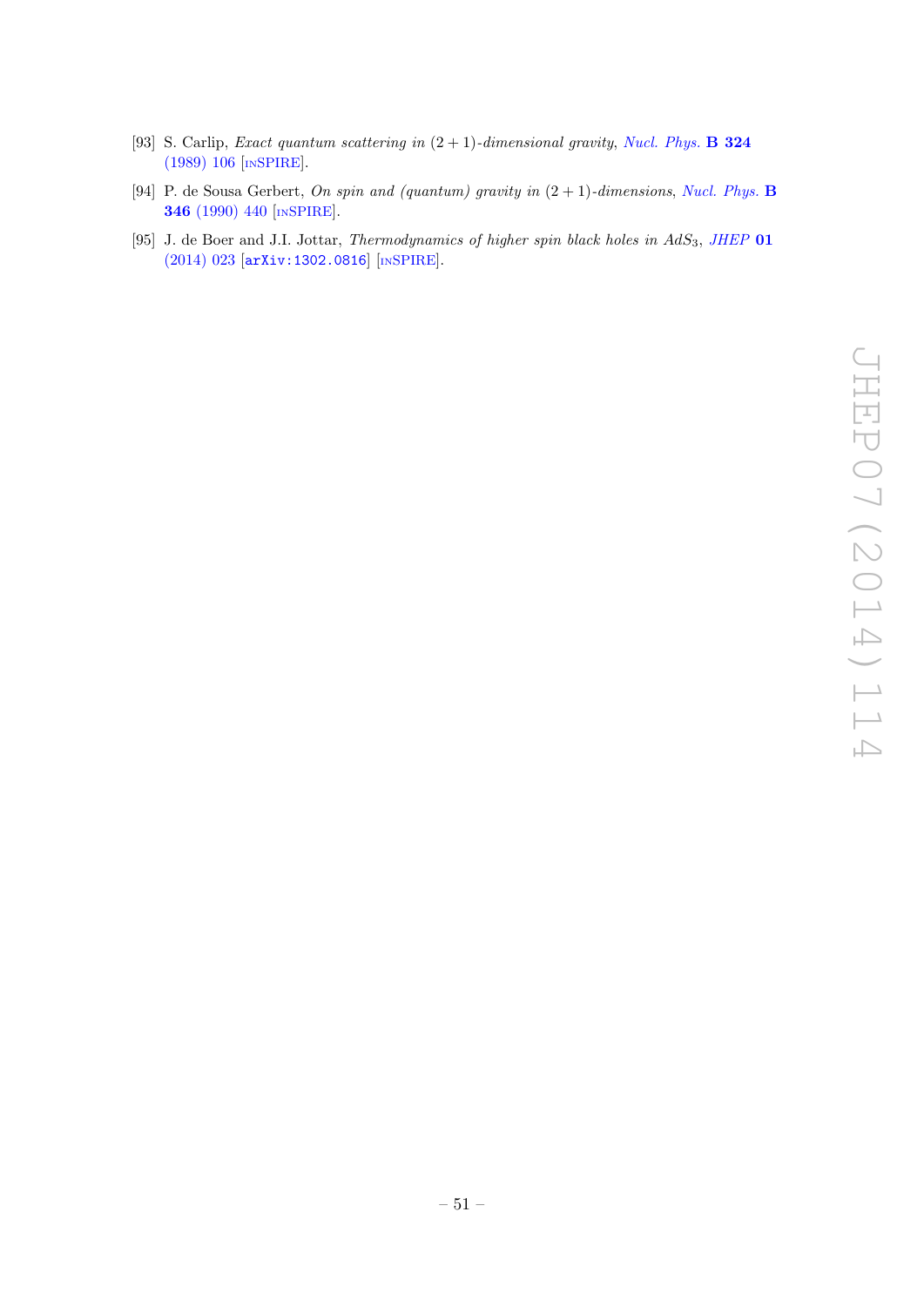[93] S. Carlip, *Exact quantum scattering in $(2+1)$-dimensional gravity*, *Nucl. Phys.* **B 324** (1989) 106 [INSPIRE].

[94] P. de Sousa Gerbert, *On spin and (quantum) gravity in $(2+1)$-dimensions*, *Nucl. Phys.* **B 346** (1990) 440 [INSPIRE].

[95] J. de Boer and J.I. Jottar, *Thermodynamics of higher spin black holes in $AdS_3$*, *JHEP* **01** (2014) 023 [arXiv:1302.0816] [INSPIRE].